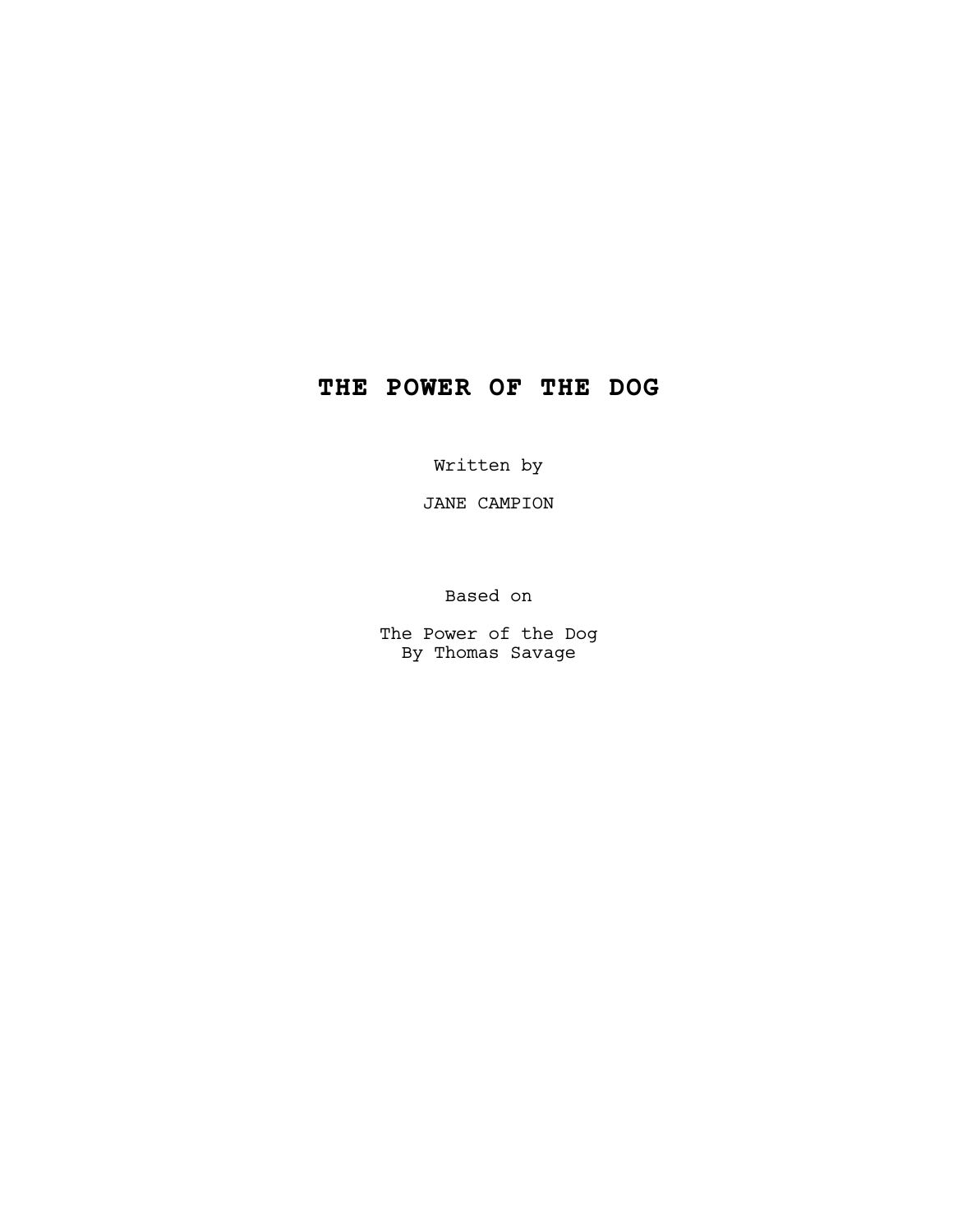# THE POWER OF THE DOG

Written by

JANE CAMPION

Based on

The Power of the Dog
By Thomas Savage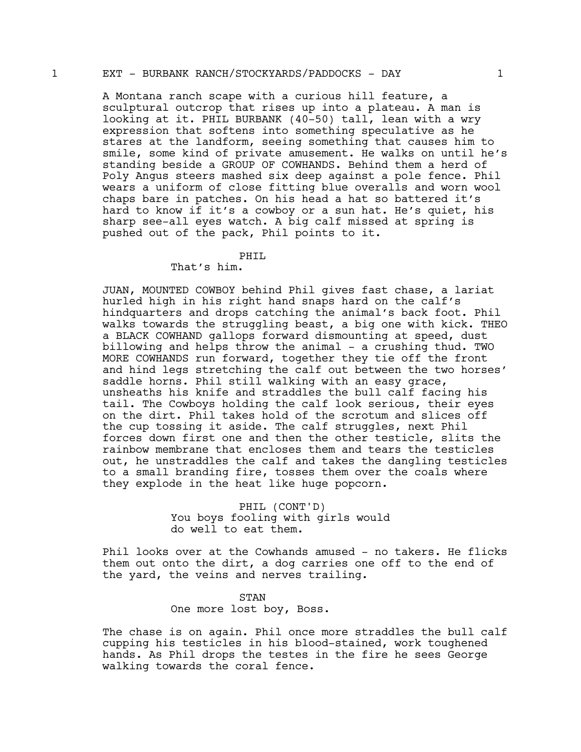1 EXT - BURBANK RANCH/STOCKYARDS/PADDOCKS - DAY 1

A Montana ranch scape with a curious hill feature, a sculptural outcrop that rises up into a plateau. A man is looking at it. PHIL BURBANK (40-50) tall, lean with a wry expression that softens into something speculative as he stares at the landform, seeing something that causes him to smile, some kind of private amusement. He walks on until he's standing beside a GROUP OF COWHANDS. Behind them a herd of Poly Angus steers mashed six deep against a pole fence. Phil wears a uniform of close fitting blue overalls and worn wool chaps bare in patches. On his head a hat so battered it's hard to know if it's a cowboy or a sun hat. He's quiet, his sharp see-all eyes watch. A big calf missed at spring is pushed out of the pack, Phil points to it.

PHIL
That's him.

JUAN, MOUNTED COWBOY behind Phil gives fast chase, a lariat hurled high in his right hand snaps hard on the calf's hindquarters and drops catching the animal's back foot. Phil walks towards the struggling beast, a big one with kick. THEO a BLACK COWHAND gallops forward dismounting at speed, dust billowing and helps throw the animal - a crushing thud. TWO MORE COWHANDS run forward, together they tie off the front and hind legs stretching the calf out between the two horses' saddle horns. Phil still walking with an easy grace, unsheaths his knife and straddles the bull calf facing his tail. The Cowboys holding the calf look serious, their eyes on the dirt. Phil takes hold of the scrotum and slices off the cup tossing it aside. The calf struggles, next Phil forces down first one and then the other testicle, slits the rainbow membrane that encloses them and tears the testicles out, he unstraddles the calf and takes the dangling testicles to a small branding fire, tosses them over the coals where they explode in the heat like huge popcorn.

PHIL (CONT'D)
You boys fooling with girls would do well to eat them.

Phil looks over at the Cowhands amused - no takers. He flicks them out onto the dirt, a dog carries one off to the end of the yard, the veins and nerves trailing.

STAN
One more lost boy, Boss.

The chase is on again. Phil once more straddles the bull calf cupping his testicles in his blood-stained, work toughened hands. As Phil drops the testes in the fire he sees George walking towards the coral fence.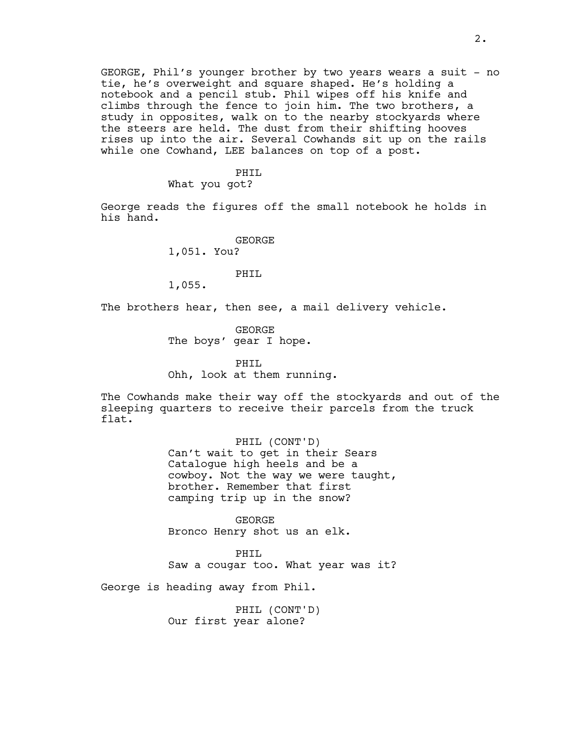GEORGE, Phil's younger brother by two years wears a suit - no tie, he's overweight and square shaped. He's holding a notebook and a pencil stub. Phil wipes off his knife and climbs through the fence to join him. The two brothers, a study in opposites, walk on to the nearby stockyards where the steers are held. The dust from their shifting hooves rises up into the air. Several Cowhands sit up on the rails while one Cowhand, LEE balances on top of a post.

PHIL
What you got?

George reads the figures off the small notebook he holds in his hand.

GEORGE
1,051. You?

PHIL
1,055.

The brothers hear, then see, a mail delivery vehicle.

GEORGE
The boys' gear I hope.

PHIL
Ohh, look at them running.

The Cowhands make their way off the stockyards and out of the sleeping quarters to receive their parcels from the truck flat.

PHIL (CONT'D)
Can't wait to get in their Sears Catalogue high heels and be a cowboy. Not the way we were taught, brother. Remember that first camping trip up in the snow?

GEORGE
Bronco Henry shot us an elk.

PHIL
Saw a cougar too. What year was it?

George is heading away from Phil.

PHIL (CONT'D)
Our first year alone?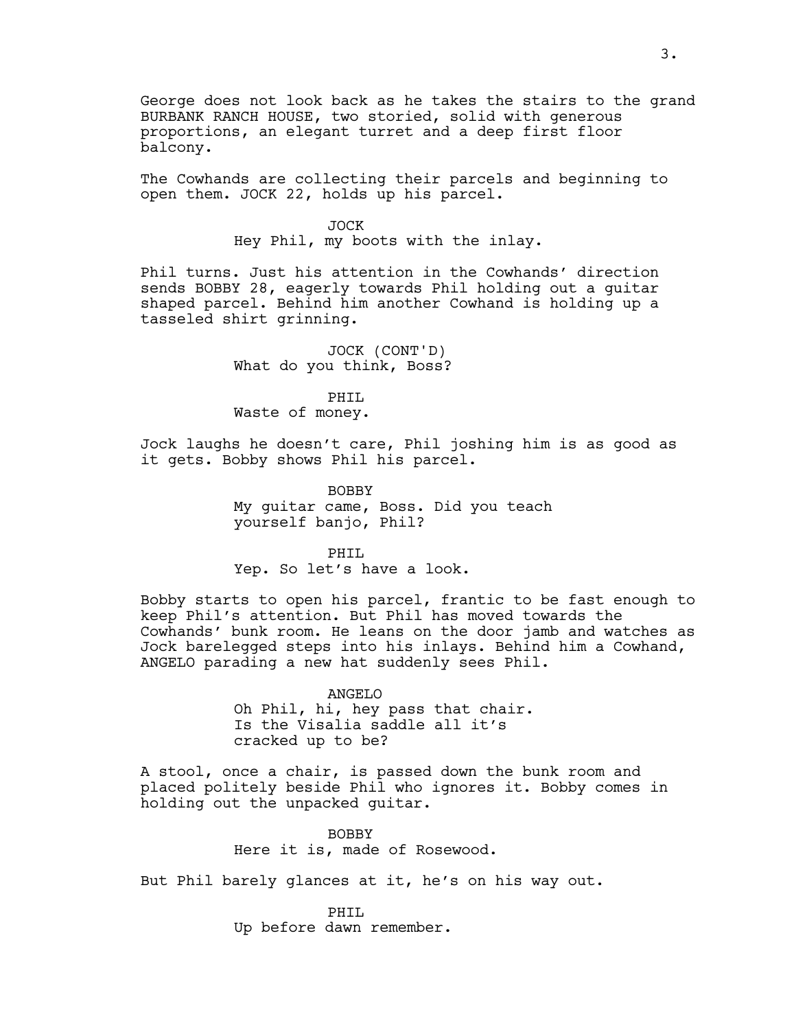George does not look back as he takes the stairs to the grand BURBANK RANCH HOUSE, two storied, solid with generous proportions, an elegant turret and a deep first floor balcony.

The Cowhands are collecting their parcels and beginning to open them. JOCK 22, holds up his parcel.

JOCK
Hey Phil, my boots with the inlay.

Phil turns. Just his attention in the Cowhands' direction sends BOBBY 28, eagerly towards Phil holding out a guitar shaped parcel. Behind him another Cowhand is holding up a tasseled shirt grinning.

JOCK (CONT'D)
What do you think, Boss?

PHIL
Waste of money.

Jock laughs he doesn't care, Phil joshing him is as good as it gets. Bobby shows Phil his parcel.

BOBBY
My guitar came, Boss. Did you teach yourself banjo, Phil?

PHIL
Yep. So let's have a look.

Bobby starts to open his parcel, frantic to be fast enough to keep Phil's attention. But Phil has moved towards the Cowhands' bunk room. He leans on the door jamb and watches as Jock barelegged steps into his inlays. Behind him a Cowhand, ANGELO parading a new hat suddenly sees Phil.

ANGELO
Oh Phil, hi, hey pass that chair. Is the Visalia saddle all it's cracked up to be?

A stool, once a chair, is passed down the bunk room and placed politely beside Phil who ignores it. Bobby comes in holding out the unpacked guitar.

BOBBY
Here it is, made of Rosewood.

But Phil barely glances at it, he's on his way out.

PHIL
Up before dawn remember.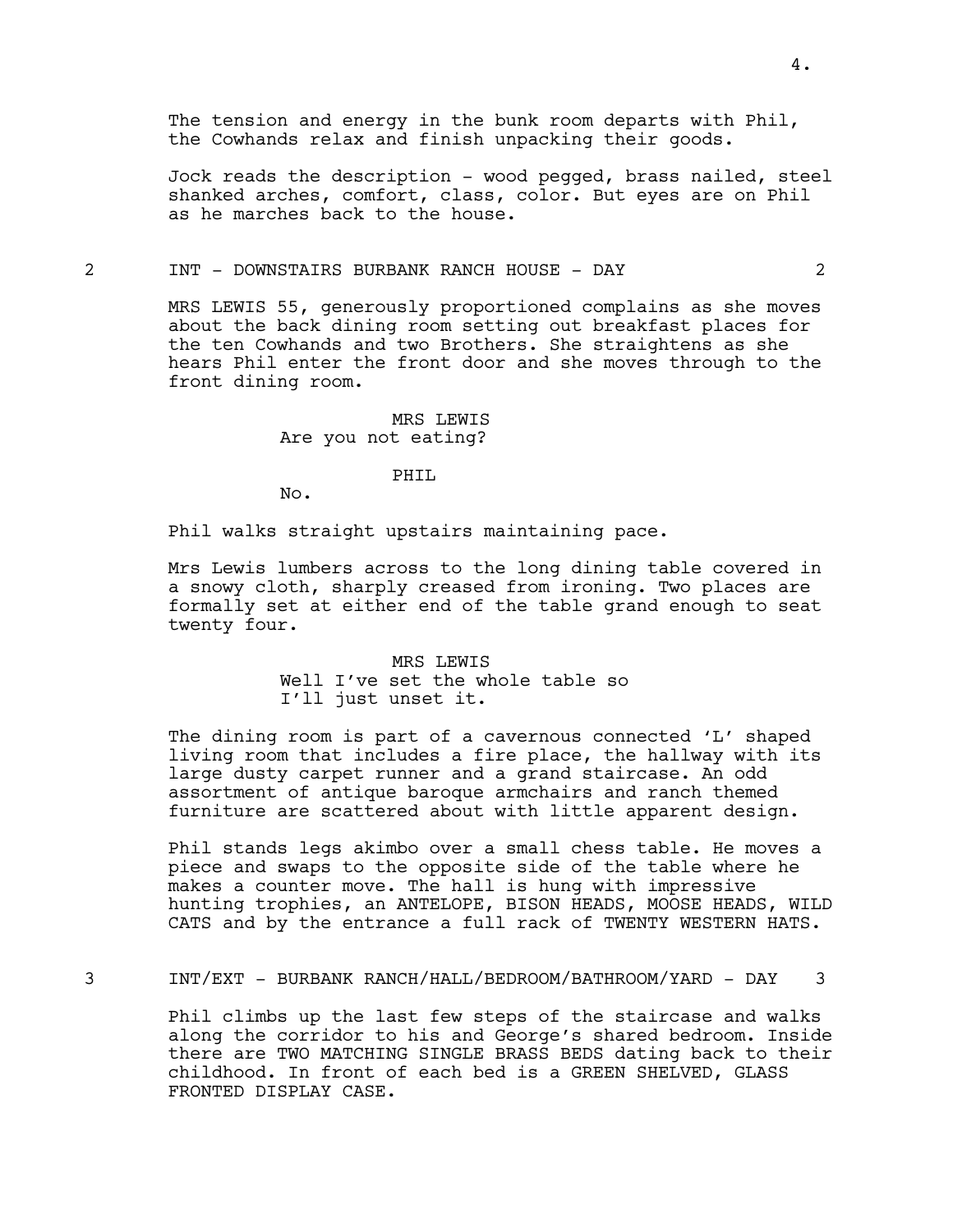The tension and energy in the bunk room departs with Phil, the Cowhands relax and finish unpacking their goods.

Jock reads the description - wood pegged, brass nailed, steel shanked arches, comfort, class, color. But eyes are on Phil as he marches back to the house.

**2 INT - DOWNSTAIRS BURBANK RANCH HOUSE - DAY 2**

MRS LEWIS 55, generously proportioned complains as she moves about the back dining room setting out breakfast places for the ten Cowhands and two Brothers. She straightens as she hears Phil enter the front door and she moves through to the front dining room.

MRS LEWIS
Are you not eating?

PHIL
No.

Phil walks straight upstairs maintaining pace.

Mrs Lewis lumbers across to the long dining table covered in a snowy cloth, sharply creased from ironing. Two places are formally set at either end of the table grand enough to seat twenty four.

MRS LEWIS
Well I've set the whole table so I'll just unset it.

The dining room is part of a cavernous connected 'L' shaped living room that includes a fire place, the hallway with its large dusty carpet runner and a grand staircase. An odd assortment of antique baroque armchairs and ranch themed furniture are scattered about with little apparent design.

Phil stands legs akimbo over a small chess table. He moves a piece and swaps to the opposite side of the table where he makes a counter move. The hall is hung with impressive hunting trophies, an ANTELOPE, BISON HEADS, MOOSE HEADS, WILD CATS and by the entrance a full rack of TWENTY WESTERN HATS.

**3 INT/EXT - BURBANK RANCH/HALL/BEDROOM/BATHROOM/YARD - DAY 3**

Phil climbs up the last few steps of the staircase and walks along the corridor to his and George's shared bedroom. Inside there are TWO MATCHING SINGLE BRASS BEDS dating back to their childhood. In front of each bed is a GREEN SHELVED, GLASS FRONTED DISPLAY CASE.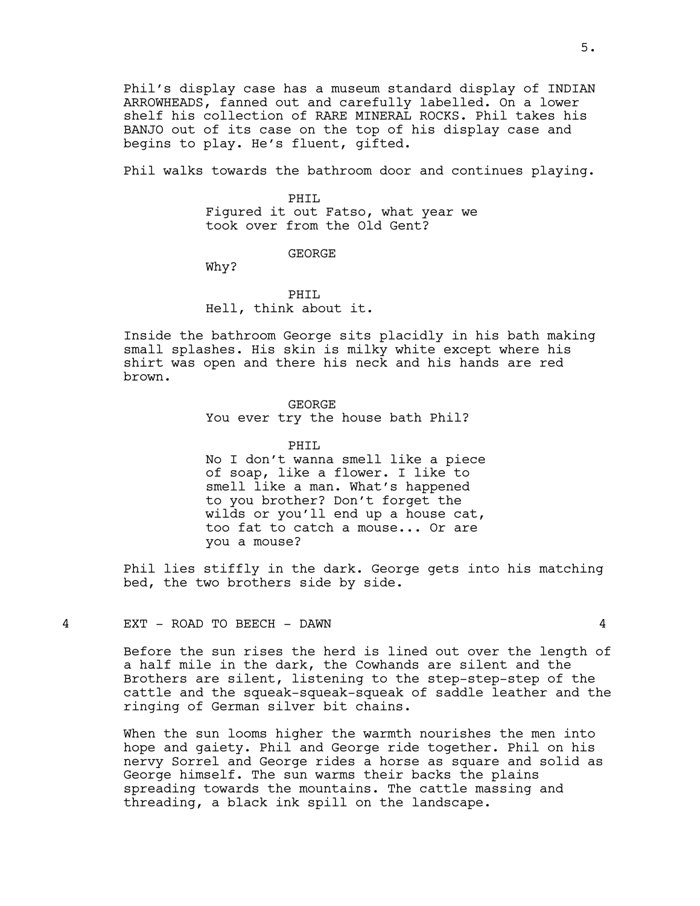Phil's display case has a museum standard display of INDIAN ARROWHEADS, fanned out and carefully labelled. On a lower shelf his collection of RARE MINERAL ROCKS. Phil takes his BANJO out of its case on the top of his display case and begins to play. He's fluent, gifted.

Phil walks towards the bathroom door and continues playing.

PHIL
Figured it out Fatso, what year we took over from the Old Gent?

GEORGE
Why?

PHIL
Hell, think about it.

Inside the bathroom George sits placidly in his bath making small splashes. His skin is milky white except where his shirt was open and there his neck and his hands are red brown.

GEORGE
You ever try the house bath Phil?

PHIL
No I don't wanna smell like a piece of soap, like a flower. I like to smell like a man. What's happened to you brother? Don't forget the wilds or you'll end up a house cat, too fat to catch a mouse... Or are you a mouse?

Phil lies stiffly in the dark. George gets into his matching bed, the two brothers side by side.

4 EXT - ROAD TO BEECH - DAWN 4

Before the sun rises the herd is lined out over the length of a half mile in the dark, the Cowhands are silent and the Brothers are silent, listening to the step-step-step of the cattle and the squeak-squeak-squeak of saddle leather and the ringing of German silver bit chains.

When the sun looms higher the warmth nourishes the men into hope and gaiety. Phil and George ride together. Phil on his nervy Sorrel and George rides a horse as square and solid as George himself. The sun warms their backs the plains spreading towards the mountains. The cattle massing and threading, a black ink spill on the landscape.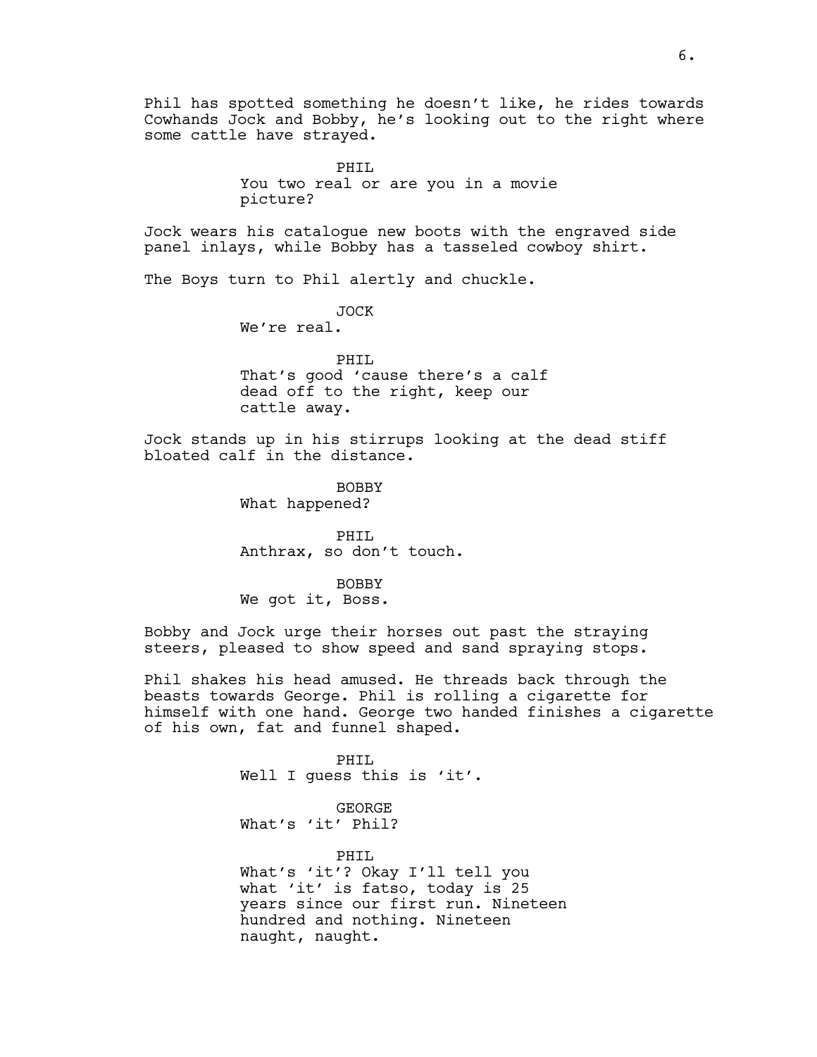Phil has spotted something he doesn't like, he rides towards Cowhands Jock and Bobby, he's looking out to the right where some cattle have strayed.

PHIL
You two real or are you in a movie picture?

Jock wears his catalogue new boots with the engraved side panel inlays, while Bobby has a tasseled cowboy shirt.

The Boys turn to Phil alertly and chuckle.

JOCK
We're real.

PHIL
That's good 'cause there's a calf dead off to the right, keep our cattle away.

Jock stands up in his stirrups looking at the dead stiff bloated calf in the distance.

BOBBY
What happened?

PHIL
Anthrax, so don't touch.

BOBBY
We got it, Boss.

Bobby and Jock urge their horses out past the straying steers, pleased to show speed and sand spraying stops.

Phil shakes his head amused. He threads back through the beasts towards George. Phil is rolling a cigarette for himself with one hand. George two handed finishes a cigarette of his own, fat and funnel shaped.

PHIL
Well I guess this is 'it'.

GEORGE
What's 'it' Phil?

PHIL
What's 'it'? Okay I'll tell you what 'it' is fatso, today is 25 years since our first run. Nineteen hundred and nothing. Nineteen naught, naught.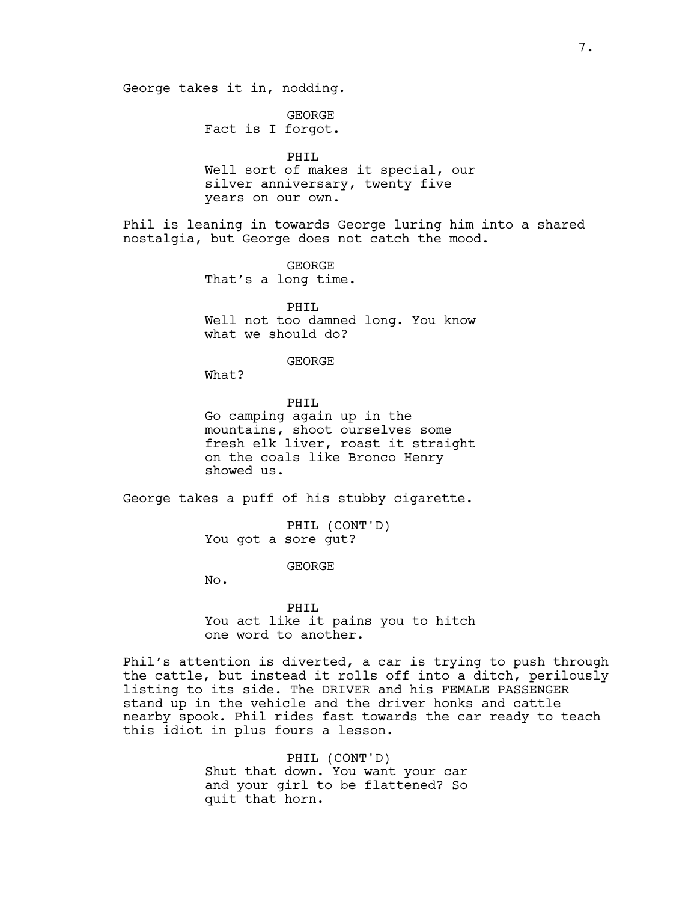George takes it in, nodding.

GEORGE
Fact is I forgot.

PHIL
Well sort of makes it special, our silver anniversary, twenty five years on our own.

Phil is leaning in towards George luring him into a shared nostalgia, but George does not catch the mood.

GEORGE
That's a long time.

PHIL
Well not too damned long. You know what we should do?

GEORGE
What?

PHIL
Go camping again up in the mountains, shoot ourselves some fresh elk liver, roast it straight on the coals like Bronco Henry showed us.

George takes a puff of his stubby cigarette.

PHIL (CONT'D)
You got a sore gut?

GEORGE
No.

PHIL
You act like it pains you to hitch one word to another.

Phil's attention is diverted, a car is trying to push through the cattle, but instead it rolls off into a ditch, perilously listing to its side. The DRIVER and his FEMALE PASSENGER stand up in the vehicle and the driver honks and cattle nearby spook. Phil rides fast towards the car ready to teach this idiot in plus fours a lesson.

PHIL (CONT'D)
Shut that down. You want your car and your girl to be flattened? So quit that horn.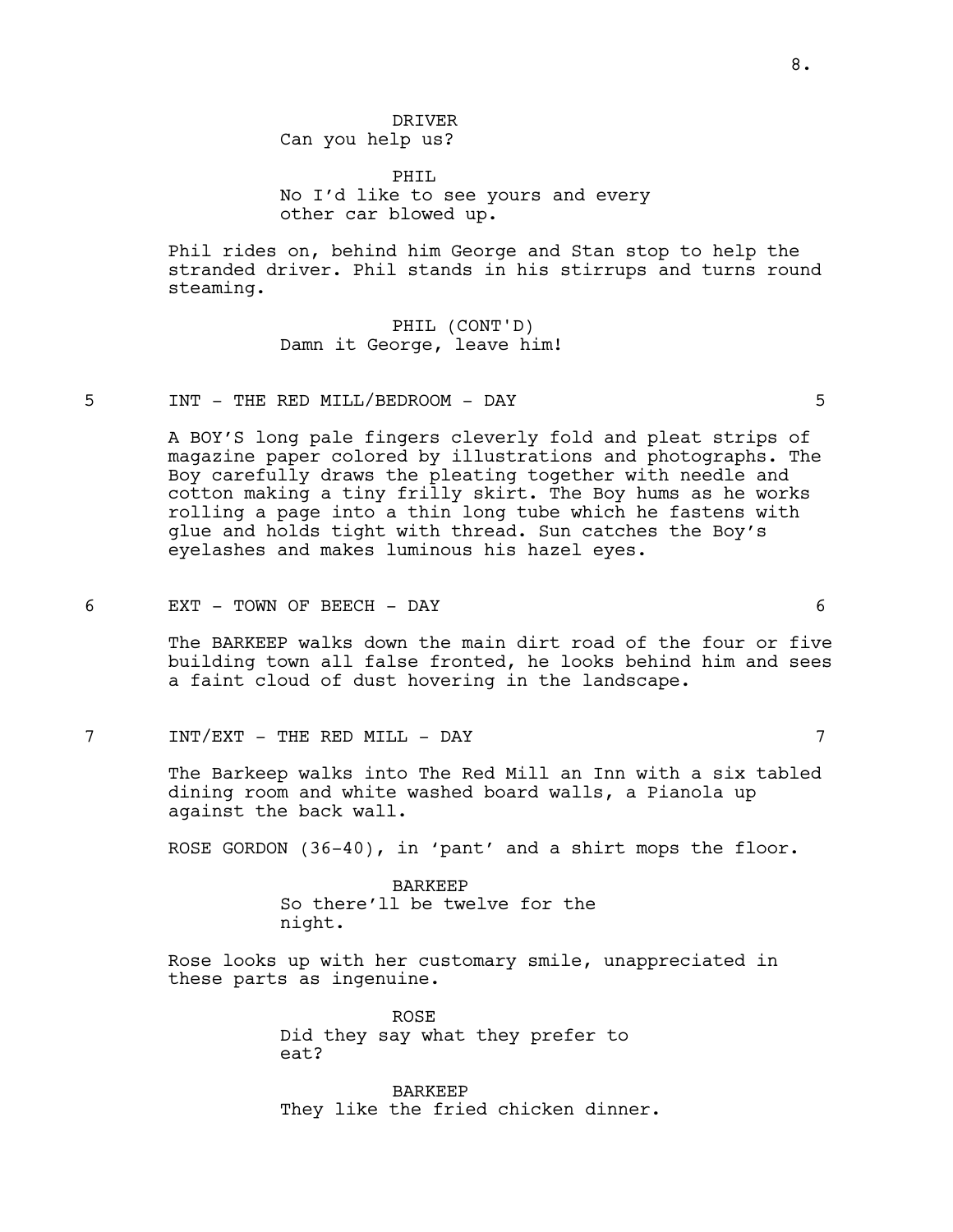DRIVER
Can you help us?

PHIL
No I'd like to see yours and every other car blowed up.

Phil rides on, behind him George and Stan stop to help the stranded driver. Phil stands in his stirrups and turns round steaming.

PHIL (CONT'D)
Damn it George, leave him!

5 INT - THE RED MILL/BEDROOM - DAY 5

A BOY'S long pale fingers cleverly fold and pleat strips of magazine paper colored by illustrations and photographs. The Boy carefully draws the pleating together with needle and cotton making a tiny frilly skirt. The Boy hums as he works rolling a page into a thin long tube which he fastens with glue and holds tight with thread. Sun catches the Boy's eyelashes and makes luminous his hazel eyes.

6 EXT - TOWN OF BEECH - DAY 6

The BARKEEP walks down the main dirt road of the four or five building town all false fronted, he looks behind him and sees a faint cloud of dust hovering in the landscape.

7 INT/EXT - THE RED MILL - DAY 7

The Barkeep walks into The Red Mill an Inn with a six tabled dining room and white washed board walls, a Pianola up against the back wall.

ROSE GORDON (36-40), in 'pant' and a shirt mops the floor.

BARKEEP
So there'll be twelve for the night.

Rose looks up with her customary smile, unappreciated in these parts as ingenuine.

ROSE
Did they say what they prefer to eat?

BARKEEP
They like the fried chicken dinner.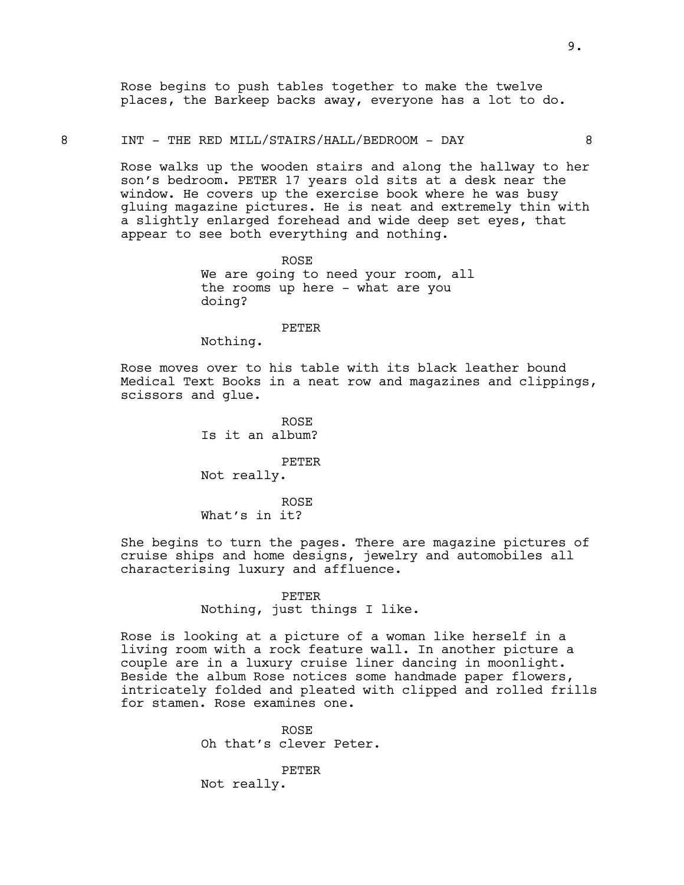Rose begins to push tables together to make the twelve places, the Barkeep backs away, everyone has a lot to do.

8 INT - THE RED MILL/STAIRS/HALL/BEDROOM - DAY 8

Rose walks up the wooden stairs and along the hallway to her son's bedroom. PETER 17 years old sits at a desk near the window. He covers up the exercise book where he was busy gluing magazine pictures. He is neat and extremely thin with a slightly enlarged forehead and wide deep set eyes, that appear to see both everything and nothing.

ROSE
We are going to need your room, all the rooms up here - what are you doing?

PETER
Nothing.

Rose moves over to his table with its black leather bound Medical Text Books in a neat row and magazines and clippings, scissors and glue.

ROSE
Is it an album?

PETER
Not really.

ROSE
What's in it?

She begins to turn the pages. There are magazine pictures of cruise ships and home designs, jewelry and automobiles all characterising luxury and affluence.

PETER
Nothing, just things I like.

Rose is looking at a picture of a woman like herself in a living room with a rock feature wall. In another picture a couple are in a luxury cruise liner dancing in moonlight. Beside the album Rose notices some handmade paper flowers, intricately folded and pleated with clipped and rolled frills for stamen. Rose examines one.

ROSE
Oh that's clever Peter.

PETER
Not really.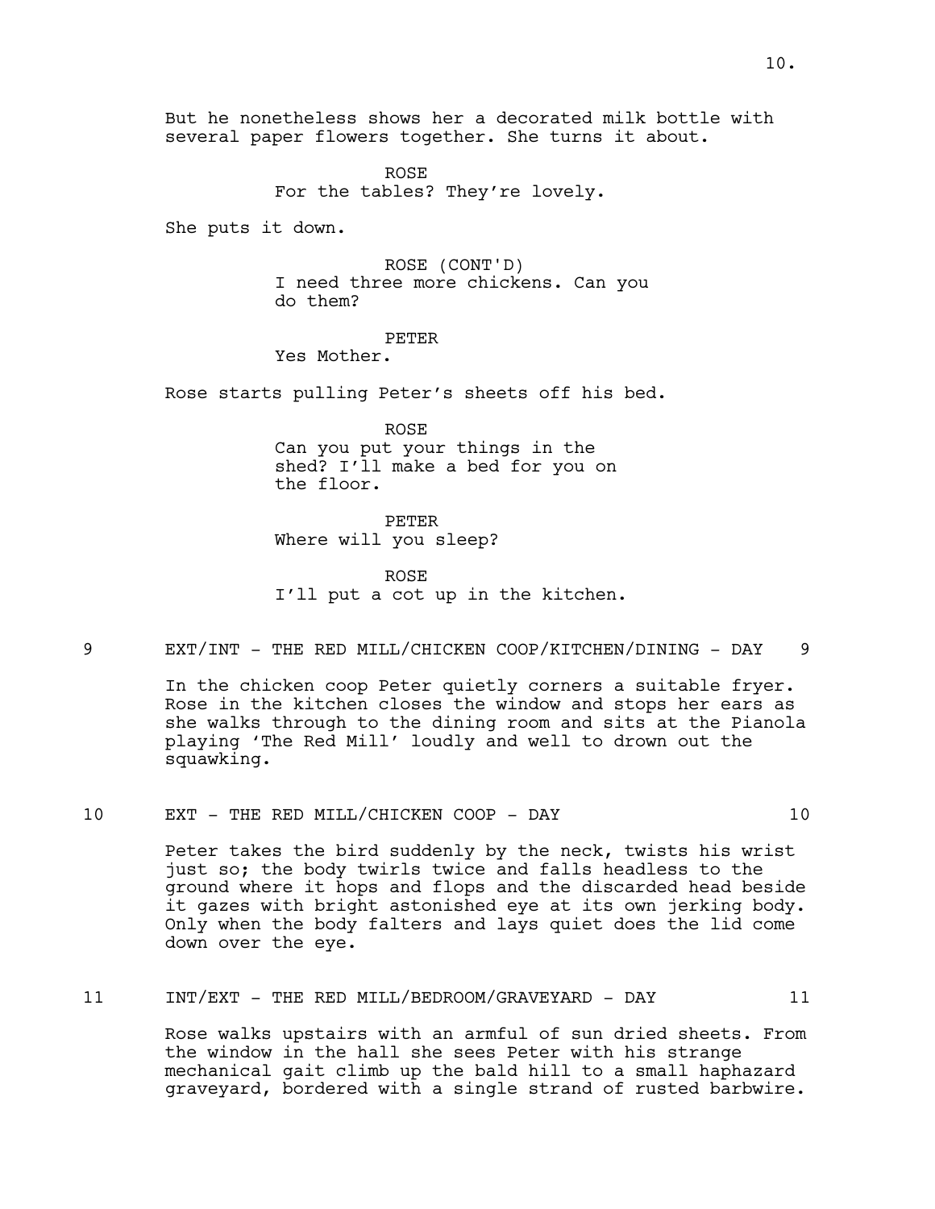But he nonetheless shows her a decorated milk bottle with several paper flowers together. She turns it about.

ROSE
For the tables? They're lovely.

She puts it down.

ROSE (CONT'D)
I need three more chickens. Can you do them?

PETER
Yes Mother.

Rose starts pulling Peter's sheets off his bed.

ROSE
Can you put your things in the shed? I'll make a bed for you on the floor.

PETER
Where will you sleep?

ROSE
I'll put a cot up in the kitchen.

9 EXT/INT - THE RED MILL/CHICKEN COOP/KITCHEN/DINING - DAY 9

In the chicken coop Peter quietly corners a suitable fryer. Rose in the kitchen closes the window and stops her ears as she walks through to the dining room and sits at the Pianola playing 'The Red Mill' loudly and well to drown out the squawking.

10 EXT - THE RED MILL/CHICKEN COOP - DAY 10

Peter takes the bird suddenly by the neck, twists his wrist just so; the body twirls twice and falls headless to the ground where it hops and flops and the discarded head beside it gazes with bright astonished eye at its own jerking body. Only when the body falters and lays quiet does the lid come down over the eye.

11 INT/EXT - THE RED MILL/BEDROOM/GRAVEYARD - DAY 11

Rose walks upstairs with an armful of sun dried sheets. From the window in the hall she sees Peter with his strange mechanical gait climb up the bald hill to a small haphazard graveyard, bordered with a single strand of rusted barbwire.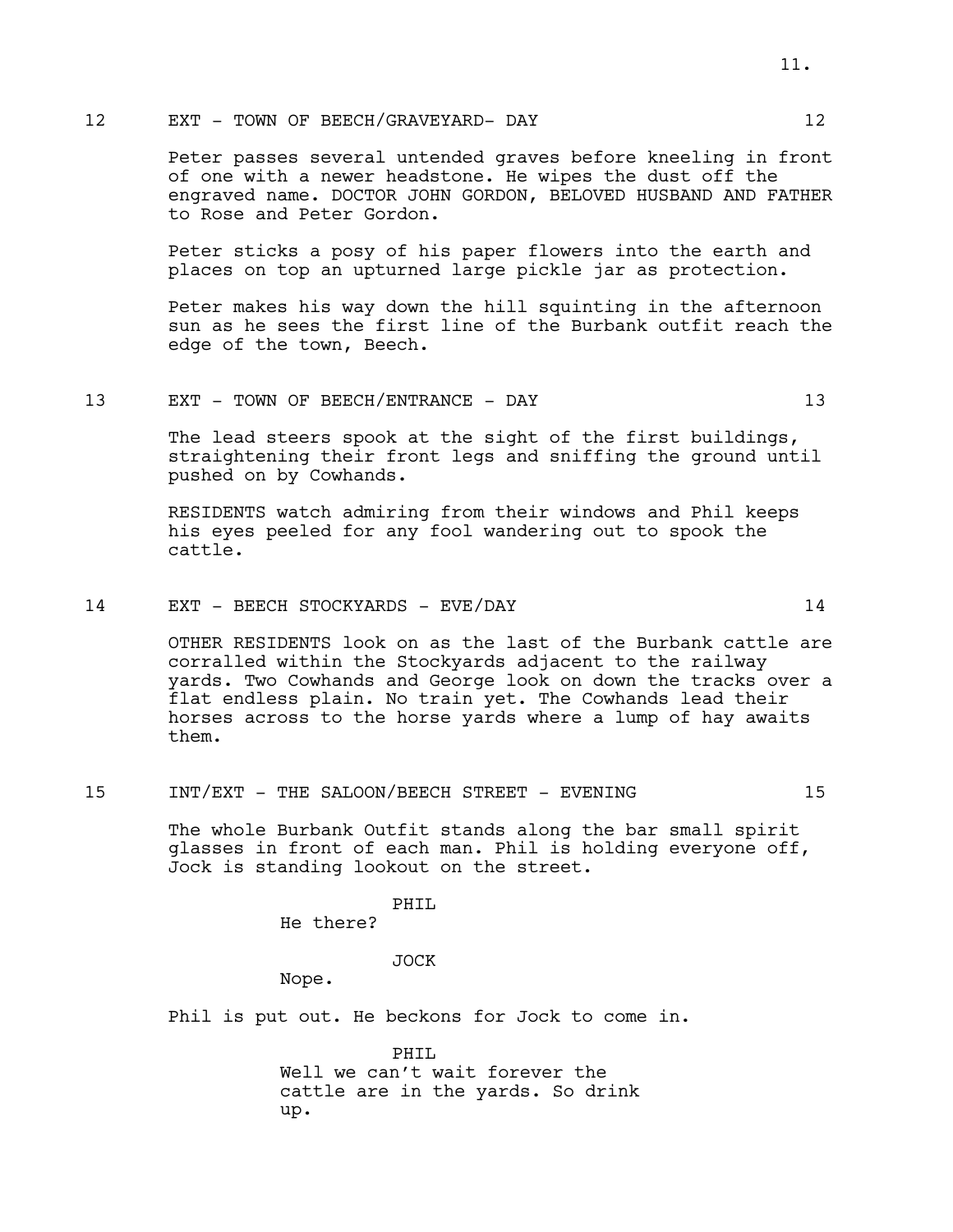12 EXT - TOWN OF BEECH/GRAVEYARD- DAY 12

Peter passes several untended graves before kneeling in front of one with a newer headstone. He wipes the dust off the engraved name. DOCTOR JOHN GORDON, BELOVED HUSBAND AND FATHER to Rose and Peter Gordon.

Peter sticks a posy of his paper flowers into the earth and places on top an upturned large pickle jar as protection.

Peter makes his way down the hill squinting in the afternoon sun as he sees the first line of the Burbank outfit reach the edge of the town, Beech.

13 EXT - TOWN OF BEECH/ENTRANCE - DAY 13

The lead steers spook at the sight of the first buildings, straightening their front legs and sniffing the ground until pushed on by Cowhands.

RESIDENTS watch admiring from their windows and Phil keeps his eyes peeled for any fool wandering out to spook the cattle.

14 EXT - BEECH STOCKYARDS - EVE/DAY 14

OTHER RESIDENTS look on as the last of the Burbank cattle are corralled within the Stockyards adjacent to the railway yards. Two Cowhands and George look on down the tracks over a flat endless plain. No train yet. The Cowhands lead their horses across to the horse yards where a lump of hay awaits them.

15 INT/EXT - THE SALOON/BEECH STREET - EVENING 15

The whole Burbank Outfit stands along the bar small spirit glasses in front of each man. Phil is holding everyone off, Jock is standing lookout on the street.

PHIL
He there?

JOCK
Nope.

Phil is put out. He beckons for Jock to come in.

PHIL
Well we can't wait forever the cattle are in the yards. So drink up.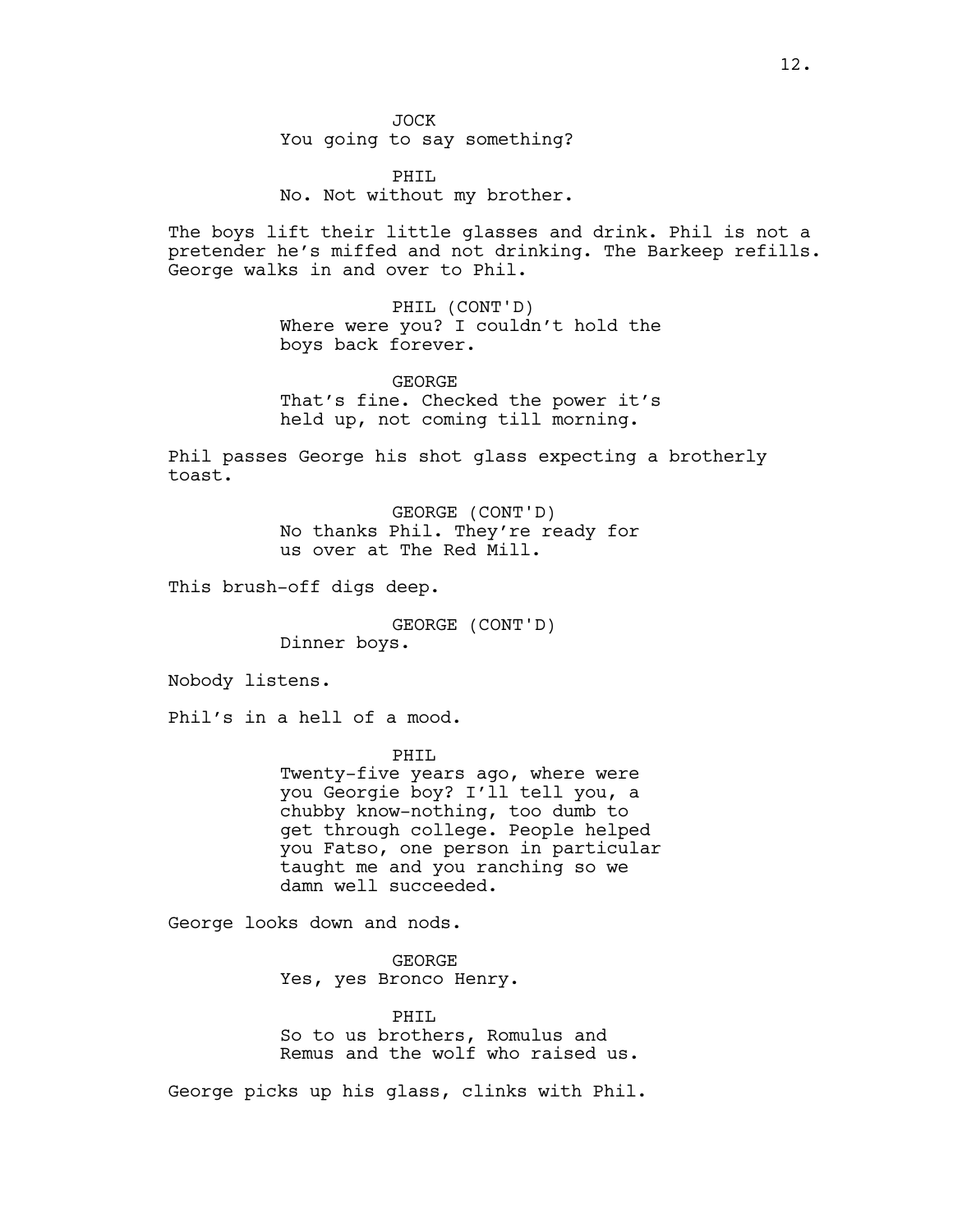JOCK
You going to say something?

PHIL
No. Not without my brother.

The boys lift their little glasses and drink. Phil is not a pretender he's miffed and not drinking. The Barkeep refills. George walks in and over to Phil.

PHIL (CONT'D)
Where were you? I couldn't hold the boys back forever.

GEORGE
That's fine. Checked the power it's held up, not coming till morning.

Phil passes George his shot glass expecting a brotherly toast.

GEORGE (CONT'D)
No thanks Phil. They're ready for us over at The Red Mill.

This brush-off digs deep.

GEORGE (CONT'D)
Dinner boys.

Nobody listens.

Phil's in a hell of a mood.

PHIL
Twenty-five years ago, where were you Georgie boy? I'll tell you, a chubby know-nothing, too dumb to get through college. People helped you Fatso, one person in particular taught me and you ranching so we damn well succeeded.

George looks down and nods.

GEORGE
Yes, yes Bronco Henry.

PHIL
So to us brothers, Romulus and Remus and the wolf who raised us.

George picks up his glass, clinks with Phil.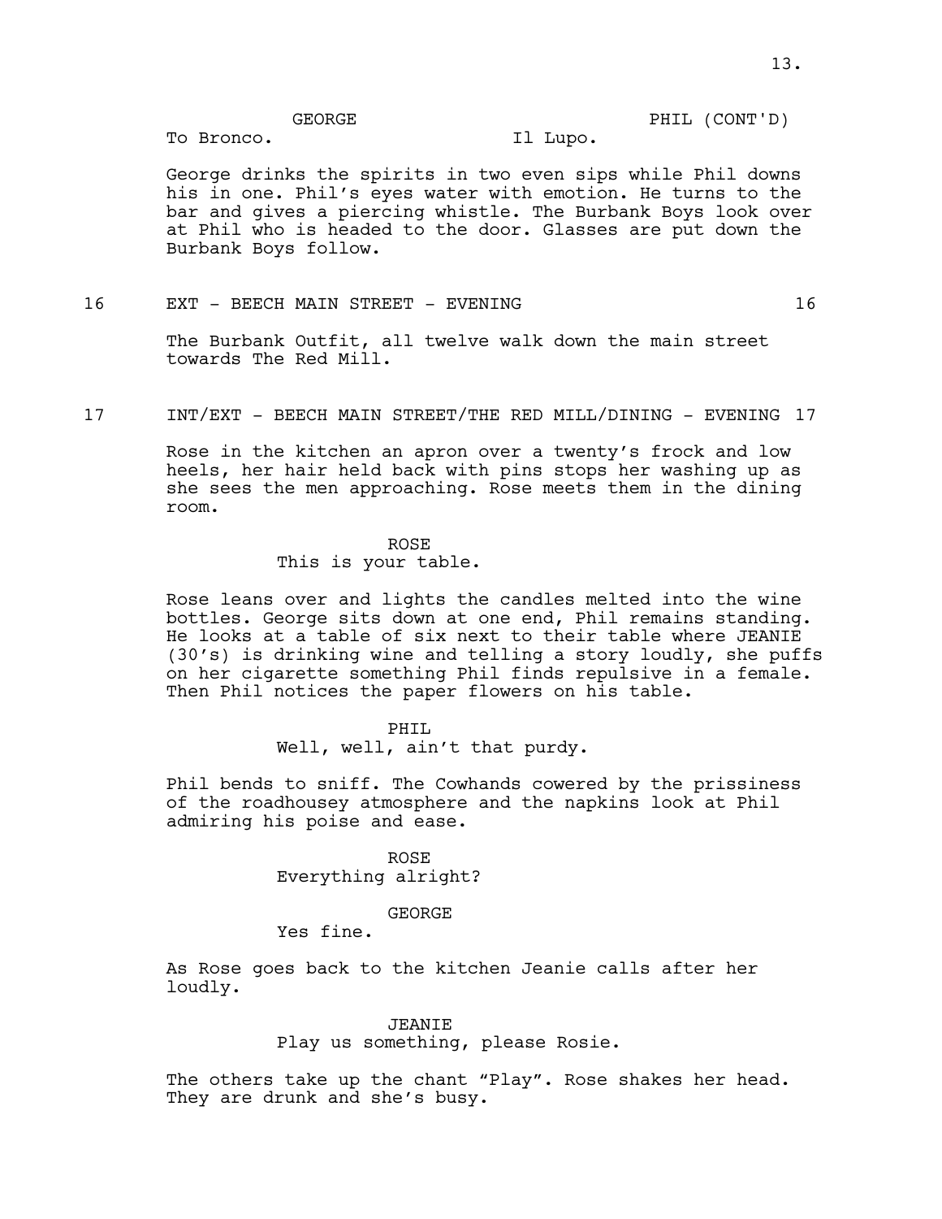GEORGE
To Bronco.

PHIL (CONT'D)
Il Lupo.

George drinks the spirits in two even sips while Phil downs his in one. Phil's eyes water with emotion. He turns to the bar and gives a piercing whistle. The Burbank Boys look over at Phil who is headed to the door. Glasses are put down the Burbank Boys follow.

16 EXT - BEECH MAIN STREET - EVENING 16

The Burbank Outfit, all twelve walk down the main street towards The Red Mill.

17 INT/EXT - BEECH MAIN STREET/THE RED MILL/DINING - EVENING 17

Rose in the kitchen an apron over a twenty's frock and low heels, her hair held back with pins stops her washing up as she sees the men approaching. Rose meets them in the dining room.

ROSE
This is your table.

Rose leans over and lights the candles melted into the wine bottles. George sits down at one end, Phil remains standing. He looks at a table of six next to their table where JEANIE (30's) is drinking wine and telling a story loudly, she puffs on her cigarette something Phil finds repulsive in a female. Then Phil notices the paper flowers on his table.

PHIL
Well, well, ain't that purdy.

Phil bends to sniff. The Cowhands cowered by the prissiness of the roadhousey atmosphere and the napkins look at Phil admiring his poise and ease.

ROSE
Everything alright?

GEORGE
Yes fine.

As Rose goes back to the kitchen Jeanie calls after her loudly.

JEANIE
Play us something, please Rosie.

The others take up the chant "Play". Rose shakes her head. They are drunk and she's busy.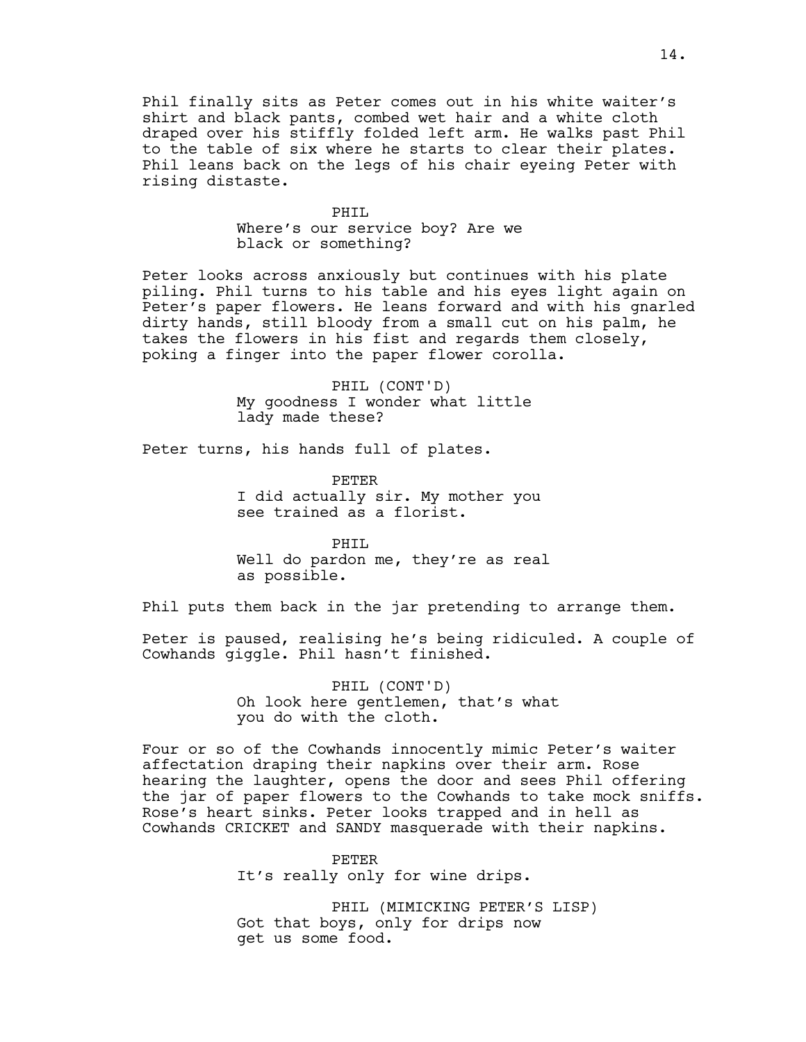Phil finally sits as Peter comes out in his white waiter's shirt and black pants, combed wet hair and a white cloth draped over his stiffly folded left arm. He walks past Phil to the table of six where he starts to clear their plates. Phil leans back on the legs of his chair eyeing Peter with rising distaste.

PHIL
Where's our service boy? Are we black or something?

Peter looks across anxiously but continues with his plate piling. Phil turns to his table and his eyes light again on Peter's paper flowers. He leans forward and with his gnarled dirty hands, still bloody from a small cut on his palm, he takes the flowers in his fist and regards them closely, poking a finger into the paper flower corolla.

PHIL (CONT'D)
My goodness I wonder what little lady made these?

Peter turns, his hands full of plates.

PETER
I did actually sir. My mother you see trained as a florist.

PHIL
Well do pardon me, they're as real as possible.

Phil puts them back in the jar pretending to arrange them.

Peter is paused, realising he's being ridiculed. A couple of Cowhands giggle. Phil hasn't finished.

PHIL (CONT'D)
Oh look here gentlemen, that's what you do with the cloth.

Four or so of the Cowhands innocently mimic Peter's waiter affectation draping their napkins over their arm. Rose hearing the laughter, opens the door and sees Phil offering the jar of paper flowers to the Cowhands to take mock sniffs. Rose's heart sinks. Peter looks trapped and in hell as Cowhands CRICKET and SANDY masquerade with their napkins.

PETER
It's really only for wine drips.

PHIL (MIMICKING PETER'S LISP)
Got that boys, only for drips now get us some food.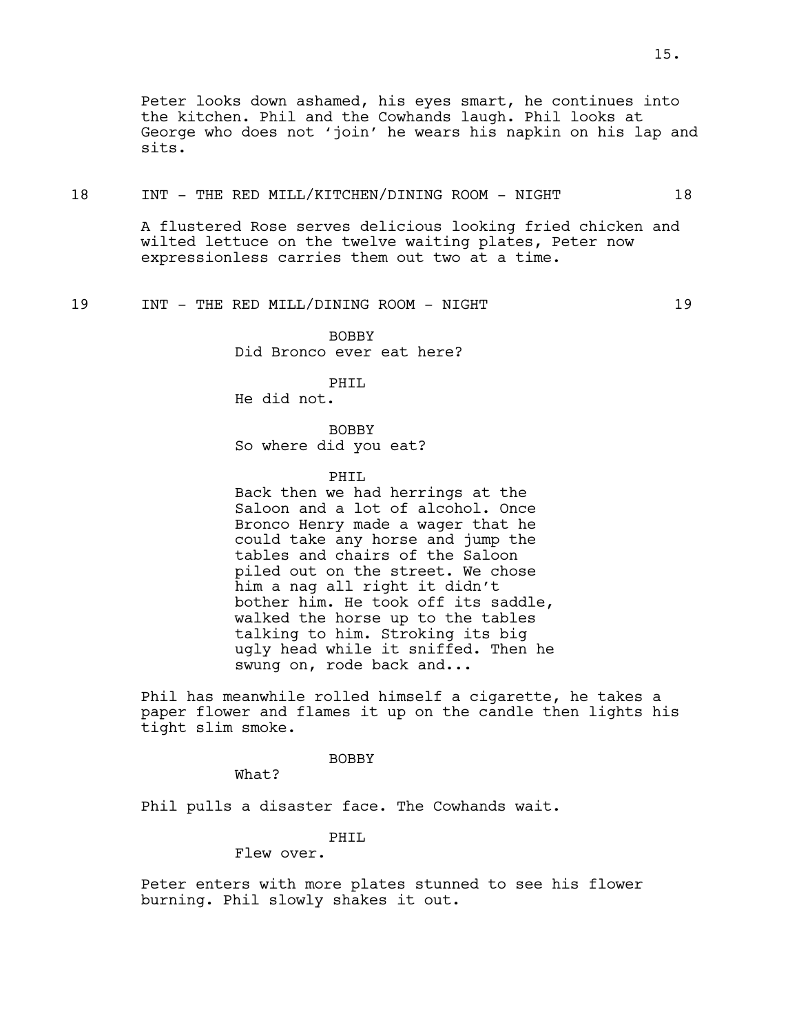Peter looks down ashamed, his eyes smart, he continues into the kitchen. Phil and the Cowhands laugh. Phil looks at George who does not 'join' he wears his napkin on his lap and sits.

18 INT - THE RED MILL/KITCHEN/DINING ROOM - NIGHT 18

A flustered Rose serves delicious looking fried chicken and wilted lettuce on the twelve waiting plates, Peter now expressionless carries them out two at a time.

19 INT - THE RED MILL/DINING ROOM - NIGHT 19

BOBBY
Did Bronco ever eat here?

PHIL
He did not.

BOBBY
So where did you eat?

PHIL
Back then we had herrings at the Saloon and a lot of alcohol. Once Bronco Henry made a wager that he could take any horse and jump the tables and chairs of the Saloon piled out on the street. We chose him a nag all right it didn't bother him. He took off its saddle, walked the horse up to the tables talking to him. Stroking its big ugly head while it sniffed. Then he swung on, rode back and...

Phil has meanwhile rolled himself a cigarette, he takes a paper flower and flames it up on the candle then lights his tight slim smoke.

BOBBY
What?

Phil pulls a disaster face. The Cowhands wait.

PHIL
Flew over.

Peter enters with more plates stunned to see his flower burning. Phil slowly shakes it out.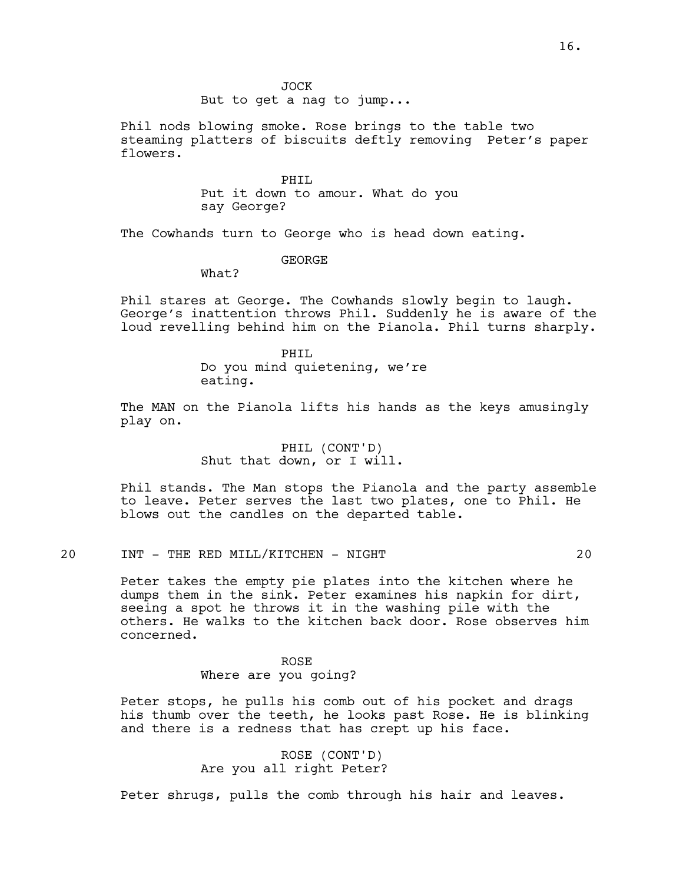JOCK
But to get a nag to jump...

Phil nods blowing smoke. Rose brings to the table two steaming platters of biscuits deftly removing  Peter's paper flowers.

PHIL
Put it down to amour. What do you say George?

The Cowhands turn to George who is head down eating.

GEORGE
What?

Phil stares at George. The Cowhands slowly begin to laugh. George's inattention throws Phil. Suddenly he is aware of the loud revelling behind him on the Pianola. Phil turns sharply.

PHIL
Do you mind quietening, we're eating.

The MAN on the Pianola lifts his hands as the keys amusingly play on.

PHIL (CONT'D)
Shut that down, or I will.

Phil stands. The Man stops the Pianola and the party assemble to leave. Peter serves the last two plates, one to Phil. He blows out the candles on the departed table.

20    INT - THE RED MILL/KITCHEN - NIGHT    20

Peter takes the empty pie plates into the kitchen where he dumps them in the sink. Peter examines his napkin for dirt, seeing a spot he throws it in the washing pile with the others. He walks to the kitchen back door. Rose observes him concerned.

ROSE
Where are you going?

Peter stops, he pulls his comb out of his pocket and drags his thumb over the teeth, he looks past Rose. He is blinking and there is a redness that has crept up his face.

ROSE (CONT'D)
Are you all right Peter?

Peter shrugs, pulls the comb through his hair and leaves.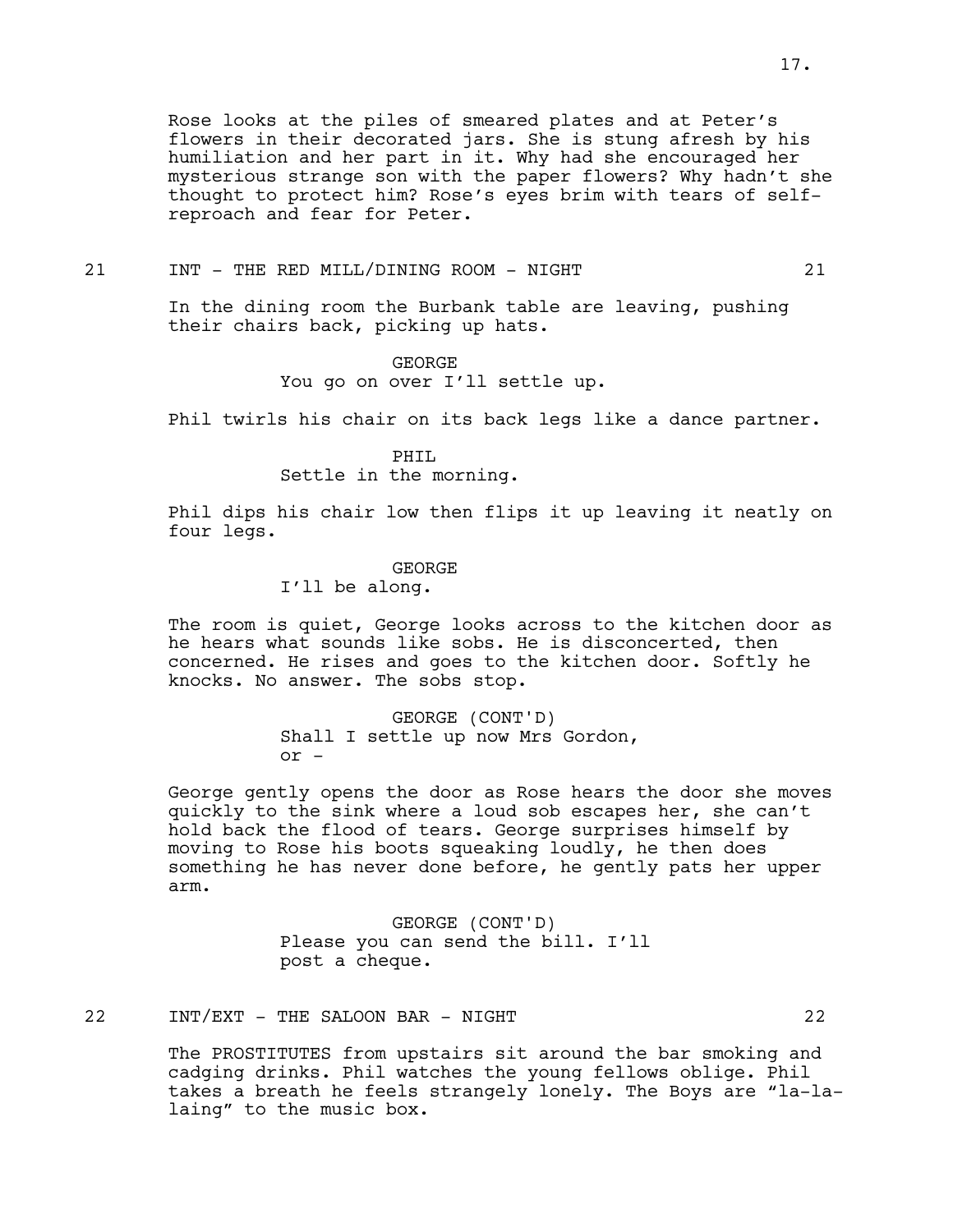Rose looks at the piles of smeared plates and at Peter's flowers in their decorated jars. She is stung afresh by his humiliation and her part in it. Why had she encouraged her mysterious strange son with the paper flowers? Why hadn't she thought to protect him? Rose's eyes brim with tears of self-reproach and fear for Peter.

21 INT - THE RED MILL/DINING ROOM - NIGHT 21

In the dining room the Burbank table are leaving, pushing their chairs back, picking up hats.

GEORGE
You go on over I'll settle up.

Phil twirls his chair on its back legs like a dance partner.

PHIL
Settle in the morning.

Phil dips his chair low then flips it up leaving it neatly on four legs.

GEORGE
I'll be along.

The room is quiet, George looks across to the kitchen door as he hears what sounds like sobs. He is disconcerted, then concerned. He rises and goes to the kitchen door. Softly he knocks. No answer. The sobs stop.

GEORGE (CONT'D)
Shall I settle up now Mrs Gordon, or -

George gently opens the door as Rose hears the door she moves quickly to the sink where a loud sob escapes her, she can't hold back the flood of tears. George surprises himself by moving to Rose his boots squeaking loudly, he then does something he has never done before, he gently pats her upper arm.

GEORGE (CONT'D)
Please you can send the bill. I'll post a cheque.

22 INT/EXT - THE SALOON BAR - NIGHT 22

The PROSTITUTES from upstairs sit around the bar smoking and cadging drinks. Phil watches the young fellows oblige. Phil takes a breath he feels strangely lonely. The Boys are "la-la-laing" to the music box.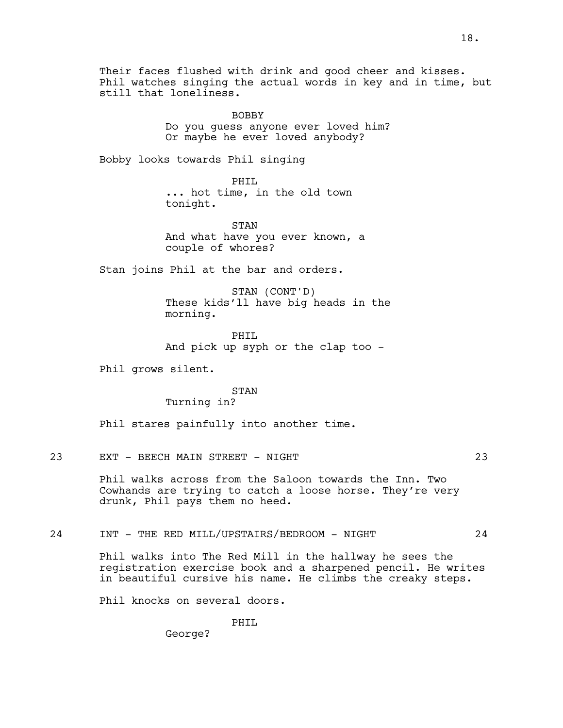Their faces flushed with drink and good cheer and kisses. Phil watches singing the actual words in key and in time, but still that loneliness.

BOBBY
Do you guess anyone ever loved him? Or maybe he ever loved anybody?

Bobby looks towards Phil singing

PHIL
... hot time, in the old town tonight.

STAN
And what have you ever known, a couple of whores?

Stan joins Phil at the bar and orders.

STAN (CONT'D)
These kids'll have big heads in the morning.

PHIL
And pick up syph or the clap too -

Phil grows silent.

STAN
Turning in?

Phil stares painfully into another time.

## 23 EXT - BEECH MAIN STREET - NIGHT 23

Phil walks across from the Saloon towards the Inn. Two Cowhands are trying to catch a loose horse. They're very drunk, Phil pays them no heed.

## 24 INT - THE RED MILL/UPSTAIRS/BEDROOM - NIGHT 24

Phil walks into The Red Mill in the hallway he sees the registration exercise book and a sharpened pencil. He writes in beautiful cursive his name. He climbs the creaky steps.

Phil knocks on several doors.

PHIL
George?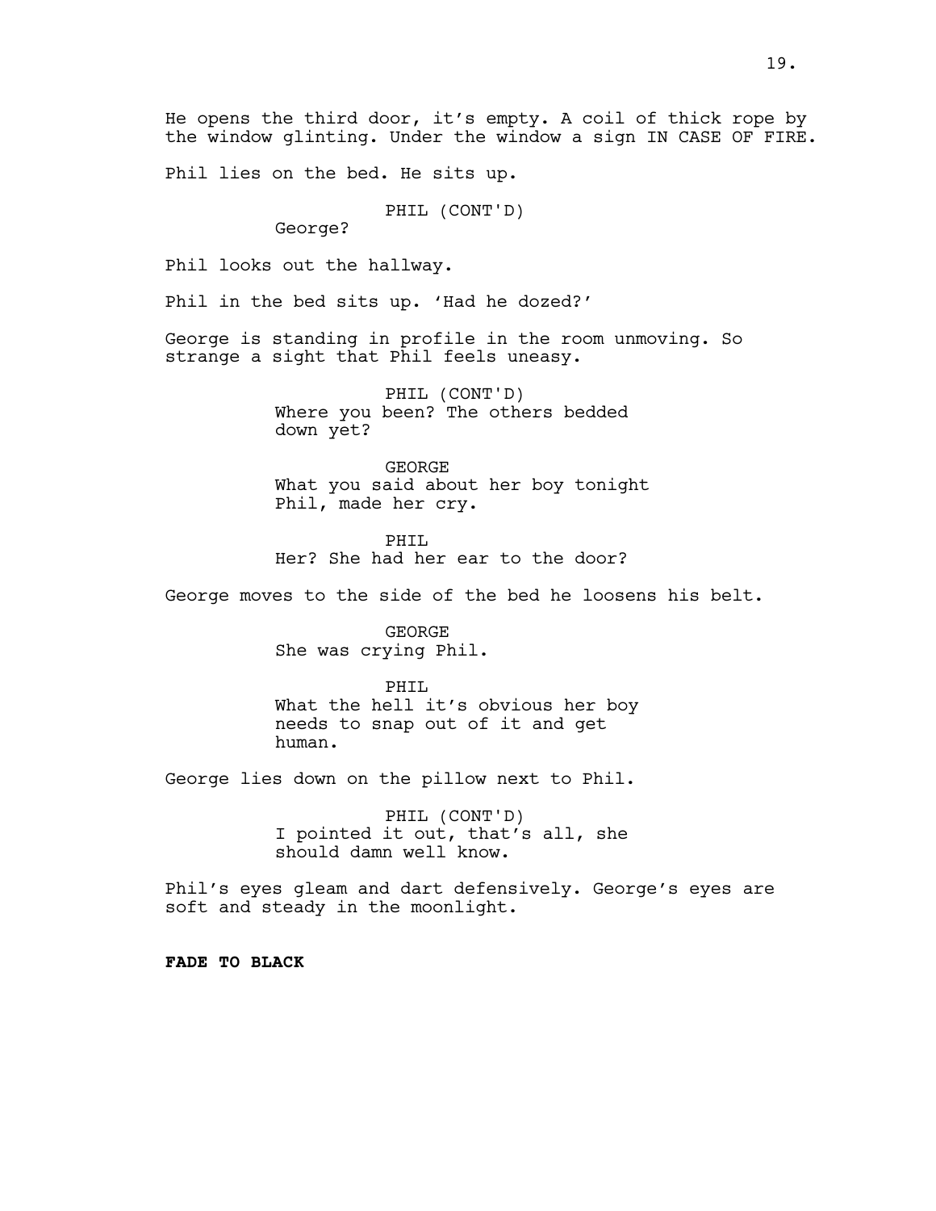He opens the third door, it's empty. A coil of thick rope by the window glinting. Under the window a sign IN CASE OF FIRE.

Phil lies on the bed. He sits up.

PHIL (CONT'D)
George?

Phil looks out the hallway.

Phil in the bed sits up. 'Had he dozed?'

George is standing in profile in the room unmoving. So strange a sight that Phil feels uneasy.

PHIL (CONT'D)
Where you been? The others bedded down yet?

GEORGE
What you said about her boy tonight Phil, made her cry.

PHIL
Her? She had her ear to the door?

George moves to the side of the bed he loosens his belt.

GEORGE
She was crying Phil.

PHIL
What the hell it's obvious her boy needs to snap out of it and get human.

George lies down on the pillow next to Phil.

PHIL (CONT'D)
I pointed it out, that's all, she should damn well know.

Phil's eyes gleam and dart defensively. George's eyes are soft and steady in the moonlight.

**FADE TO BLACK**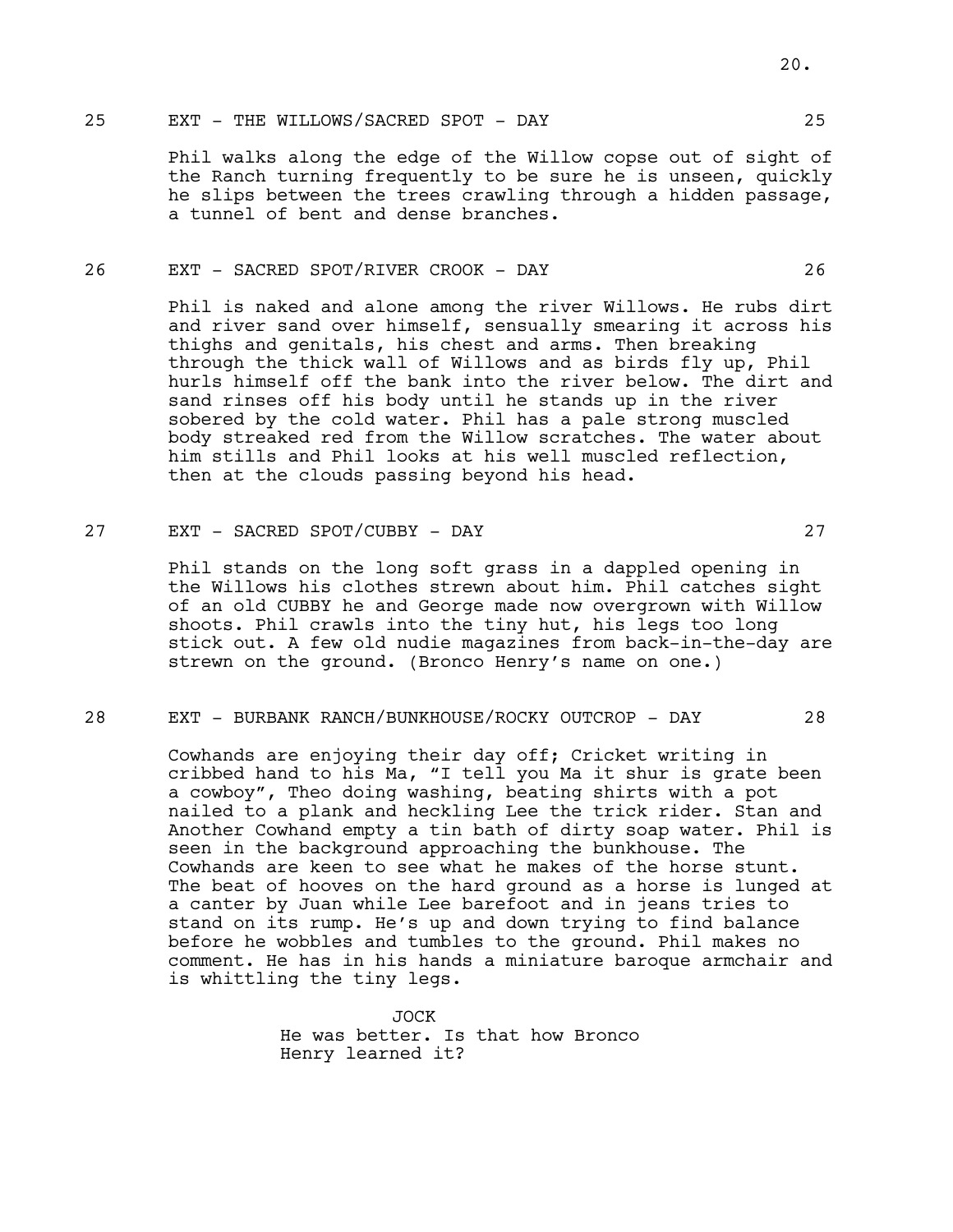25 EXT - THE WILLOWS/SACRED SPOT - DAY 25

Phil walks along the edge of the Willow copse out of sight of the Ranch turning frequently to be sure he is unseen, quickly he slips between the trees crawling through a hidden passage, a tunnel of bent and dense branches.

26 EXT - SACRED SPOT/RIVER CROOK - DAY 26

Phil is naked and alone among the river Willows. He rubs dirt and river sand over himself, sensually smearing it across his thighs and genitals, his chest and arms. Then breaking through the thick wall of Willows and as birds fly up, Phil hurls himself off the bank into the river below. The dirt and sand rinses off his body until he stands up in the river sobered by the cold water. Phil has a pale strong muscled body streaked red from the Willow scratches. The water about him stills and Phil looks at his well muscled reflection, then at the clouds passing beyond his head.

27 EXT - SACRED SPOT/CUBBY - DAY 27

Phil stands on the long soft grass in a dappled opening in the Willows his clothes strewn about him. Phil catches sight of an old CUBBY he and George made now overgrown with Willow shoots. Phil crawls into the tiny hut, his legs too long stick out. A few old nudie magazines from back-in-the-day are strewn on the ground. (Bronco Henry's name on one.)

28 EXT - BURBANK RANCH/BUNKHOUSE/ROCKY OUTCROP - DAY 28

Cowhands are enjoying their day off; Cricket writing in cribbed hand to his Ma, "I tell you Ma it shur is grate been a cowboy", Theo doing washing, beating shirts with a pot nailed to a plank and heckling Lee the trick rider. Stan and Another Cowhand empty a tin bath of dirty soap water. Phil is seen in the background approaching the bunkhouse. The Cowhands are keen to see what he makes of the horse stunt. The beat of hooves on the hard ground as a horse is lunged at a canter by Juan while Lee barefoot and in jeans tries to stand on its rump. He's up and down trying to find balance before he wobbles and tumbles to the ground. Phil makes no comment. He has in his hands a miniature baroque armchair and is whittling the tiny legs.

JOCK

He was better. Is that how Bronco Henry learned it?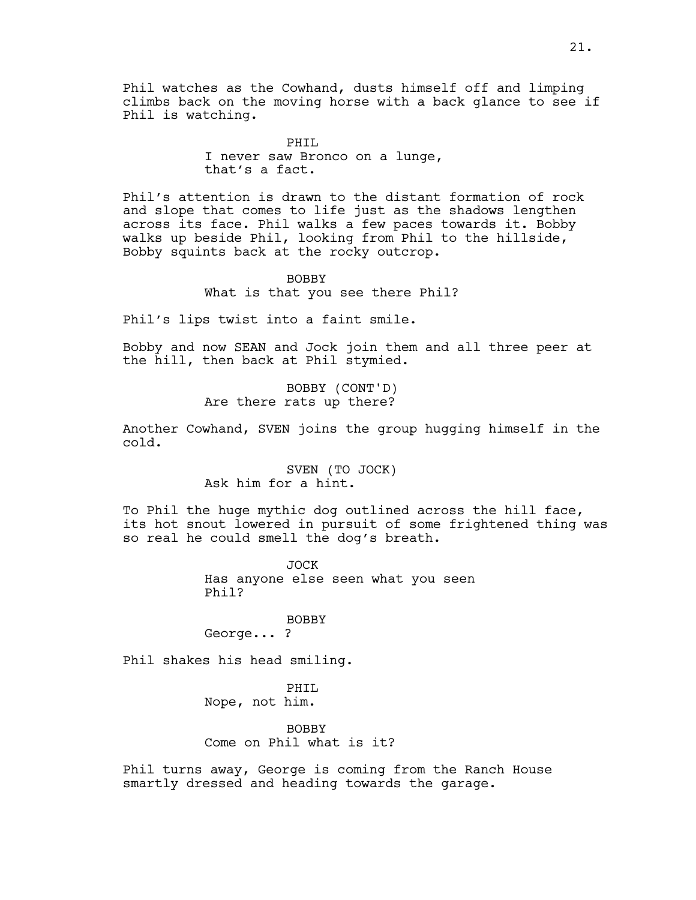Phil watches as the Cowhand, dusts himself off and limping climbs back on the moving horse with a back glance to see if Phil is watching.

PHIL
I never saw Bronco on a lunge, that's a fact.

Phil's attention is drawn to the distant formation of rock and slope that comes to life just as the shadows lengthen across its face. Phil walks a few paces towards it. Bobby walks up beside Phil, looking from Phil to the hillside, Bobby squints back at the rocky outcrop.

BOBBY
What is that you see there Phil?

Phil's lips twist into a faint smile.

Bobby and now SEAN and Jock join them and all three peer at the hill, then back at Phil stymied.

BOBBY (CONT'D)
Are there rats up there?

Another Cowhand, SVEN joins the group hugging himself in the cold.

SVEN (TO JOCK)
Ask him for a hint.

To Phil the huge mythic dog outlined across the hill face, its hot snout lowered in pursuit of some frightened thing was so real he could smell the dog's breath.

JOCK
Has anyone else seen what you seen Phil?

BOBBY
George... ?

Phil shakes his head smiling.

PHIL
Nope, not him.

BOBBY
Come on Phil what is it?

Phil turns away, George is coming from the Ranch House smartly dressed and heading towards the garage.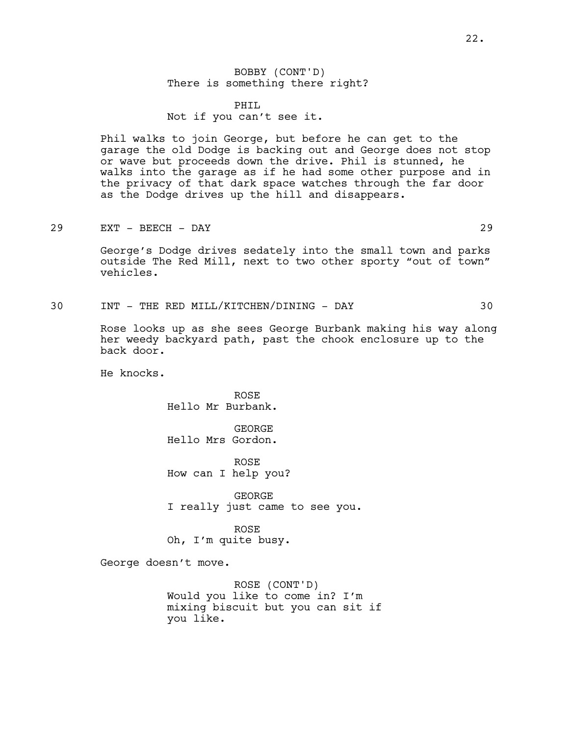BOBBY (CONT'D)
There is something there right?

PHIL
Not if you can't see it.

Phil walks to join George, but before he can get to the garage the old Dodge is backing out and George does not stop or wave but proceeds down the drive. Phil is stunned, he walks into the garage as if he had some other purpose and in the privacy of that dark space watches through the far door as the Dodge drives up the hill and disappears.

29 EXT - BEECH - DAY 29

George's Dodge drives sedately into the small town and parks outside The Red Mill, next to two other sporty "out of town" vehicles.

30 INT - THE RED MILL/KITCHEN/DINING - DAY 30

Rose looks up as she sees George Burbank making his way along her weedy backyard path, past the chook enclosure up to the back door.

He knocks.

ROSE
Hello Mr Burbank.

GEORGE
Hello Mrs Gordon.

ROSE
How can I help you?

GEORGE
I really just came to see you.

ROSE
Oh, I'm quite busy.

George doesn't move.

ROSE (CONT'D)
Would you like to come in? I'm mixing biscuit but you can sit if you like.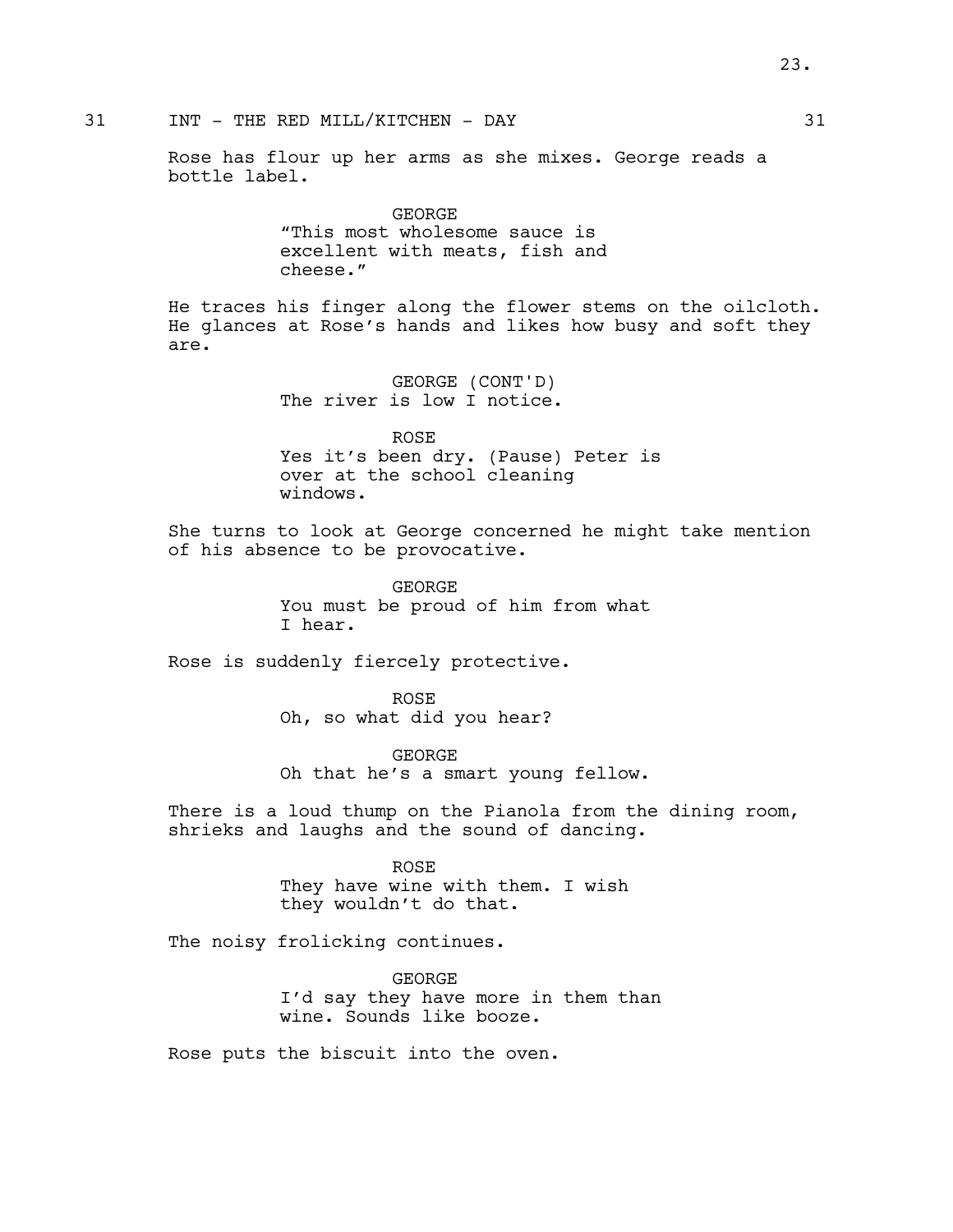31 INT - THE RED MILL/KITCHEN - DAY 31

Rose has flour up her arms as she mixes. George reads a bottle label.

GEORGE
"This most wholesome sauce is excellent with meats, fish and cheese."

He traces his finger along the flower stems on the oilcloth. He glances at Rose's hands and likes how busy and soft they are.

GEORGE (CONT'D)
The river is low I notice.

ROSE
Yes it's been dry. (Pause) Peter is over at the school cleaning windows.

She turns to look at George concerned he might take mention of his absence to be provocative.

GEORGE
You must be proud of him from what I hear.

Rose is suddenly fiercely protective.

ROSE
Oh, so what did you hear?

GEORGE
Oh that he's a smart young fellow.

There is a loud thump on the Pianola from the dining room, shrieks and laughs and the sound of dancing.

ROSE
They have wine with them. I wish they wouldn't do that.

The noisy frolicking continues.

GEORGE
I'd say they have more in them than wine. Sounds like booze.

Rose puts the biscuit into the oven.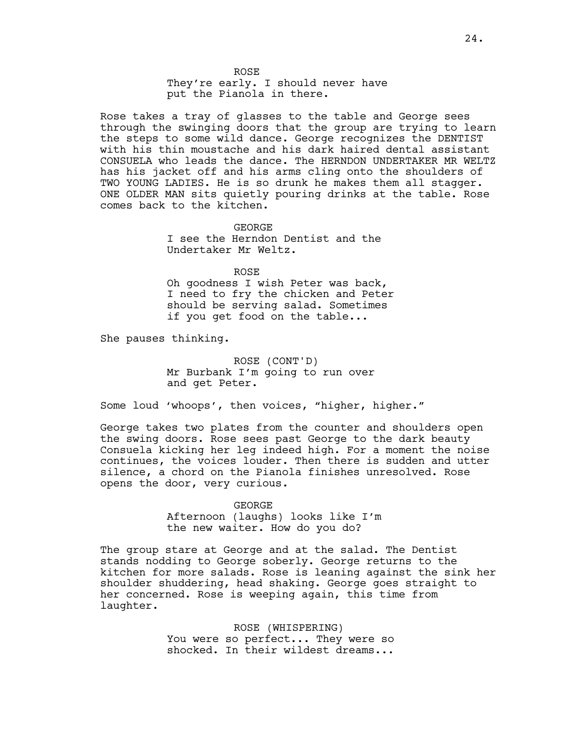ROSE

They're early. I should never have put the Pianola in there.

Rose takes a tray of glasses to the table and George sees through the swinging doors that the group are trying to learn the steps to some wild dance. George recognizes the DENTIST with his thin moustache and his dark haired dental assistant CONSUELA who leads the dance. The HERNDON UNDERTAKER MR WELTZ has his jacket off and his arms cling onto the shoulders of TWO YOUNG LADIES. He is so drunk he makes them all stagger. ONE OLDER MAN sits quietly pouring drinks at the table. Rose comes back to the kitchen.

GEORGE

I see the Herndon Dentist and the Undertaker Mr Weltz.

ROSE

Oh goodness I wish Peter was back, I need to fry the chicken and Peter should be serving salad. Sometimes if you get food on the table...

She pauses thinking.

ROSE (CONT'D)

Mr Burbank I'm going to run over and get Peter.

Some loud 'whoops', then voices, "higher, higher."

George takes two plates from the counter and shoulders open the swing doors. Rose sees past George to the dark beauty Consuela kicking her leg indeed high. For a moment the noise continues, the voices louder. Then there is sudden and utter silence, a chord on the Pianola finishes unresolved. Rose opens the door, very curious.

GEORGE

Afternoon (laughs) looks like I'm the new waiter. How do you do?

The group stare at George and at the salad. The Dentist stands nodding to George soberly. George returns to the kitchen for more salads. Rose is leaning against the sink her shoulder shuddering, head shaking. George goes straight to her concerned. Rose is weeping again, this time from laughter.

ROSE (WHISPERING)

You were so perfect... They were so shocked. In their wildest dreams...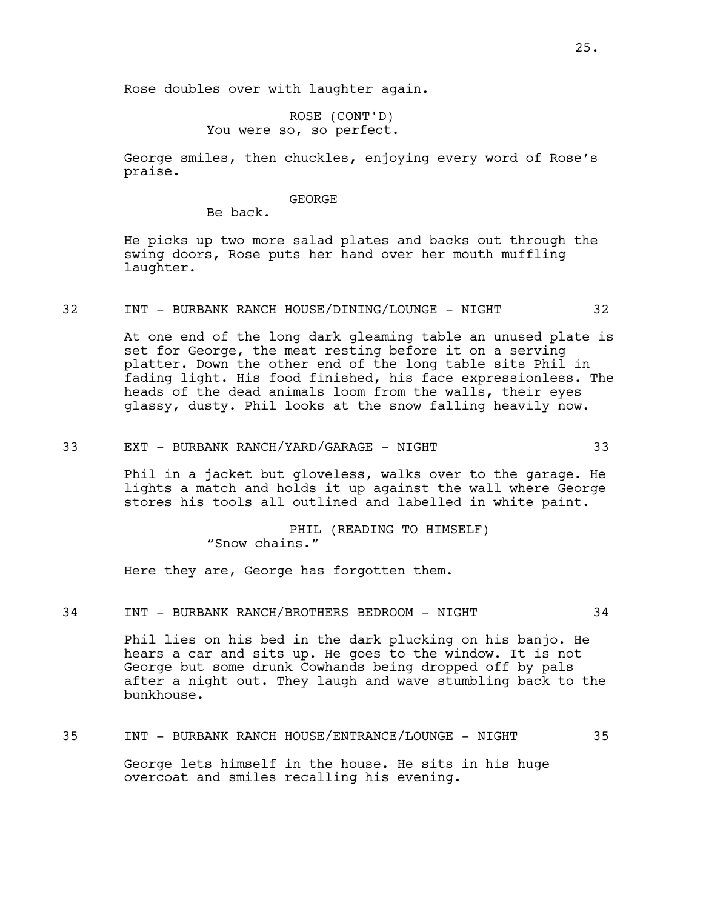Rose doubles over with laughter again.

ROSE (CONT'D)
You were so, so perfect.

George smiles, then chuckles, enjoying every word of Rose's praise.

GEORGE
Be back.

He picks up two more salad plates and backs out through the swing doors, Rose puts her hand over her mouth muffling laughter.

32 INT - BURBANK RANCH HOUSE/DINING/LOUNGE - NIGHT 32

At one end of the long dark gleaming table an unused plate is set for George, the meat resting before it on a serving platter. Down the other end of the long table sits Phil in fading light. His food finished, his face expressionless. The heads of the dead animals loom from the walls, their eyes glassy, dusty. Phil looks at the snow falling heavily now.

33 EXT - BURBANK RANCH/YARD/GARAGE - NIGHT 33

Phil in a jacket but gloveless, walks over to the garage. He lights a match and holds it up against the wall where George stores his tools all outlined and labelled in white paint.

PHIL (READING TO HIMSELF)
"Snow chains."

Here they are, George has forgotten them.

34 INT - BURBANK RANCH/BROTHERS BEDROOM - NIGHT 34

Phil lies on his bed in the dark plucking on his banjo. He hears a car and sits up. He goes to the window. It is not George but some drunk Cowhands being dropped off by pals after a night out. They laugh and wave stumbling back to the bunkhouse.

35 INT - BURBANK RANCH HOUSE/ENTRANCE/LOUNGE - NIGHT 35

George lets himself in the house. He sits in his huge overcoat and smiles recalling his evening.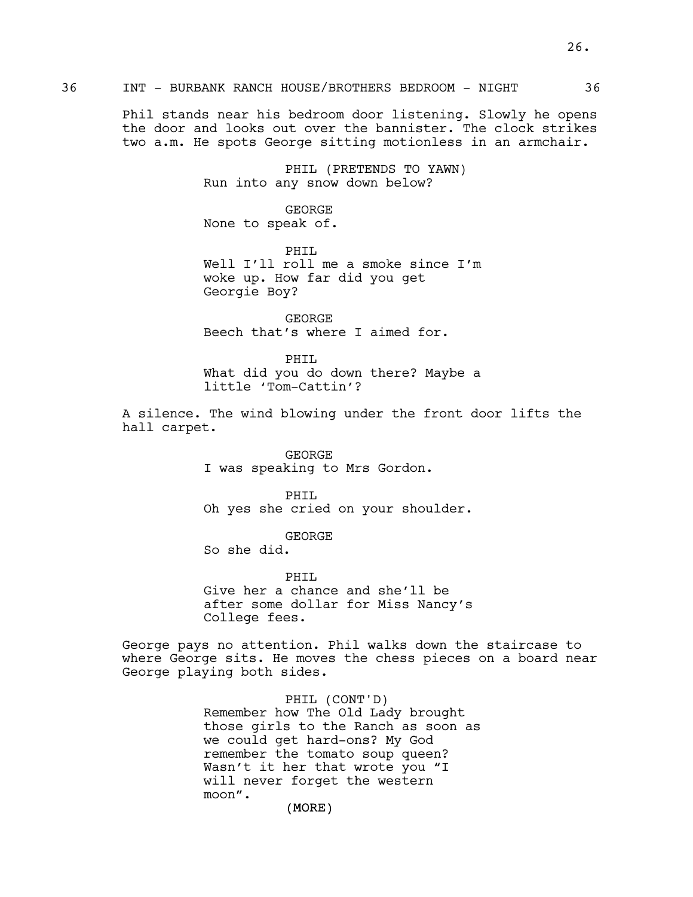36 INT - BURBANK RANCH HOUSE/BROTHERS BEDROOM - NIGHT 36

Phil stands near his bedroom door listening. Slowly he opens the door and looks out over the bannister. The clock strikes two a.m. He spots George sitting motionless in an armchair.

PHIL (PRETENDS TO YAWN)
Run into any snow down below?

GEORGE
None to speak of.

PHIL
Well I'll roll me a smoke since I'm woke up. How far did you get Georgie Boy?

GEORGE
Beech that's where I aimed for.

PHIL
What did you do down there? Maybe a little 'Tom-Cattin'?

A silence. The wind blowing under the front door lifts the hall carpet.

GEORGE
I was speaking to Mrs Gordon.

PHIL
Oh yes she cried on your shoulder.

GEORGE
So she did.

PHIL
Give her a chance and she'll be after some dollar for Miss Nancy's College fees.

George pays no attention. Phil walks down the staircase to where George sits. He moves the chess pieces on a board near George playing both sides.

PHIL (CONT'D)
Remember how The Old Lady brought those girls to the Ranch as soon as we could get hard-ons? My God remember the tomato soup queen? Wasn't it her that wrote you "I will never forget the western moon".
(MORE)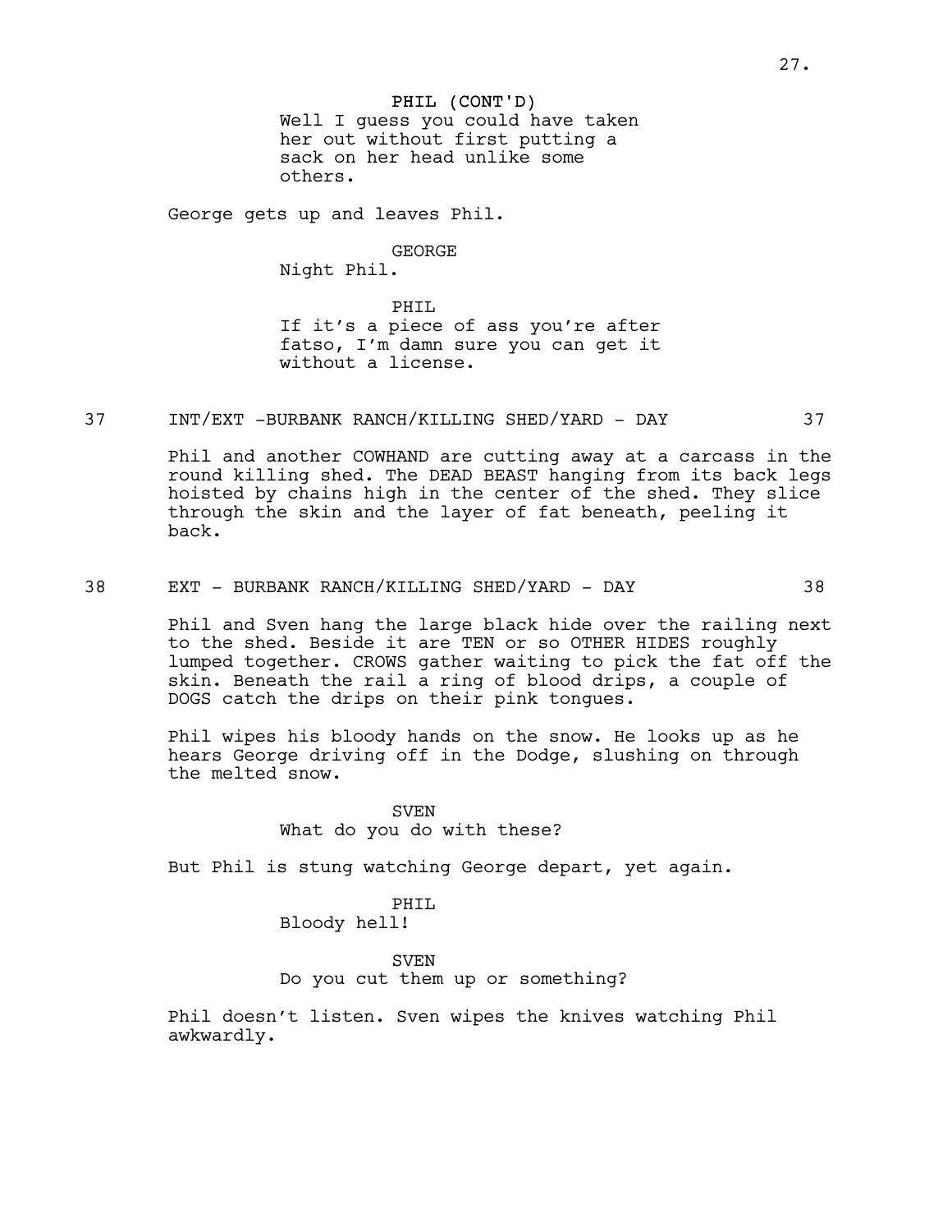PHIL (CONT'D)
Well I guess you could have taken her out without first putting a sack on her head unlike some others.

George gets up and leaves Phil.

GEORGE
Night Phil.

PHIL
If it's a piece of ass you're after fatso, I'm damn sure you can get it without a license.

37 INT/EXT -BURBANK RANCH/KILLING SHED/YARD - DAY 37

Phil and another COWHAND are cutting away at a carcass in the round killing shed. The DEAD BEAST hanging from its back legs hoisted by chains high in the center of the shed. They slice through the skin and the layer of fat beneath, peeling it back.

38 EXT - BURBANK RANCH/KILLING SHED/YARD - DAY 38

Phil and Sven hang the large black hide over the railing next to the shed. Beside it are TEN or so OTHER HIDES roughly lumped together. CROWS gather waiting to pick the fat off the skin. Beneath the rail a ring of blood drips, a couple of DOGS catch the drips on their pink tongues.

Phil wipes his bloody hands on the snow. He looks up as he hears George driving off in the Dodge, slushing on through the melted snow.

SVEN
What do you do with these?

But Phil is stung watching George depart, yet again.

PHIL
Bloody hell!

SVEN
Do you cut them up or something?

Phil doesn't listen. Sven wipes the knives watching Phil awkwardly.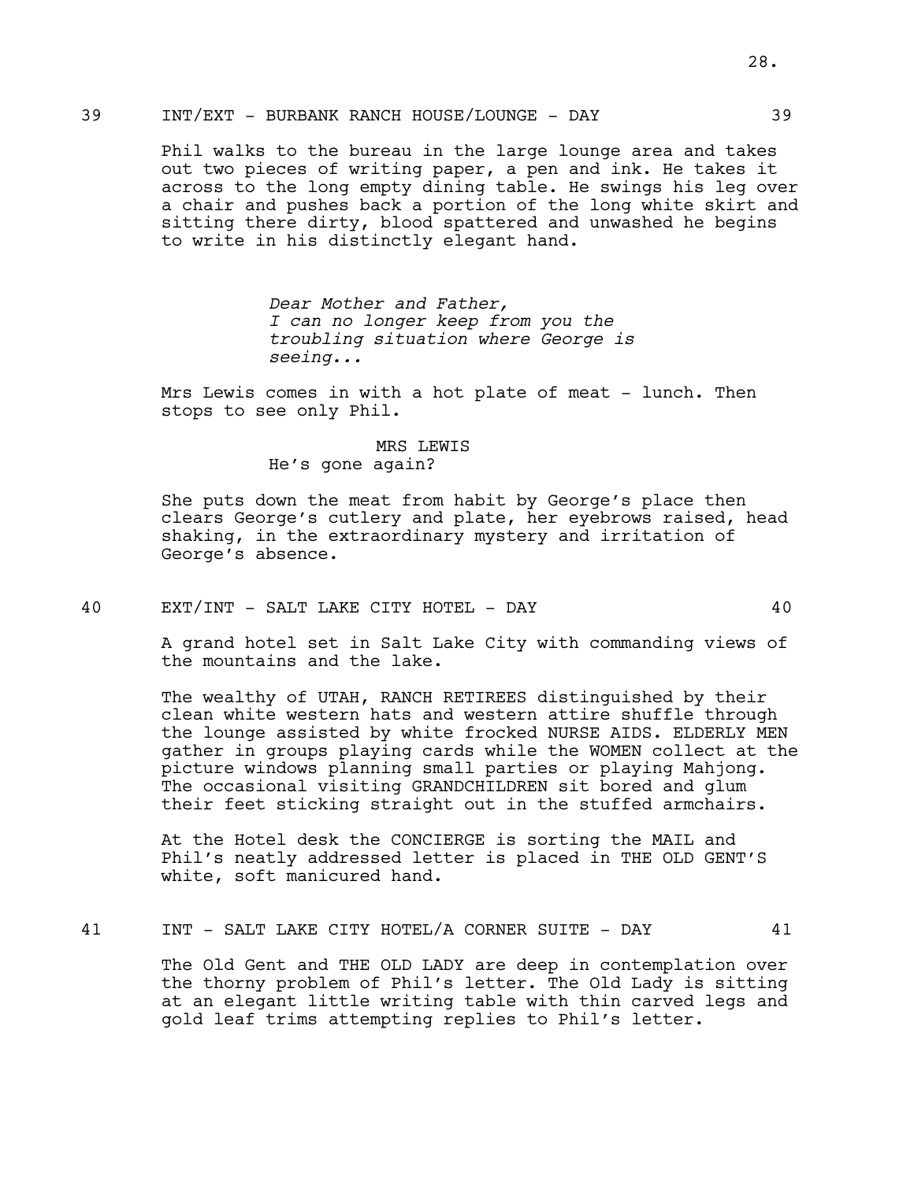39 INT/EXT - BURBANK RANCH HOUSE/LOUNGE - DAY 39

Phil walks to the bureau in the large lounge area and takes out two pieces of writing paper, a pen and ink. He takes it across to the long empty dining table. He swings his leg over a chair and pushes back a portion of the long white skirt and sitting there dirty, blood spattered and unwashed he begins to write in his distinctly elegant hand.

*Dear Mother and Father,*
*I can no longer keep from you the troubling situation where George is seeing...*

Mrs Lewis comes in with a hot plate of meat - lunch. Then stops to see only Phil.

MRS LEWIS
He's gone again?

She puts down the meat from habit by George's place then clears George's cutlery and plate, her eyebrows raised, head shaking, in the extraordinary mystery and irritation of George's absence.

40 EXT/INT - SALT LAKE CITY HOTEL - DAY 40

A grand hotel set in Salt Lake City with commanding views of the mountains and the lake.

The wealthy of UTAH, RANCH RETIREES distinguished by their clean white western hats and western attire shuffle through the lounge assisted by white frocked NURSE AIDS. ELDERLY MEN gather in groups playing cards while the WOMEN collect at the picture windows planning small parties or playing Mahjong. The occasional visiting GRANDCHILDREN sit bored and glum their feet sticking straight out in the stuffed armchairs.

At the Hotel desk the CONCIERGE is sorting the MAIL and Phil's neatly addressed letter is placed in THE OLD GENT'S white, soft manicured hand.

41 INT - SALT LAKE CITY HOTEL/A CORNER SUITE - DAY 41

The Old Gent and THE OLD LADY are deep in contemplation over the thorny problem of Phil's letter. The Old Lady is sitting at an elegant little writing table with thin carved legs and gold leaf trims attempting replies to Phil's letter.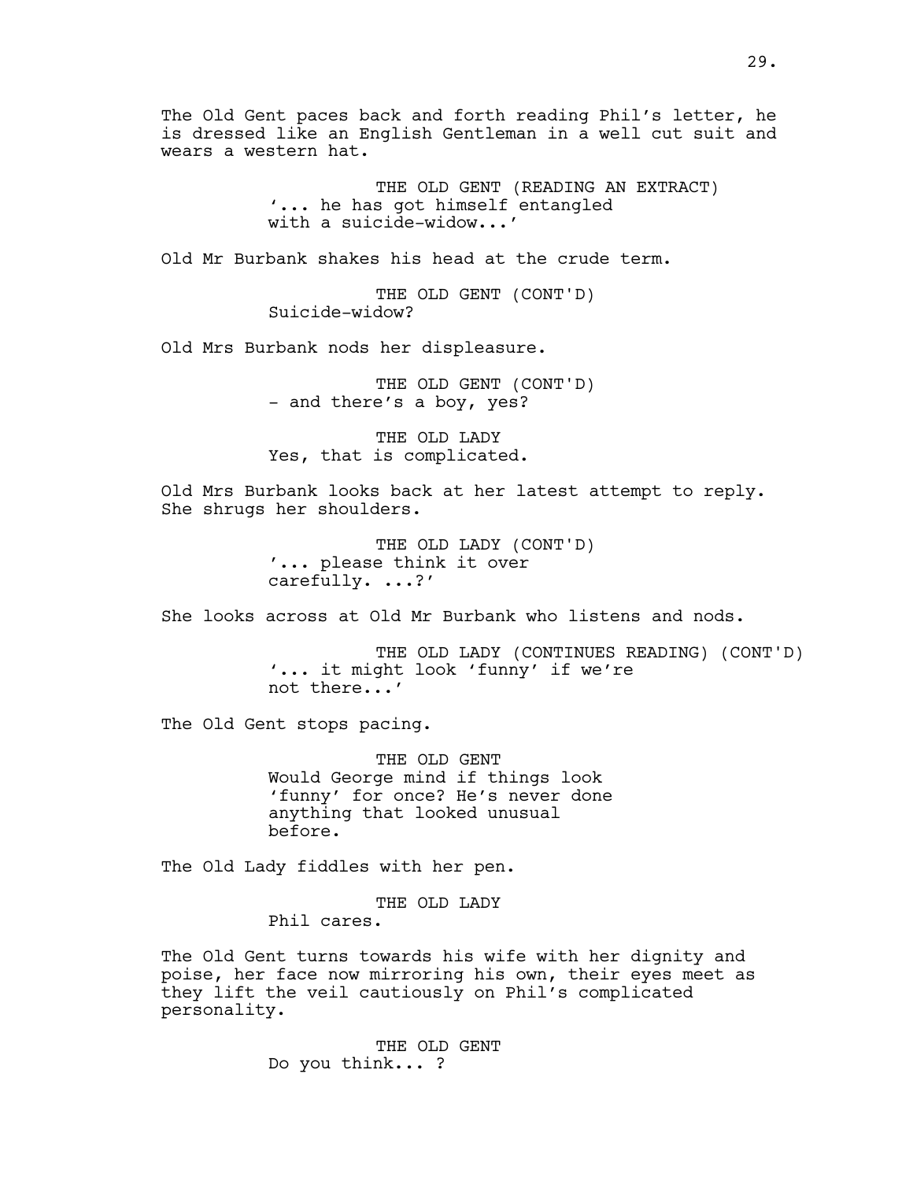The Old Gent paces back and forth reading Phil's letter, he is dressed like an English Gentleman in a well cut suit and wears a western hat.

THE OLD GENT (READING AN EXTRACT)
'... he has got himself entangled with a suicide-widow...'

Old Mr Burbank shakes his head at the crude term.

THE OLD GENT (CONT'D)
Suicide-widow?

Old Mrs Burbank nods her displeasure.

THE OLD GENT (CONT'D)
- and there's a boy, yes?

THE OLD LADY
Yes, that is complicated.

Old Mrs Burbank looks back at her latest attempt to reply. She shrugs her shoulders.

THE OLD LADY (CONT'D)
'... please think it over carefully. ...?'

She looks across at Old Mr Burbank who listens and nods.

THE OLD LADY (CONTINUES READING) (CONT'D)
'... it might look 'funny' if we're not there...'

The Old Gent stops pacing.

THE OLD GENT
Would George mind if things look 'funny' for once? He's never done anything that looked unusual before.

The Old Lady fiddles with her pen.

THE OLD LADY
Phil cares.

The Old Gent turns towards his wife with her dignity and poise, her face now mirroring his own, their eyes meet as they lift the veil cautiously on Phil's complicated personality.

THE OLD GENT
Do you think... ?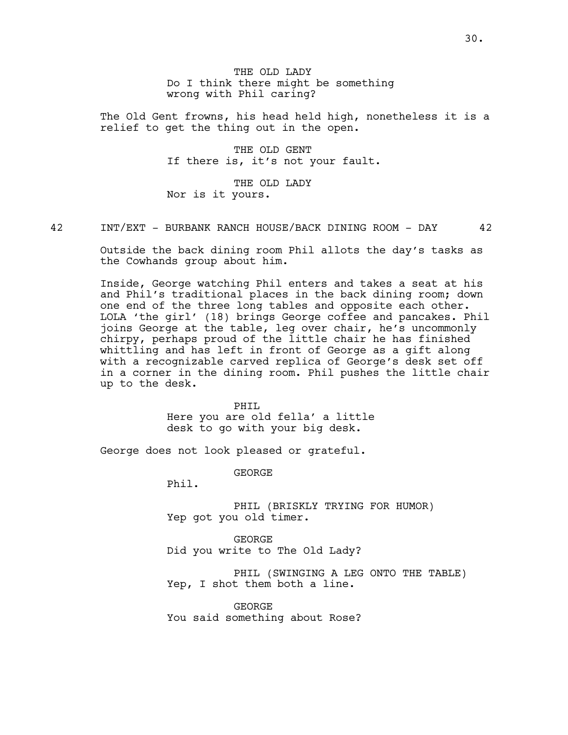THE OLD LADY
Do I think there might be something wrong with Phil caring?

The Old Gent frowns, his head held high, nonetheless it is a relief to get the thing out in the open.

THE OLD GENT
If there is, it's not your fault.

THE OLD LADY
Nor is it yours.

42 INT/EXT - BURBANK RANCH HOUSE/BACK DINING ROOM - DAY 42

Outside the back dining room Phil allots the day's tasks as the Cowhands group about him.

Inside, George watching Phil enters and takes a seat at his and Phil's traditional places in the back dining room; down one end of the three long tables and opposite each other. LOLA 'the girl' (18) brings George coffee and pancakes. Phil joins George at the table, leg over chair, he's uncommonly chirpy, perhaps proud of the little chair he has finished whittling and has left in front of George as a gift along with a recognizable carved replica of George's desk set off in a corner in the dining room. Phil pushes the little chair up to the desk.

PHIL
Here you are old fella' a little desk to go with your big desk.

George does not look pleased or grateful.

GEORGE
Phil.

PHIL (BRISKLY TRYING FOR HUMOR)
Yep got you old timer.

GEORGE
Did you write to The Old Lady?

PHIL (SWINGING A LEG ONTO THE TABLE)
Yep, I shot them both a line.

GEORGE
You said something about Rose?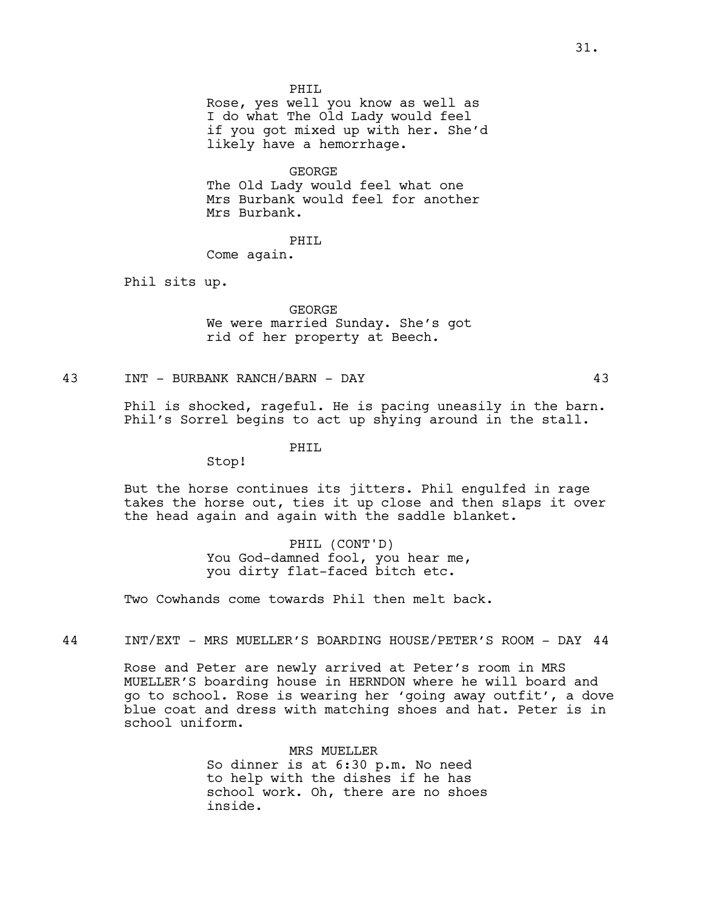PHIL
Rose, yes well you know as well as I do what The Old Lady would feel if you got mixed up with her. She'd likely have a hemorrhage.

GEORGE
The Old Lady would feel what one Mrs Burbank would feel for another Mrs Burbank.

PHIL
Come again.

Phil sits up.

GEORGE
We were married Sunday. She's got rid of her property at Beech.

43 INT - BURBANK RANCH/BARN - DAY 43

Phil is shocked, rageful. He is pacing uneasily in the barn. Phil's Sorrel begins to act up shying around in the stall.

PHIL
Stop!

But the horse continues its jitters. Phil engulfed in rage takes the horse out, ties it up close and then slaps it over the head again and again with the saddle blanket.

PHIL (CONT'D)
You God-damned fool, you hear me, you dirty flat-faced bitch etc.

Two Cowhands come towards Phil then melt back.

44 INT/EXT - MRS MUELLER'S BOARDING HOUSE/PETER'S ROOM - DAY 44

Rose and Peter are newly arrived at Peter's room in MRS MUELLER'S boarding house in HERNDON where he will board and go to school. Rose is wearing her 'going away outfit', a dove blue coat and dress with matching shoes and hat. Peter is in school uniform.

MRS MUELLER
So dinner is at 6:30 p.m. No need to help with the dishes if he has school work. Oh, there are no shoes inside.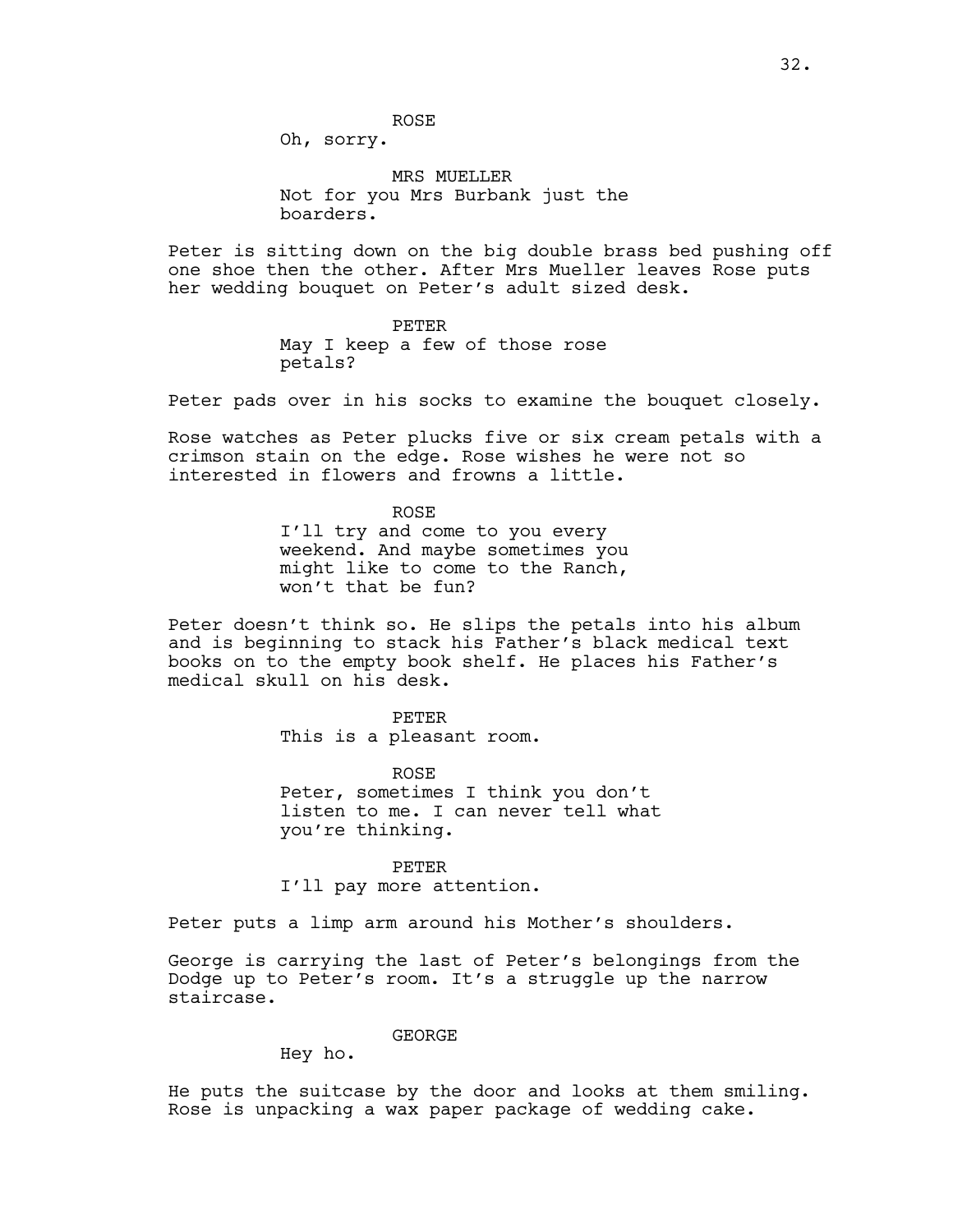ROSE
Oh, sorry.

MRS MUELLER
Not for you Mrs Burbank just the boarders.

Peter is sitting down on the big double brass bed pushing off one shoe then the other. After Mrs Mueller leaves Rose puts her wedding bouquet on Peter's adult sized desk.

PETER
May I keep a few of those rose petals?

Peter pads over in his socks to examine the bouquet closely.

Rose watches as Peter plucks five or six cream petals with a crimson stain on the edge. Rose wishes he were not so interested in flowers and frowns a little.

ROSE
I'll try and come to you every weekend. And maybe sometimes you might like to come to the Ranch, won't that be fun?

Peter doesn't think so. He slips the petals into his album and is beginning to stack his Father's black medical text books on to the empty book shelf. He places his Father's medical skull on his desk.

PETER
This is a pleasant room.

ROSE
Peter, sometimes I think you don't listen to me. I can never tell what you're thinking.

PETER
I'll pay more attention.

Peter puts a limp arm around his Mother's shoulders.

George is carrying the last of Peter's belongings from the Dodge up to Peter's room. It's a struggle up the narrow staircase.

GEORGE
Hey ho.

He puts the suitcase by the door and looks at them smiling. Rose is unpacking a wax paper package of wedding cake.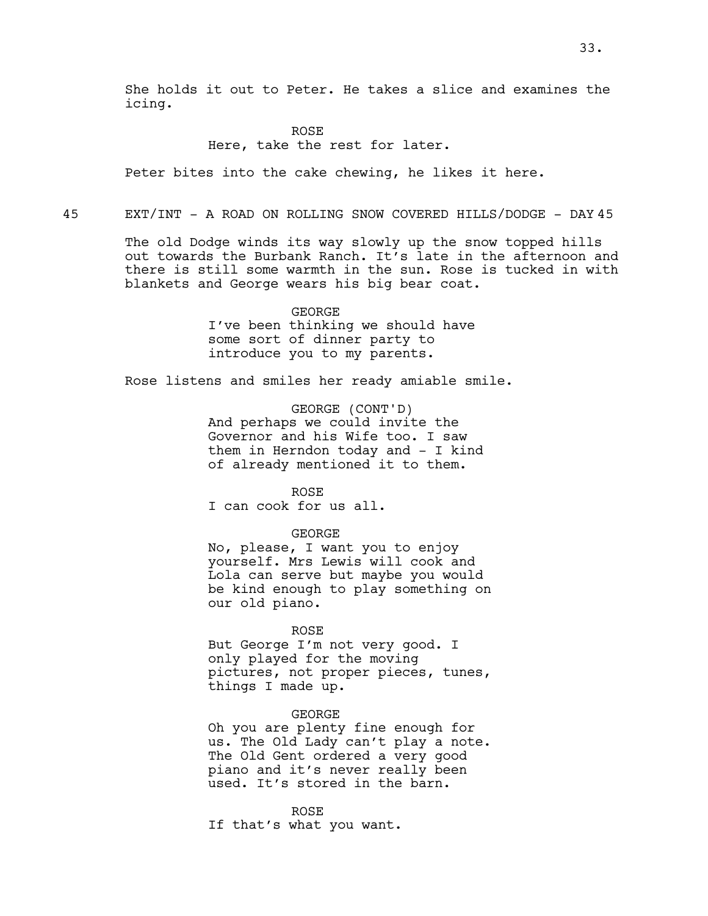She holds it out to Peter. He takes a slice and examines the icing.

ROSE
Here, take the rest for later.

Peter bites into the cake chewing, he likes it here.

45 EXT/INT - A ROAD ON ROLLING SNOW COVERED HILLS/DODGE - DAY 45

The old Dodge winds its way slowly up the snow topped hills out towards the Burbank Ranch. It's late in the afternoon and there is still some warmth in the sun. Rose is tucked in with blankets and George wears his big bear coat.

GEORGE
I've been thinking we should have some sort of dinner party to introduce you to my parents.

Rose listens and smiles her ready amiable smile.

GEORGE (CONT'D)
And perhaps we could invite the Governor and his Wife too. I saw them in Herndon today and - I kind of already mentioned it to them.

ROSE
I can cook for us all.

GEORGE
No, please, I want you to enjoy yourself. Mrs Lewis will cook and Lola can serve but maybe you would be kind enough to play something on our old piano.

ROSE
But George I'm not very good. I only played for the moving pictures, not proper pieces, tunes, things I made up.

GEORGE
Oh you are plenty fine enough for us. The Old Lady can't play a note. The Old Gent ordered a very good piano and it's never really been used. It's stored in the barn.

ROSE
If that's what you want.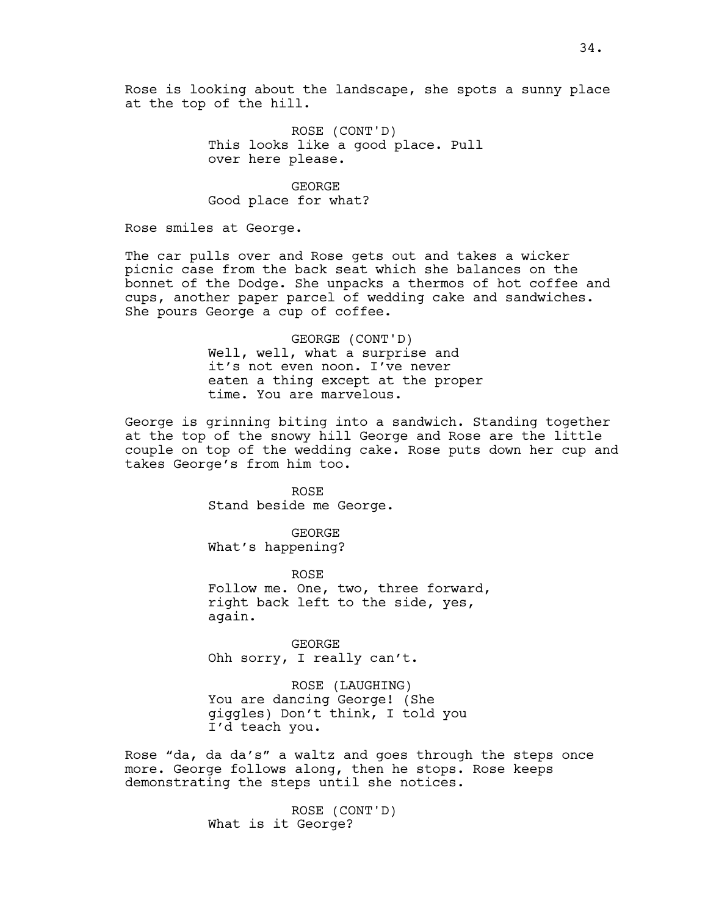Rose is looking about the landscape, she spots a sunny place at the top of the hill.

ROSE (CONT'D)
This looks like a good place. Pull over here please.

GEORGE
Good place for what?

Rose smiles at George.

The car pulls over and Rose gets out and takes a wicker picnic case from the back seat which she balances on the bonnet of the Dodge. She unpacks a thermos of hot coffee and cups, another paper parcel of wedding cake and sandwiches. She pours George a cup of coffee.

GEORGE (CONT'D)
Well, well, what a surprise and it's not even noon. I've never eaten a thing except at the proper time. You are marvelous.

George is grinning biting into a sandwich. Standing together at the top of the snowy hill George and Rose are the little couple on top of the wedding cake. Rose puts down her cup and takes George's from him too.

ROSE
Stand beside me George.

GEORGE
What's happening?

ROSE
Follow me. One, two, three forward, right back left to the side, yes, again.

GEORGE
Ohh sorry, I really can't.

ROSE (LAUGHING)
You are dancing George! (She giggles) Don't think, I told you I'd teach you.

Rose "da, da da's" a waltz and goes through the steps once more. George follows along, then he stops. Rose keeps demonstrating the steps until she notices.

ROSE (CONT'D)
What is it George?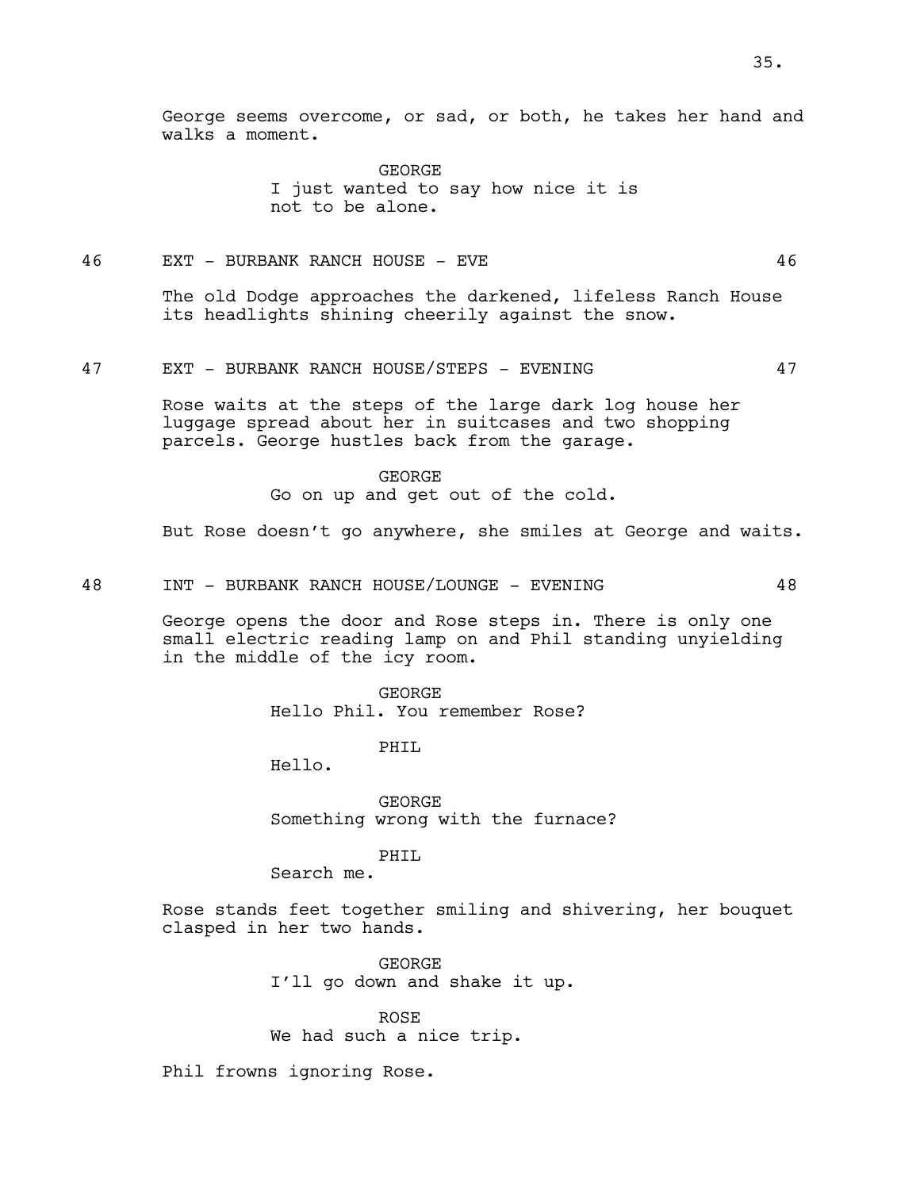George seems overcome, or sad, or both, he takes her hand and walks a moment.

GEORGE
I just wanted to say how nice it is not to be alone.

46 EXT - BURBANK RANCH HOUSE - EVE 46

The old Dodge approaches the darkened, lifeless Ranch House its headlights shining cheerily against the snow.

47 EXT - BURBANK RANCH HOUSE/STEPS - EVENING 47

Rose waits at the steps of the large dark log house her luggage spread about her in suitcases and two shopping parcels. George hustles back from the garage.

GEORGE
Go on up and get out of the cold.

But Rose doesn't go anywhere, she smiles at George and waits.

48 INT - BURBANK RANCH HOUSE/LOUNGE - EVENING 48

George opens the door and Rose steps in. There is only one small electric reading lamp on and Phil standing unyielding in the middle of the icy room.

GEORGE
Hello Phil. You remember Rose?

PHIL
Hello.

GEORGE
Something wrong with the furnace?

PHIL
Search me.

Rose stands feet together smiling and shivering, her bouquet clasped in her two hands.

GEORGE
I'll go down and shake it up.

ROSE
We had such a nice trip.

Phil frowns ignoring Rose.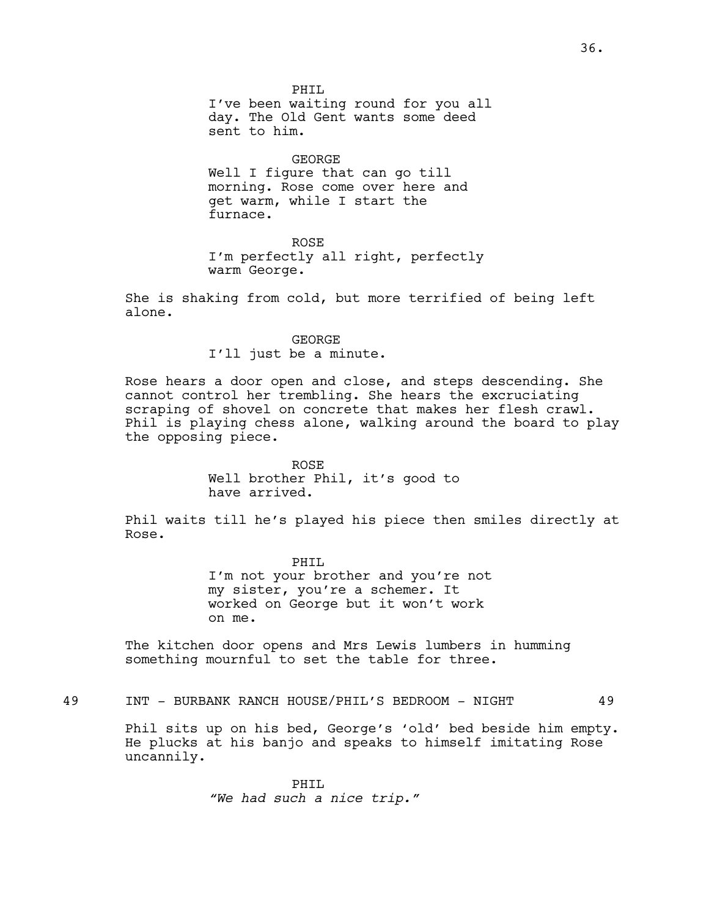PHIL
I've been waiting round for you all day. The Old Gent wants some deed sent to him.

GEORGE
Well I figure that can go till morning. Rose come over here and get warm, while I start the furnace.

ROSE
I'm perfectly all right, perfectly warm George.

She is shaking from cold, but more terrified of being left alone.

GEORGE
I'll just be a minute.

Rose hears a door open and close, and steps descending. She cannot control her trembling. She hears the excruciating scraping of shovel on concrete that makes her flesh crawl. Phil is playing chess alone, walking around the board to play the opposing piece.

ROSE
Well brother Phil, it's good to have arrived.

Phil waits till he's played his piece then smiles directly at Rose.

PHIL
I'm not your brother and you're not my sister, you're a schemer. It worked on George but it won't work on me.

The kitchen door opens and Mrs Lewis lumbers in humming something mournful to set the table for three.

49 INT - BURBANK RANCH HOUSE/PHIL'S BEDROOM - NIGHT 49

Phil sits up on his bed, George's 'old' bed beside him empty. He plucks at his banjo and speaks to himself imitating Rose uncannily.

PHIL
*"We had such a nice trip."*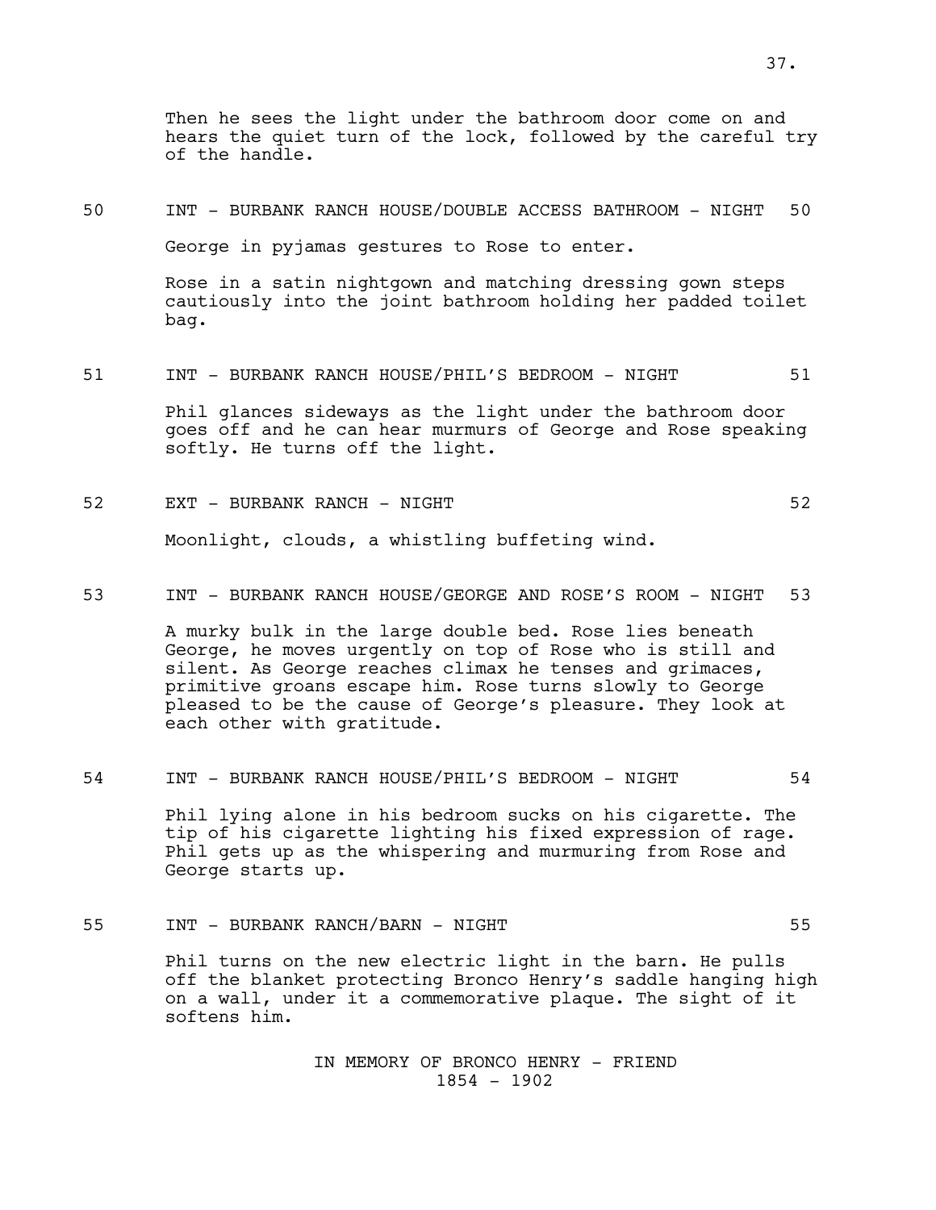Then he sees the light under the bathroom door come on and hears the quiet turn of the lock, followed by the careful try of the handle.

50 INT - BURBANK RANCH HOUSE/DOUBLE ACCESS BATHROOM - NIGHT 50

George in pyjamas gestures to Rose to enter.

Rose in a satin nightgown and matching dressing gown steps cautiously into the joint bathroom holding her padded toilet bag.

51 INT - BURBANK RANCH HOUSE/PHIL'S BEDROOM - NIGHT 51

Phil glances sideways as the light under the bathroom door goes off and he can hear murmurs of George and Rose speaking softly. He turns off the light.

52 EXT - BURBANK RANCH - NIGHT 52

Moonlight, clouds, a whistling buffeting wind.

53 INT - BURBANK RANCH HOUSE/GEORGE AND ROSE'S ROOM - NIGHT 53

A murky bulk in the large double bed. Rose lies beneath George, he moves urgently on top of Rose who is still and silent. As George reaches climax he tenses and grimaces, primitive groans escape him. Rose turns slowly to George pleased to be the cause of George's pleasure. They look at each other with gratitude.

54 INT - BURBANK RANCH HOUSE/PHIL'S BEDROOM - NIGHT 54

Phil lying alone in his bedroom sucks on his cigarette. The tip of his cigarette lighting his fixed expression of rage. Phil gets up as the whispering and murmuring from Rose and George starts up.

55 INT - BURBANK RANCH/BARN - NIGHT 55

Phil turns on the new electric light in the barn. He pulls off the blanket protecting Bronco Henry's saddle hanging high on a wall, under it a commemorative plaque. The sight of it softens him.

IN MEMORY OF BRONCO HENRY - FRIEND
1854 - 1902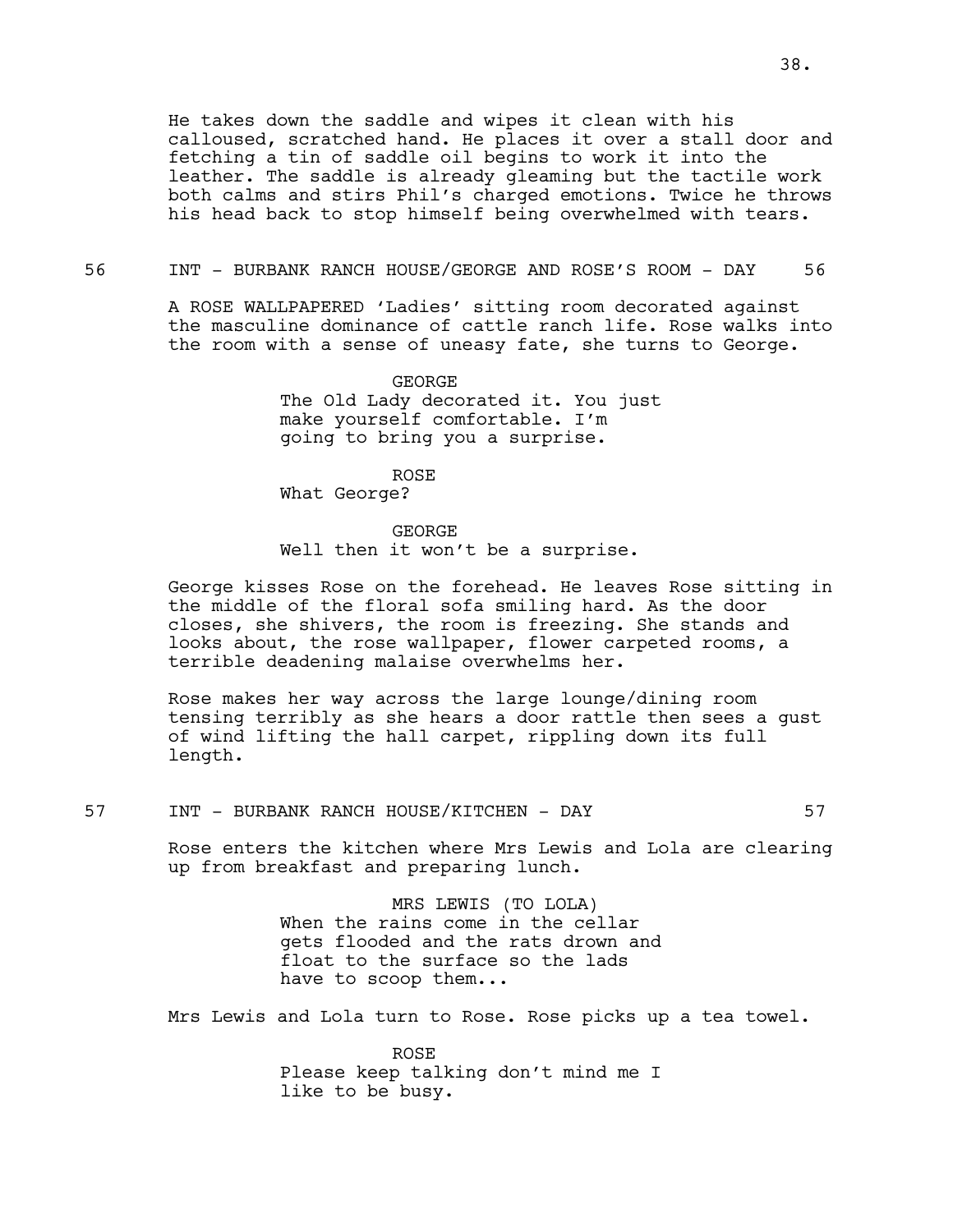He takes down the saddle and wipes it clean with his calloused, scratched hand. He places it over a stall door and fetching a tin of saddle oil begins to work it into the leather. The saddle is already gleaming but the tactile work both calms and stirs Phil's charged emotions. Twice he throws his head back to stop himself being overwhelmed with tears.

56 INT - BURBANK RANCH HOUSE/GEORGE AND ROSE'S ROOM - DAY 56

A ROSE WALLPAPERED 'Ladies' sitting room decorated against the masculine dominance of cattle ranch life. Rose walks into the room with a sense of uneasy fate, she turns to George.

GEORGE
The Old Lady decorated it. You just make yourself comfortable. I'm going to bring you a surprise.

ROSE
What George?

GEORGE
Well then it won't be a surprise.

George kisses Rose on the forehead. He leaves Rose sitting in the middle of the floral sofa smiling hard. As the door closes, she shivers, the room is freezing. She stands and looks about, the rose wallpaper, flower carpeted rooms, a terrible deadening malaise overwhelms her.

Rose makes her way across the large lounge/dining room tensing terribly as she hears a door rattle then sees a gust of wind lifting the hall carpet, rippling down its full length.

57 INT - BURBANK RANCH HOUSE/KITCHEN - DAY 57

Rose enters the kitchen where Mrs Lewis and Lola are clearing up from breakfast and preparing lunch.

MRS LEWIS (TO LOLA)
When the rains come in the cellar gets flooded and the rats drown and float to the surface so the lads have to scoop them...

Mrs Lewis and Lola turn to Rose. Rose picks up a tea towel.

ROSE
Please keep talking don't mind me I like to be busy.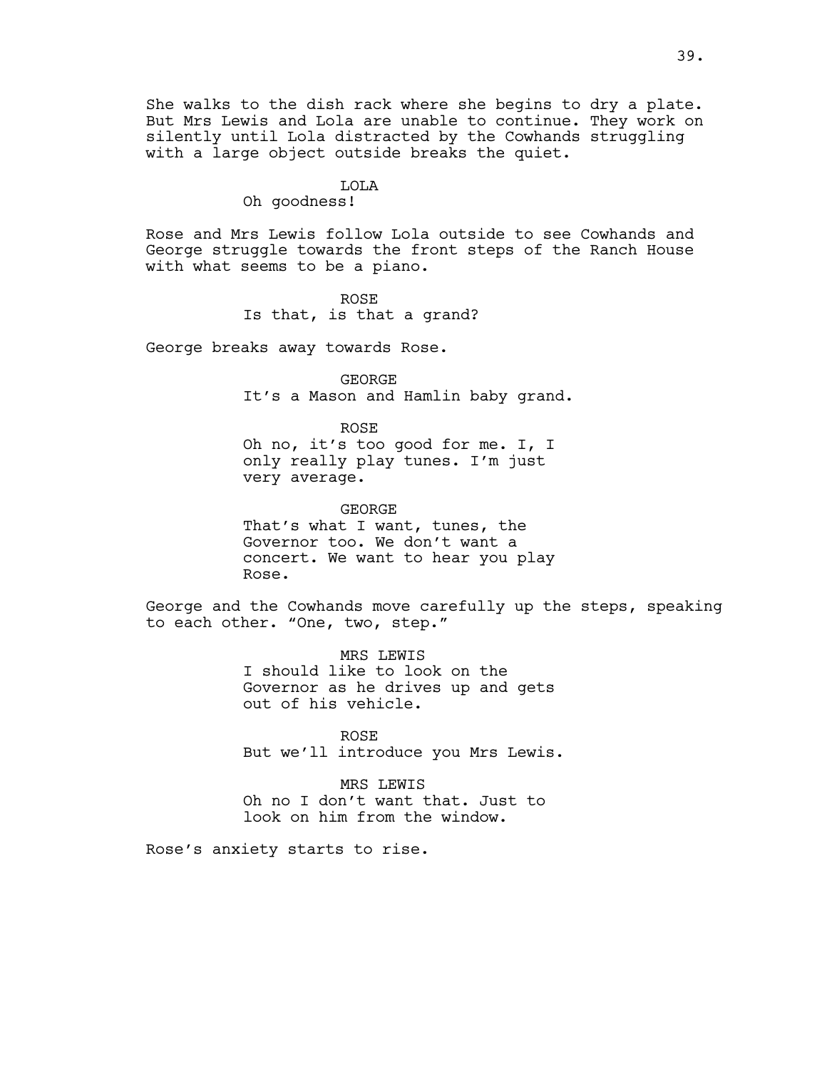She walks to the dish rack where she begins to dry a plate. But Mrs Lewis and Lola are unable to continue. They work on silently until Lola distracted by the Cowhands struggling with a large object outside breaks the quiet.

LOLA
Oh goodness!

Rose and Mrs Lewis follow Lola outside to see Cowhands and George struggle towards the front steps of the Ranch House with what seems to be a piano.

ROSE
Is that, is that a grand?

George breaks away towards Rose.

GEORGE
It's a Mason and Hamlin baby grand.

ROSE
Oh no, it's too good for me. I, I only really play tunes. I'm just very average.

GEORGE
That's what I want, tunes, the Governor too. We don't want a concert. We want to hear you play Rose.

George and the Cowhands move carefully up the steps, speaking to each other. "One, two, step."

MRS LEWIS
I should like to look on the Governor as he drives up and gets out of his vehicle.

ROSE
But we'll introduce you Mrs Lewis.

MRS LEWIS
Oh no I don't want that. Just to look on him from the window.

Rose's anxiety starts to rise.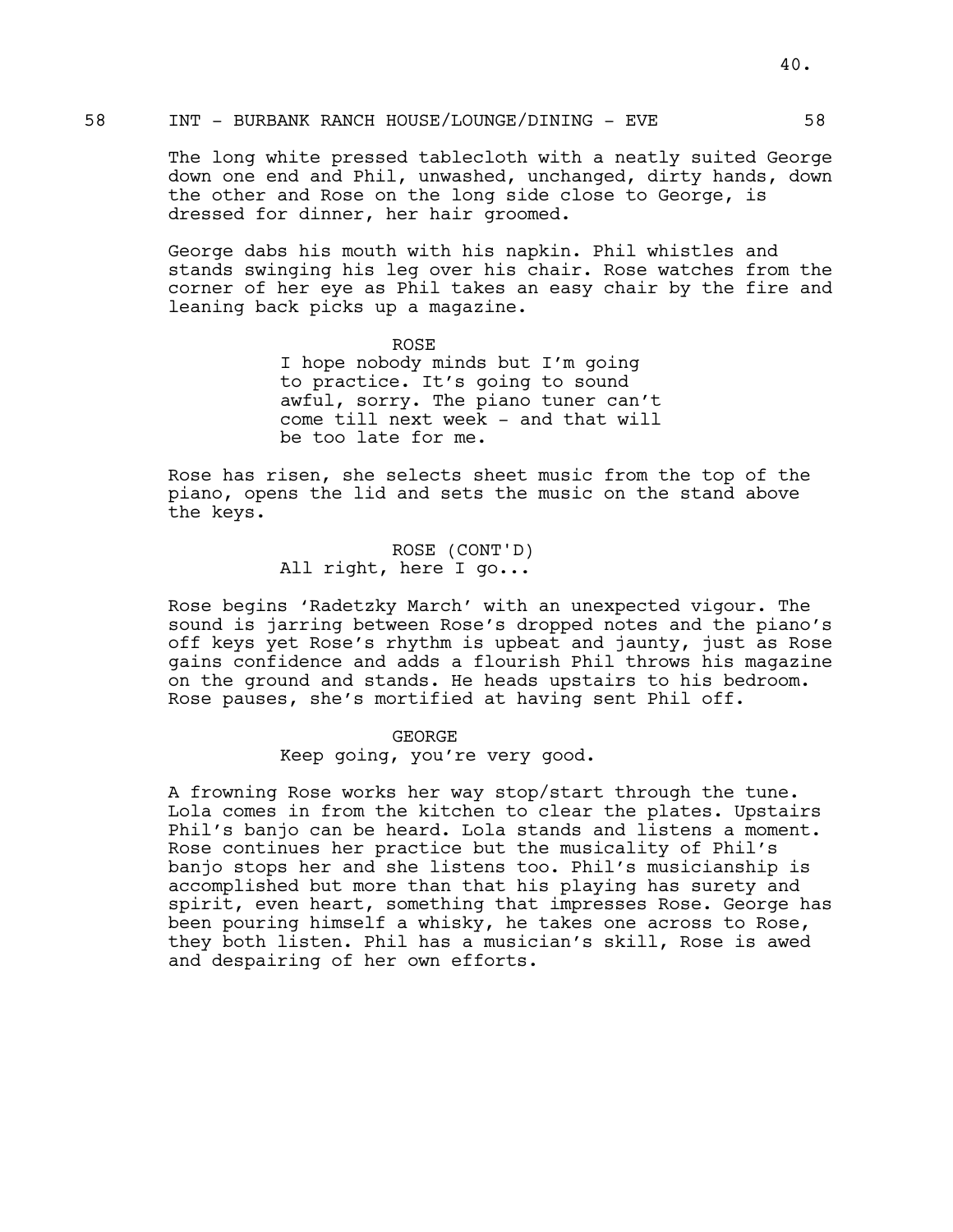58 INT - BURBANK RANCH HOUSE/LOUNGE/DINING - EVE 58

The long white pressed tablecloth with a neatly suited George down one end and Phil, unwashed, unchanged, dirty hands, down the other and Rose on the long side close to George, is dressed for dinner, her hair groomed.

George dabs his mouth with his napkin. Phil whistles and stands swinging his leg over his chair. Rose watches from the corner of her eye as Phil takes an easy chair by the fire and leaning back picks up a magazine.

ROSE
I hope nobody minds but I'm going to practice. It's going to sound awful, sorry. The piano tuner can't come till next week - and that will be too late for me.

Rose has risen, she selects sheet music from the top of the piano, opens the lid and sets the music on the stand above the keys.

ROSE (CONT'D)
All right, here I go...

Rose begins 'Radetzky March' with an unexpected vigour. The sound is jarring between Rose's dropped notes and the piano's off keys yet Rose's rhythm is upbeat and jaunty, just as Rose gains confidence and adds a flourish Phil throws his magazine on the ground and stands. He heads upstairs to his bedroom. Rose pauses, she's mortified at having sent Phil off.

GEORGE
Keep going, you're very good.

A frowning Rose works her way stop/start through the tune. Lola comes in from the kitchen to clear the plates. Upstairs Phil's banjo can be heard. Lola stands and listens a moment. Rose continues her practice but the musicality of Phil's banjo stops her and she listens too. Phil's musicianship is accomplished but more than that his playing has surety and spirit, even heart, something that impresses Rose. George has been pouring himself a whisky, he takes one across to Rose, they both listen. Phil has a musician's skill, Rose is awed and despairing of her own efforts.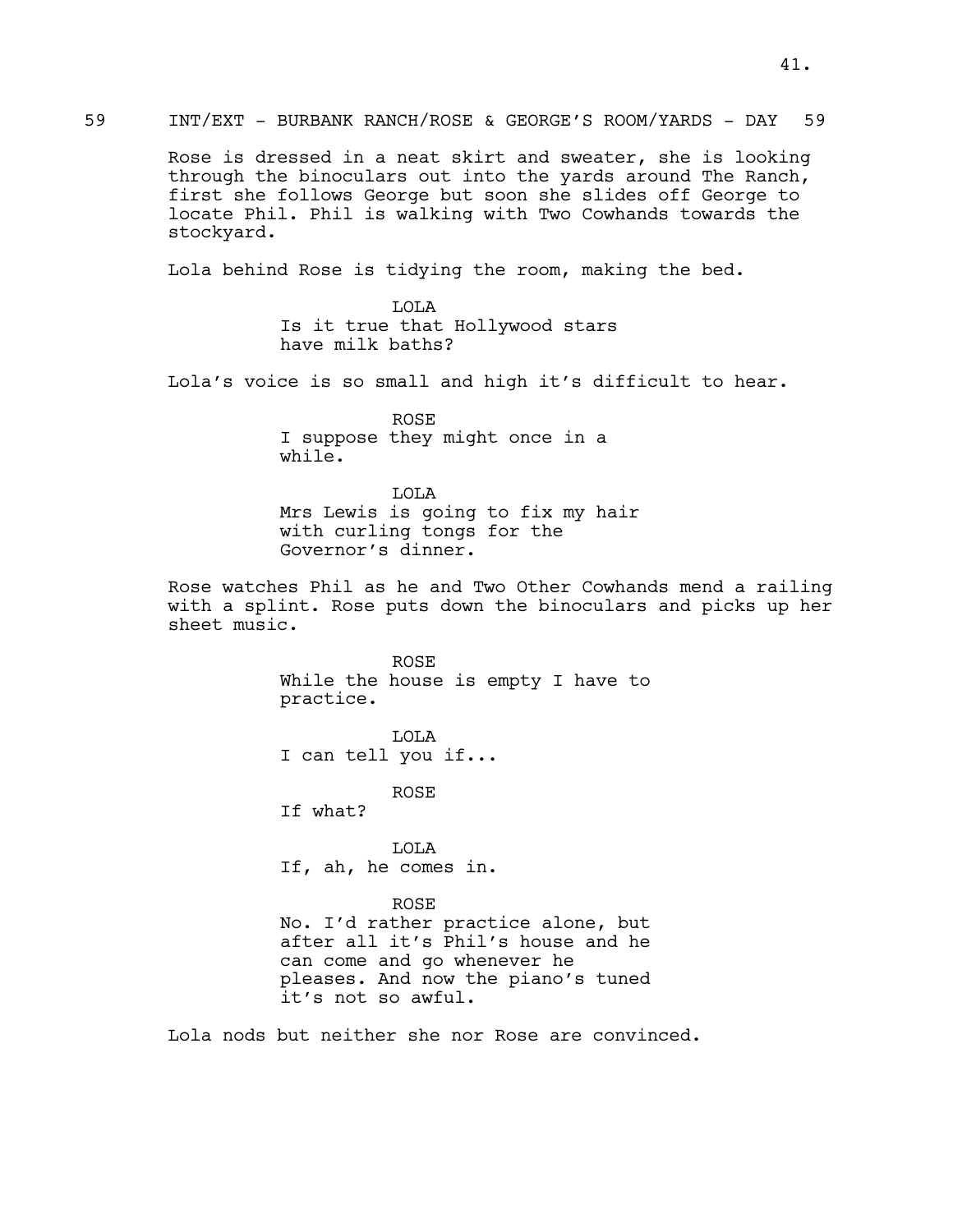59 INT/EXT - BURBANK RANCH/ROSE & GEORGE'S ROOM/YARDS - DAY 59

Rose is dressed in a neat skirt and sweater, she is looking through the binoculars out into the yards around The Ranch, first she follows George but soon she slides off George to locate Phil. Phil is walking with Two Cowhands towards the stockyard.

Lola behind Rose is tidying the room, making the bed.

LOLA
Is it true that Hollywood stars have milk baths?

Lola's voice is so small and high it's difficult to hear.

ROSE
I suppose they might once in a while.

LOLA
Mrs Lewis is going to fix my hair with curling tongs for the Governor's dinner.

Rose watches Phil as he and Two Other Cowhands mend a railing with a splint. Rose puts down the binoculars and picks up her sheet music.

ROSE
While the house is empty I have to practice.

LOLA
I can tell you if...

ROSE
If what?

LOLA
If, ah, he comes in.

ROSE
No. I'd rather practice alone, but after all it's Phil's house and he can come and go whenever he pleases. And now the piano's tuned it's not so awful.

Lola nods but neither she nor Rose are convinced.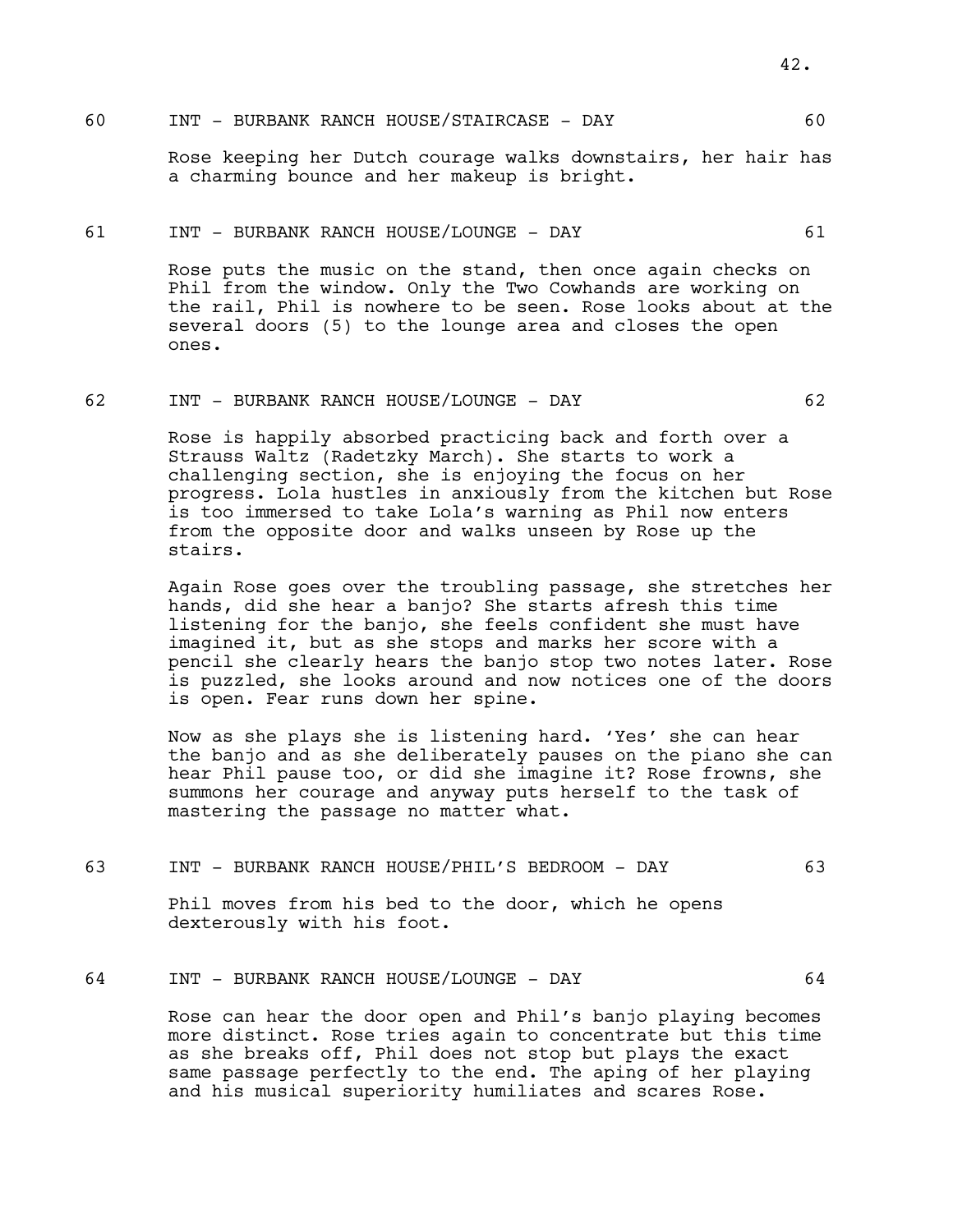60 INT - BURBANK RANCH HOUSE/STAIRCASE - DAY 60

Rose keeping her Dutch courage walks downstairs, her hair has a charming bounce and her makeup is bright.

61 INT - BURBANK RANCH HOUSE/LOUNGE - DAY 61

Rose puts the music on the stand, then once again checks on Phil from the window. Only the Two Cowhands are working on the rail, Phil is nowhere to be seen. Rose looks about at the several doors (5) to the lounge area and closes the open ones.

62 INT - BURBANK RANCH HOUSE/LOUNGE - DAY 62

Rose is happily absorbed practicing back and forth over a Strauss Waltz (Radetzky March). She starts to work a challenging section, she is enjoying the focus on her progress. Lola hustles in anxiously from the kitchen but Rose is too immersed to take Lola's warning as Phil now enters from the opposite door and walks unseen by Rose up the stairs.

Again Rose goes over the troubling passage, she stretches her hands, did she hear a banjo? She starts afresh this time listening for the banjo, she feels confident she must have imagined it, but as she stops and marks her score with a pencil she clearly hears the banjo stop two notes later. Rose is puzzled, she looks around and now notices one of the doors is open. Fear runs down her spine.

Now as she plays she is listening hard. 'Yes' she can hear the banjo and as she deliberately pauses on the piano she can hear Phil pause too, or did she imagine it? Rose frowns, she summons her courage and anyway puts herself to the task of mastering the passage no matter what.

63 INT - BURBANK RANCH HOUSE/PHIL'S BEDROOM - DAY 63

Phil moves from his bed to the door, which he opens dexterously with his foot.

64 INT - BURBANK RANCH HOUSE/LOUNGE - DAY 64

Rose can hear the door open and Phil's banjo playing becomes more distinct. Rose tries again to concentrate but this time as she breaks off, Phil does not stop but plays the exact same passage perfectly to the end. The aping of her playing and his musical superiority humiliates and scares Rose.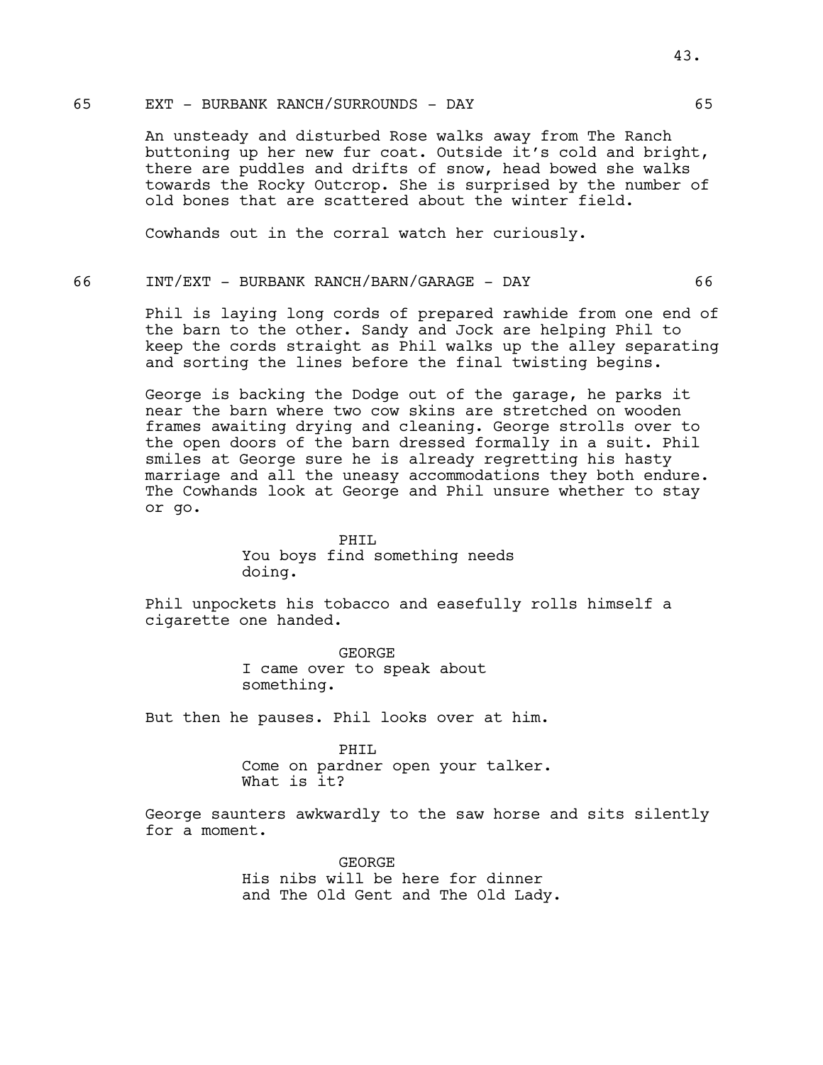65 EXT - BURBANK RANCH/SURROUNDS - DAY 65

An unsteady and disturbed Rose walks away from The Ranch buttoning up her new fur coat. Outside it's cold and bright, there are puddles and drifts of snow, head bowed she walks towards the Rocky Outcrop. She is surprised by the number of old bones that are scattered about the winter field.

Cowhands out in the corral watch her curiously.

66 INT/EXT - BURBANK RANCH/BARN/GARAGE - DAY 66

Phil is laying long cords of prepared rawhide from one end of the barn to the other. Sandy and Jock are helping Phil to keep the cords straight as Phil walks up the alley separating and sorting the lines before the final twisting begins.

George is backing the Dodge out of the garage, he parks it near the barn where two cow skins are stretched on wooden frames awaiting drying and cleaning. George strolls over to the open doors of the barn dressed formally in a suit. Phil smiles at George sure he is already regretting his hasty marriage and all the uneasy accommodations they both endure. The Cowhands look at George and Phil unsure whether to stay or go.

PHIL
You boys find something needs doing.

Phil unpockets his tobacco and easefully rolls himself a cigarette one handed.

GEORGE
I came over to speak about something.

But then he pauses. Phil looks over at him.

PHIL
Come on pardner open your talker. What is it?

George saunters awkwardly to the saw horse and sits silently for a moment.

GEORGE
His nibs will be here for dinner and The Old Gent and The Old Lady.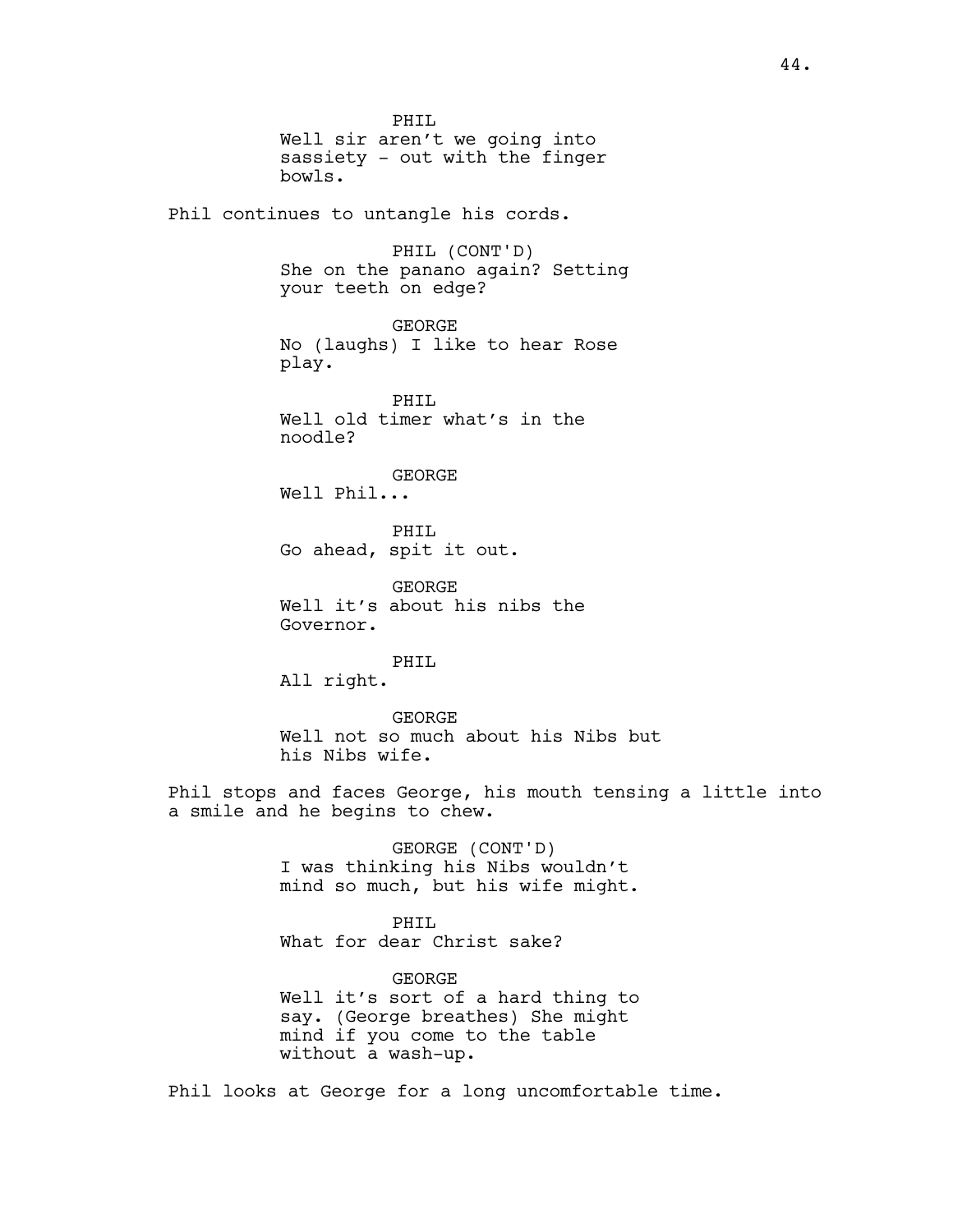PHIL
Well sir aren't we going into sassiety - out with the finger bowls.

Phil continues to untangle his cords.

PHIL (CONT'D)
She on the panano again? Setting your teeth on edge?

GEORGE
No (laughs) I like to hear Rose play.

PHIL
Well old timer what's in the noodle?

GEORGE
Well Phil...

PHIL
Go ahead, spit it out.

GEORGE
Well it's about his nibs the Governor.

PHIL
All right.

GEORGE
Well not so much about his Nibs but his Nibs wife.

Phil stops and faces George, his mouth tensing a little into a smile and he begins to chew.

GEORGE (CONT'D)
I was thinking his Nibs wouldn't mind so much, but his wife might.

PHIL
What for dear Christ sake?

GEORGE
Well it's sort of a hard thing to say. (George breathes) She might mind if you come to the table without a wash-up.

Phil looks at George for a long uncomfortable time.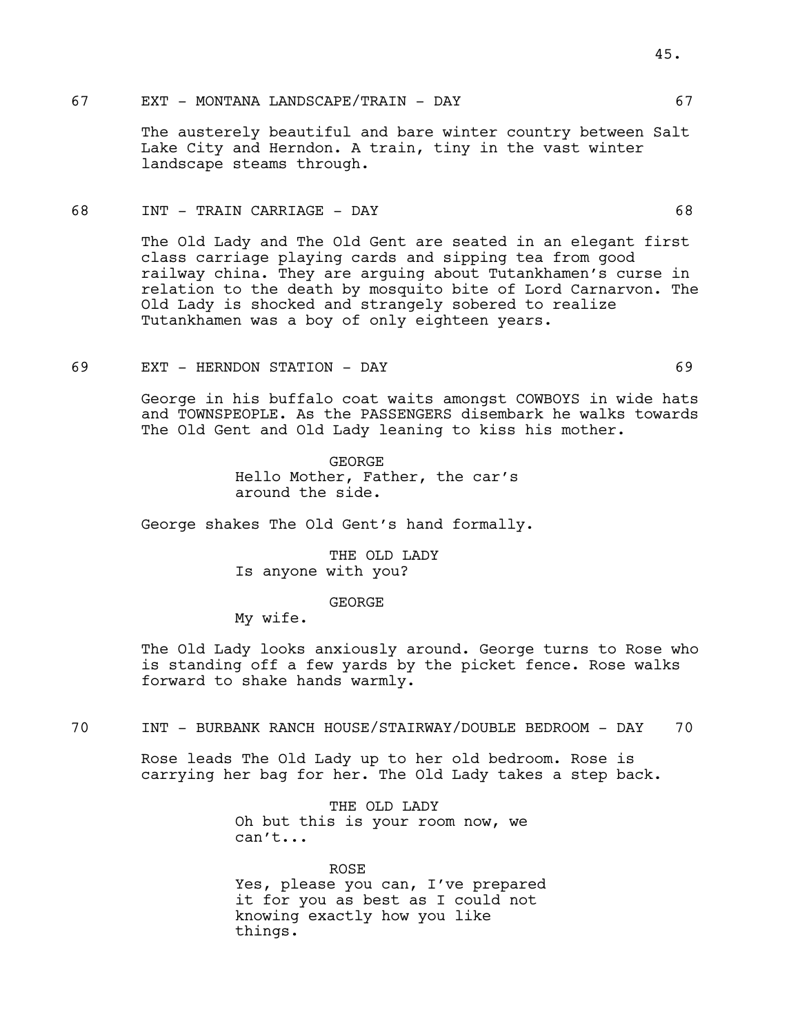67 EXT - MONTANA LANDSCAPE/TRAIN - DAY 67

The austerely beautiful and bare winter country between Salt Lake City and Herndon. A train, tiny in the vast winter landscape steams through.

68 INT - TRAIN CARRIAGE - DAY 68

The Old Lady and The Old Gent are seated in an elegant first class carriage playing cards and sipping tea from good railway china. They are arguing about Tutankhamen's curse in relation to the death by mosquito bite of Lord Carnarvon. The Old Lady is shocked and strangely sobered to realize Tutankhamen was a boy of only eighteen years.

69 EXT - HERNDON STATION - DAY 69

George in his buffalo coat waits amongst COWBOYS in wide hats and TOWNSPEOPLE. As the PASSENGERS disembark he walks towards The Old Gent and Old Lady leaning to kiss his mother.

GEORGE
Hello Mother, Father, the car's around the side.

George shakes The Old Gent's hand formally.

THE OLD LADY
Is anyone with you?

GEORGE
My wife.

The Old Lady looks anxiously around. George turns to Rose who is standing off a few yards by the picket fence. Rose walks forward to shake hands warmly.

70 INT - BURBANK RANCH HOUSE/STAIRWAY/DOUBLE BEDROOM - DAY 70

Rose leads The Old Lady up to her old bedroom. Rose is carrying her bag for her. The Old Lady takes a step back.

THE OLD LADY
Oh but this is your room now, we can't...

ROSE
Yes, please you can, I've prepared it for you as best as I could not knowing exactly how you like things.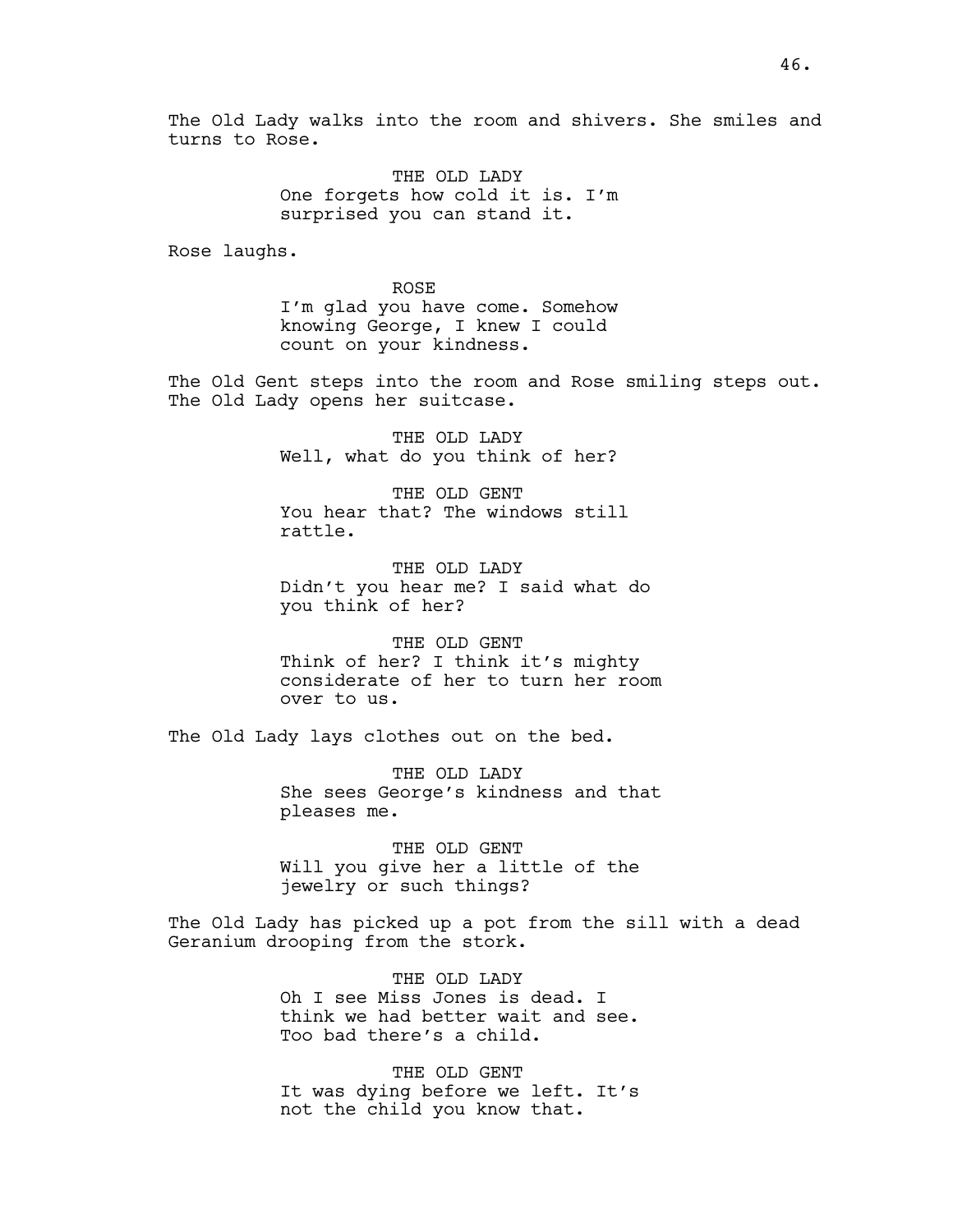The Old Lady walks into the room and shivers. She smiles and turns to Rose.

THE OLD LADY
One forgets how cold it is. I'm surprised you can stand it.

Rose laughs.

ROSE
I'm glad you have come. Somehow knowing George, I knew I could count on your kindness.

The Old Gent steps into the room and Rose smiling steps out. The Old Lady opens her suitcase.

THE OLD LADY
Well, what do you think of her?

THE OLD GENT
You hear that? The windows still rattle.

THE OLD LADY
Didn't you hear me? I said what do you think of her?

THE OLD GENT
Think of her? I think it's mighty considerate of her to turn her room over to us.

The Old Lady lays clothes out on the bed.

THE OLD LADY
She sees George's kindness and that pleases me.

THE OLD GENT
Will you give her a little of the jewelry or such things?

The Old Lady has picked up a pot from the sill with a dead Geranium drooping from the stork.

THE OLD LADY
Oh I see Miss Jones is dead. I think we had better wait and see. Too bad there's a child.

THE OLD GENT
It was dying before we left. It's not the child you know that.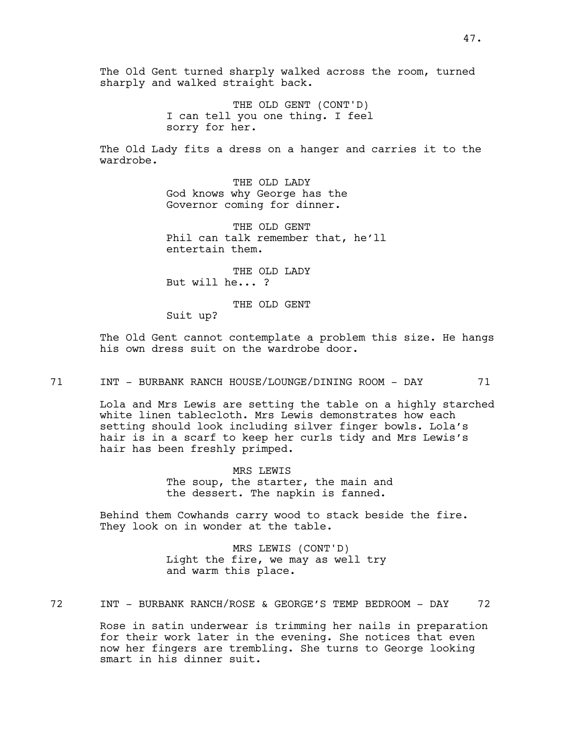The Old Gent turned sharply walked across the room, turned sharply and walked straight back.

THE OLD GENT (CONT'D)
I can tell you one thing. I feel sorry for her.

The Old Lady fits a dress on a hanger and carries it to the wardrobe.

THE OLD LADY
God knows why George has the Governor coming for dinner.

THE OLD GENT
Phil can talk remember that, he'll entertain them.

THE OLD LADY
But will he... ?

THE OLD GENT
Suit up?

The Old Gent cannot contemplate a problem this size. He hangs his own dress suit on the wardrobe door.

71 INT - BURBANK RANCH HOUSE/LOUNGE/DINING ROOM - DAY 71

Lola and Mrs Lewis are setting the table on a highly starched white linen tablecloth. Mrs Lewis demonstrates how each setting should look including silver finger bowls. Lola's hair is in a scarf to keep her curls tidy and Mrs Lewis's hair has been freshly primped.

MRS LEWIS
The soup, the starter, the main and the dessert. The napkin is fanned.

Behind them Cowhands carry wood to stack beside the fire. They look on in wonder at the table.

MRS LEWIS (CONT'D)
Light the fire, we may as well try and warm this place.

72 INT - BURBANK RANCH/ROSE & GEORGE'S TEMP BEDROOM - DAY 72

Rose in satin underwear is trimming her nails in preparation for their work later in the evening. She notices that even now her fingers are trembling. She turns to George looking smart in his dinner suit.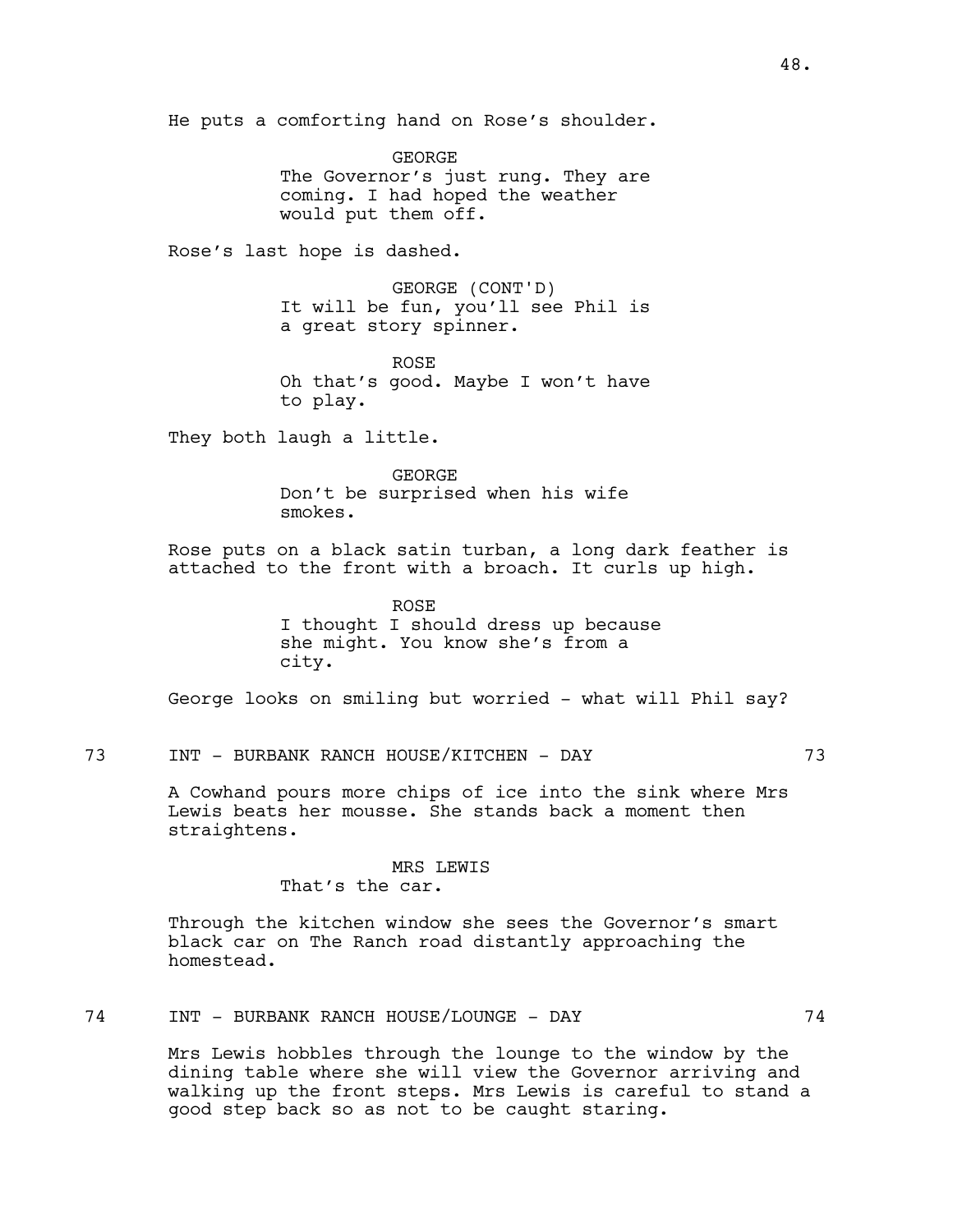He puts a comforting hand on Rose's shoulder.

GEORGE
The Governor's just rung. They are coming. I had hoped the weather would put them off.

Rose's last hope is dashed.

GEORGE (CONT'D)
It will be fun, you'll see Phil is a great story spinner.

ROSE
Oh that's good. Maybe I won't have to play.

They both laugh a little.

GEORGE
Don't be surprised when his wife smokes.

Rose puts on a black satin turban, a long dark feather is attached to the front with a broach. It curls up high.

ROSE
I thought I should dress up because she might. You know she's from a city.

George looks on smiling but worried - what will Phil say?

73 INT - BURBANK RANCH HOUSE/KITCHEN - DAY 73

A Cowhand pours more chips of ice into the sink where Mrs Lewis beats her mousse. She stands back a moment then straightens.

MRS LEWIS
That's the car.

Through the kitchen window she sees the Governor's smart black car on The Ranch road distantly approaching the homestead.

74 INT - BURBANK RANCH HOUSE/LOUNGE - DAY 74

Mrs Lewis hobbles through the lounge to the window by the dining table where she will view the Governor arriving and walking up the front steps. Mrs Lewis is careful to stand a good step back so as not to be caught staring.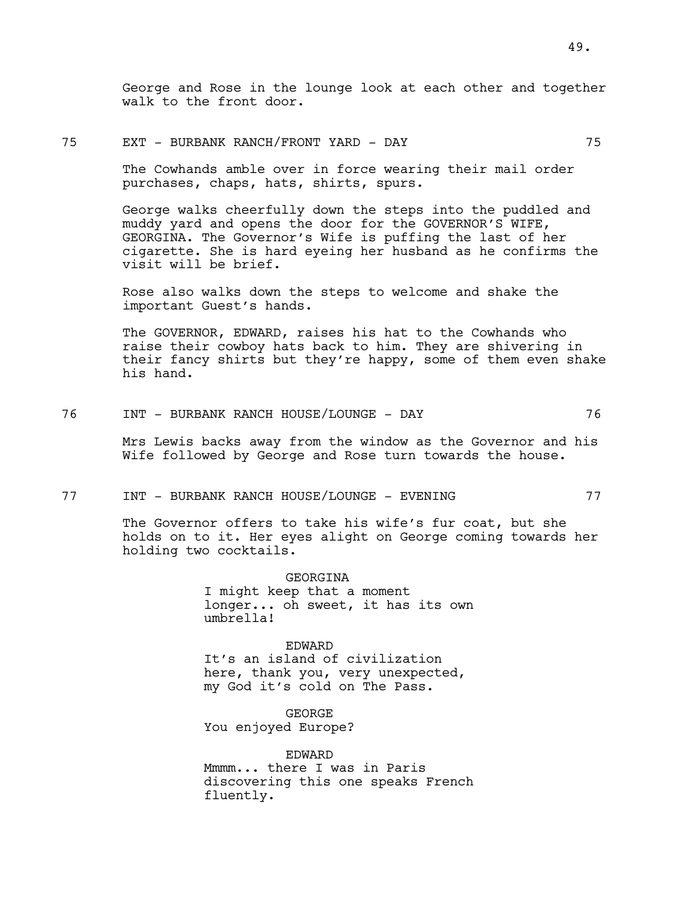George and Rose in the lounge look at each other and together walk to the front door.

75 EXT - BURBANK RANCH/FRONT YARD - DAY 75

The Cowhands amble over in force wearing their mail order purchases, chaps, hats, shirts, spurs.

George walks cheerfully down the steps into the puddled and muddy yard and opens the door for the GOVERNOR'S WIFE, GEORGINA. The Governor's Wife is puffing the last of her cigarette. She is hard eyeing her husband as he confirms the visit will be brief.

Rose also walks down the steps to welcome and shake the important Guest's hands.

The GOVERNOR, EDWARD, raises his hat to the Cowhands who raise their cowboy hats back to him. They are shivering in their fancy shirts but they're happy, some of them even shake his hand.

76 INT - BURBANK RANCH HOUSE/LOUNGE - DAY 76

Mrs Lewis backs away from the window as the Governor and his Wife followed by George and Rose turn towards the house.

77 INT - BURBANK RANCH HOUSE/LOUNGE - EVENING 77

The Governor offers to take his wife's fur coat, but she holds on to it. Her eyes alight on George coming towards her holding two cocktails.

GEORGINA
I might keep that a moment longer... oh sweet, it has its own umbrella!

EDWARD
It's an island of civilization here, thank you, very unexpected, my God it's cold on The Pass.

GEORGE
You enjoyed Europe?

EDWARD
Mmmm... there I was in Paris discovering this one speaks French fluently.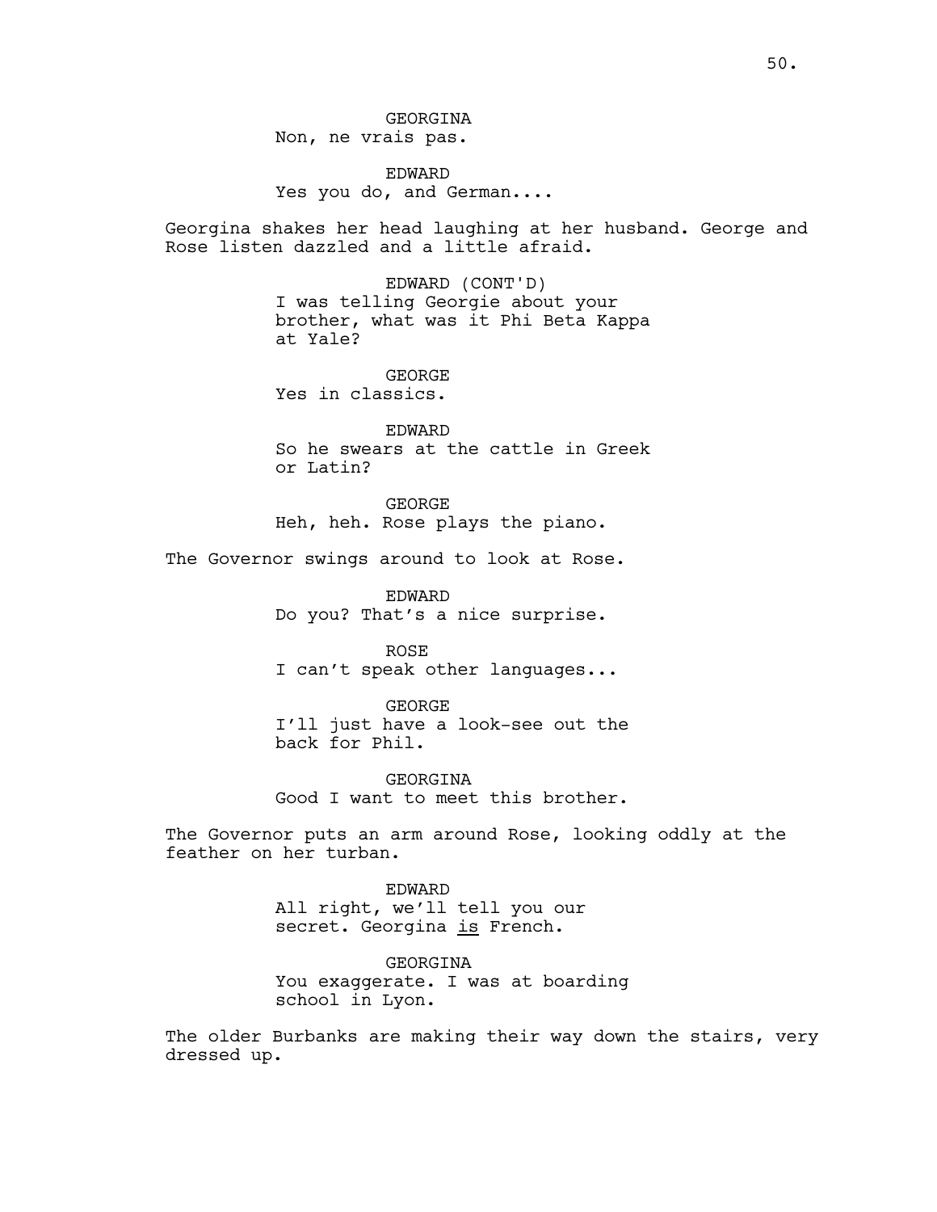GEORGINA
Non, ne vrais pas.

EDWARD
Yes you do, and German....

Georgina shakes her head laughing at her husband. George and Rose listen dazzled and a little afraid.

EDWARD (CONT'D)
I was telling Georgie about your brother, what was it Phi Beta Kappa at Yale?

GEORGE
Yes in classics.

EDWARD
So he swears at the cattle in Greek or Latin?

GEORGE
Heh, heh. Rose plays the piano.

The Governor swings around to look at Rose.

EDWARD
Do you? That's a nice surprise.

ROSE
I can't speak other languages...

GEORGE
I'll just have a look-see out the back for Phil.

GEORGINA
Good I want to meet this brother.

The Governor puts an arm around Rose, looking oddly at the feather on her turban.

EDWARD
All right, we'll tell you our secret. Georgina <u>is</u> French.

GEORGINA
You exaggerate. I was at boarding school in Lyon.

The older Burbanks are making their way down the stairs, very dressed up.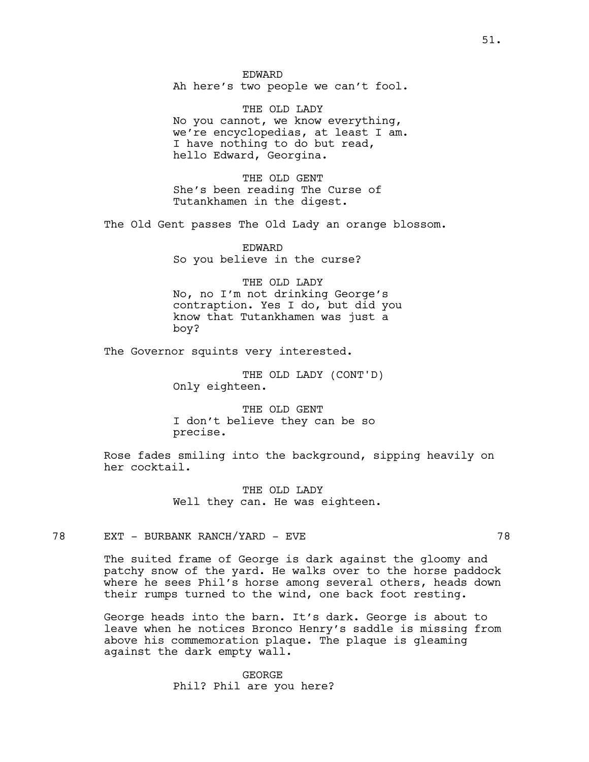EDWARD
Ah here's two people we can't fool.

THE OLD LADY
No you cannot, we know everything, we're encyclopedias, at least I am. I have nothing to do but read, hello Edward, Georgina.

THE OLD GENT
She's been reading The Curse of Tutankhamen in the digest.

The Old Gent passes The Old Lady an orange blossom.

EDWARD
So you believe in the curse?

THE OLD LADY
No, no I'm not drinking George's contraption. Yes I do, but did you know that Tutankhamen was just a boy?

The Governor squints very interested.

THE OLD LADY (CONT'D)
Only eighteen.

THE OLD GENT
I don't believe they can be so precise.

Rose fades smiling into the background, sipping heavily on her cocktail.

THE OLD LADY
Well they can. He was eighteen.

78 EXT - BURBANK RANCH/YARD - EVE 78

The suited frame of George is dark against the gloomy and patchy snow of the yard. He walks over to the horse paddock where he sees Phil's horse among several others, heads down their rumps turned to the wind, one back foot resting.

George heads into the barn. It's dark. George is about to leave when he notices Bronco Henry's saddle is missing from above his commemoration plaque. The plaque is gleaming against the dark empty wall.

GEORGE
Phil? Phil are you here?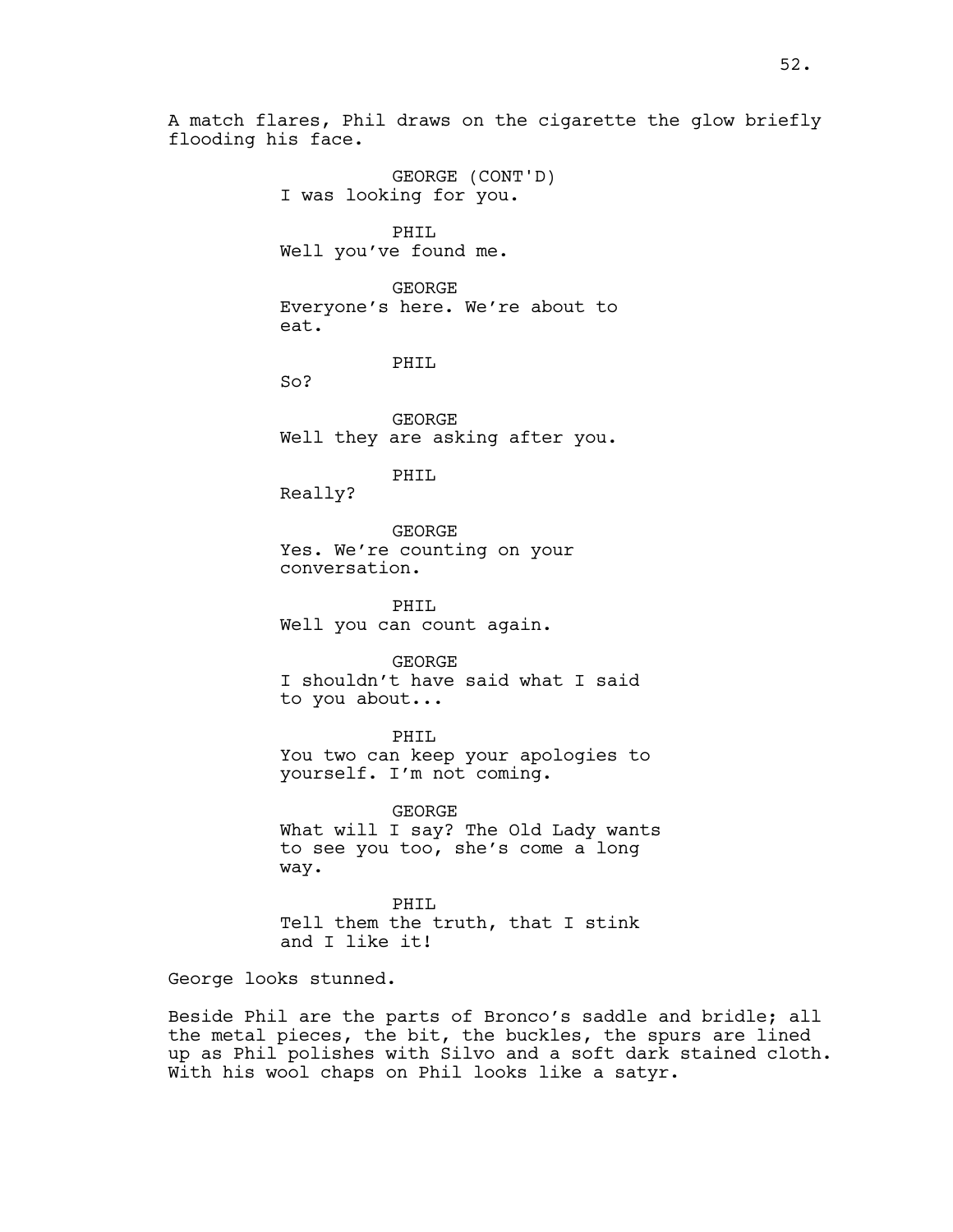A match flares, Phil draws on the cigarette the glow briefly flooding his face.

GEORGE (CONT'D)
I was looking for you.

PHIL
Well you've found me.

GEORGE
Everyone's here. We're about to eat.

PHIL
So?

GEORGE
Well they are asking after you.

PHIL
Really?

GEORGE
Yes. We're counting on your conversation.

PHIL
Well you can count again.

GEORGE
I shouldn't have said what I said to you about...

PHIL
You two can keep your apologies to yourself. I'm not coming.

GEORGE
What will I say? The Old Lady wants to see you too, she's come a long way.

PHIL
Tell them the truth, that I stink and I like it!

George looks stunned.

Beside Phil are the parts of Bronco's saddle and bridle; all the metal pieces, the bit, the buckles, the spurs are lined up as Phil polishes with Silvo and a soft dark stained cloth. With his wool chaps on Phil looks like a satyr.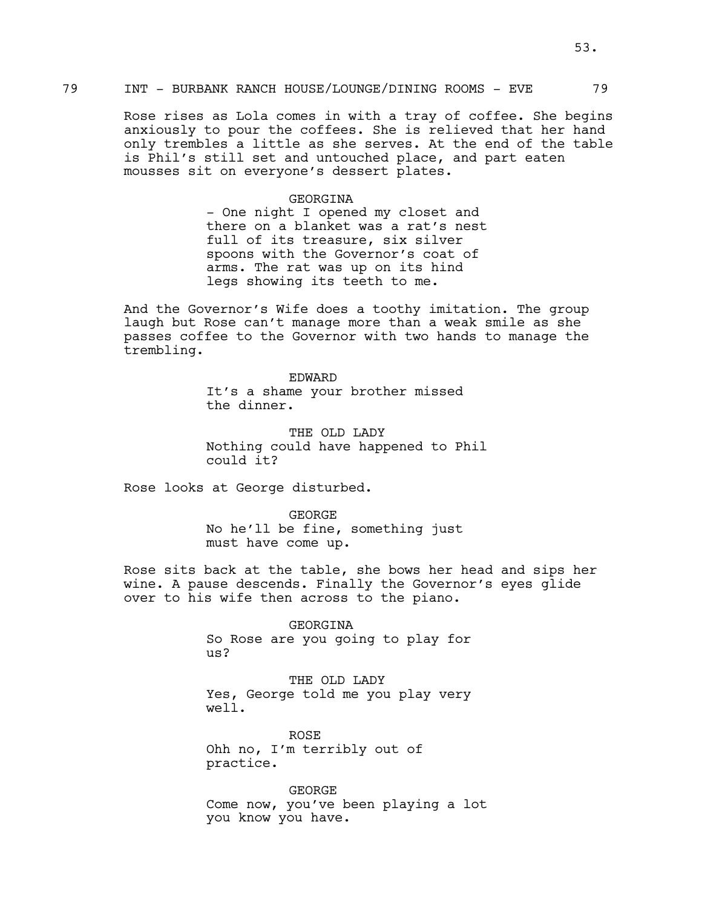79 INT - BURBANK RANCH HOUSE/LOUNGE/DINING ROOMS - EVE 79

Rose rises as Lola comes in with a tray of coffee. She begins anxiously to pour the coffees. She is relieved that her hand only trembles a little as she serves. At the end of the table is Phil's still set and untouched place, and part eaten mousses sit on everyone's dessert plates.

GEORGINA
- One night I opened my closet and there on a blanket was a rat's nest full of its treasure, six silver spoons with the Governor's coat of arms. The rat was up on its hind legs showing its teeth to me.

And the Governor's Wife does a toothy imitation. The group laugh but Rose can't manage more than a weak smile as she passes coffee to the Governor with two hands to manage the trembling.

EDWARD
It's a shame your brother missed the dinner.

THE OLD LADY
Nothing could have happened to Phil could it?

Rose looks at George disturbed.

GEORGE
No he'll be fine, something just must have come up.

Rose sits back at the table, she bows her head and sips her wine. A pause descends. Finally the Governor's eyes glide over to his wife then across to the piano.

GEORGINA
So Rose are you going to play for us?

THE OLD LADY
Yes, George told me you play very well.

ROSE
Ohh no, I'm terribly out of practice.

GEORGE
Come now, you've been playing a lot you know you have.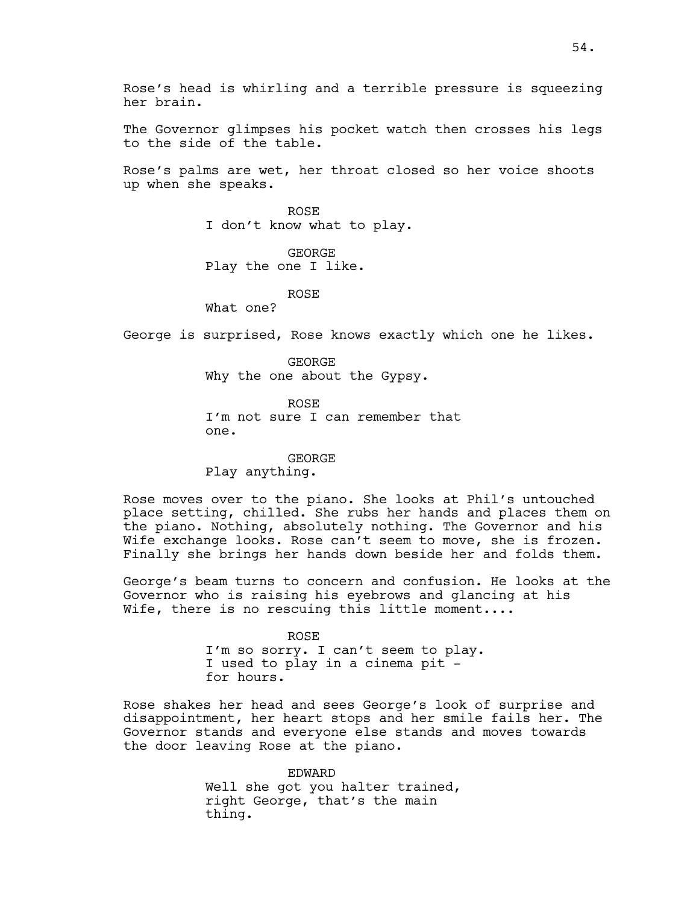Rose's head is whirling and a terrible pressure is squeezing her brain.

The Governor glimpses his pocket watch then crosses his legs to the side of the table.

Rose's palms are wet, her throat closed so her voice shoots up when she speaks.

ROSE
I don't know what to play.

GEORGE
Play the one I like.

ROSE
What one?

George is surprised, Rose knows exactly which one he likes.

GEORGE
Why the one about the Gypsy.

ROSE
I'm not sure I can remember that one.

GEORGE
Play anything.

Rose moves over to the piano. She looks at Phil's untouched place setting, chilled. She rubs her hands and places them on the piano. Nothing, absolutely nothing. The Governor and his Wife exchange looks. Rose can't seem to move, she is frozen. Finally she brings her hands down beside her and folds them.

George's beam turns to concern and confusion. He looks at the Governor who is raising his eyebrows and glancing at his Wife, there is no rescuing this little moment....

ROSE
I'm so sorry. I can't seem to play. I used to play in a cinema pit - for hours.

Rose shakes her head and sees George's look of surprise and disappointment, her heart stops and her smile fails her. The Governor stands and everyone else stands and moves towards the door leaving Rose at the piano.

EDWARD
Well she got you halter trained, right George, that's the main thing.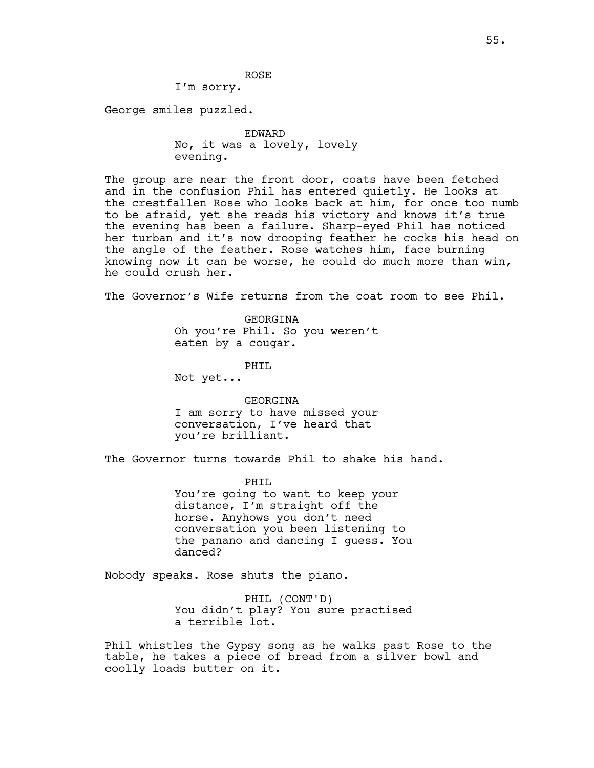ROSE
I'm sorry.

George smiles puzzled.

EDWARD
No, it was a lovely, lovely evening.

The group are near the front door, coats have been fetched and in the confusion Phil has entered quietly. He looks at the crestfallen Rose who looks back at him, for once too numb to be afraid, yet she reads his victory and knows it's true the evening has been a failure. Sharp-eyed Phil has noticed her turban and it's now drooping feather he cocks his head on the angle of the feather. Rose watches him, face burning knowing now it can be worse, he could do much more than win, he could crush her.

The Governor's Wife returns from the coat room to see Phil.

GEORGINA
Oh you're Phil. So you weren't eaten by a cougar.

PHIL
Not yet...

GEORGINA
I am sorry to have missed your conversation, I've heard that you're brilliant.

The Governor turns towards Phil to shake his hand.

PHIL
You're going to want to keep your distance, I'm straight off the horse. Anyhows you don't need conversation you been listening to the panano and dancing I guess. You danced?

Nobody speaks. Rose shuts the piano.

PHIL (CONT'D)
You didn't play? You sure practised a terrible lot.

Phil whistles the Gypsy song as he walks past Rose to the table, he takes a piece of bread from a silver bowl and coolly loads butter on it.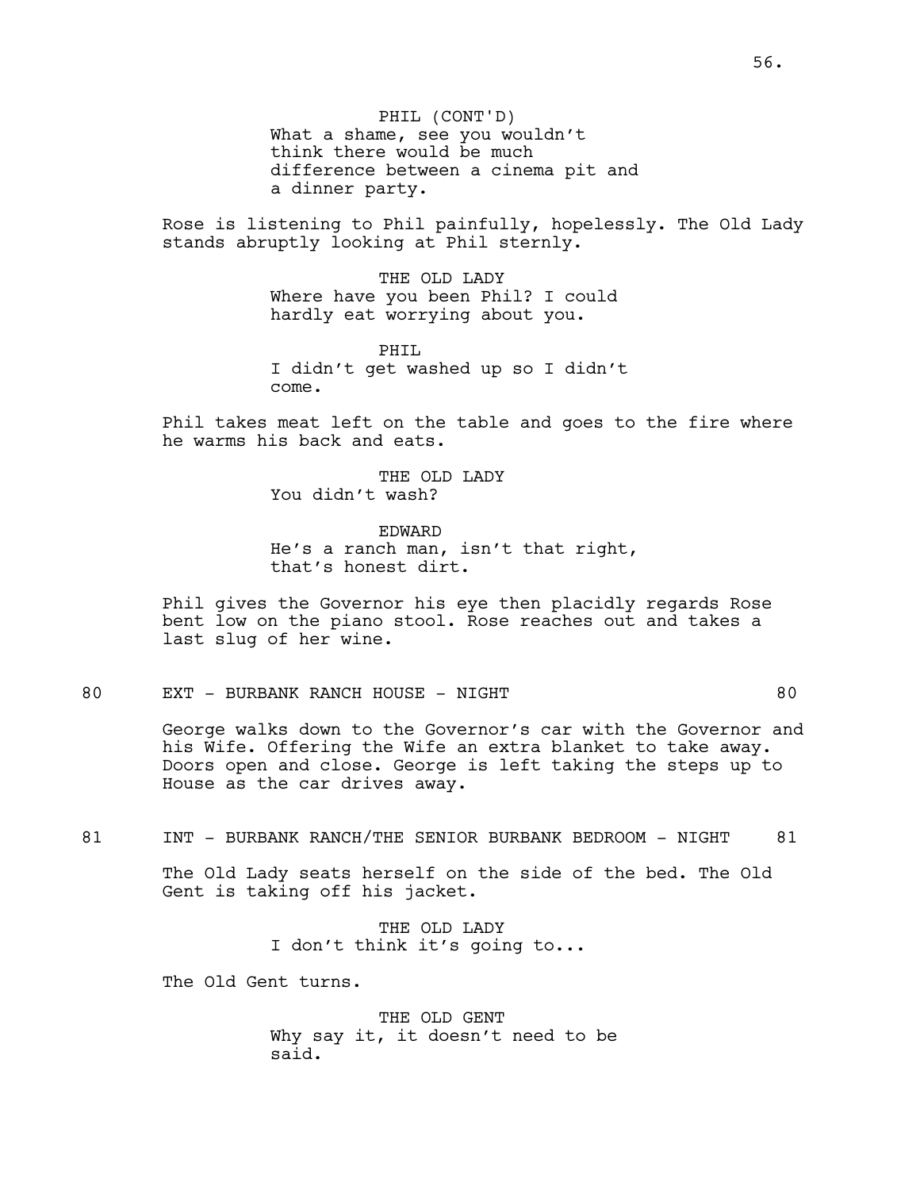PHIL (CONT'D)
What a shame, see you wouldn't think there would be much difference between a cinema pit and a dinner party.

Rose is listening to Phil painfully, hopelessly. The Old Lady stands abruptly looking at Phil sternly.

THE OLD LADY
Where have you been Phil? I could hardly eat worrying about you.

PHIL
I didn't get washed up so I didn't come.

Phil takes meat left on the table and goes to the fire where he warms his back and eats.

THE OLD LADY
You didn't wash?

EDWARD
He's a ranch man, isn't that right, that's honest dirt.

Phil gives the Governor his eye then placidly regards Rose bent low on the piano stool. Rose reaches out and takes a last slug of her wine.

80 EXT - BURBANK RANCH HOUSE - NIGHT 80

George walks down to the Governor's car with the Governor and his Wife. Offering the Wife an extra blanket to take away. Doors open and close. George is left taking the steps up to House as the car drives away.

81 INT - BURBANK RANCH/THE SENIOR BURBANK BEDROOM - NIGHT 81

The Old Lady seats herself on the side of the bed. The Old Gent is taking off his jacket.

THE OLD LADY
I don't think it's going to...

The Old Gent turns.

THE OLD GENT
Why say it, it doesn't need to be said.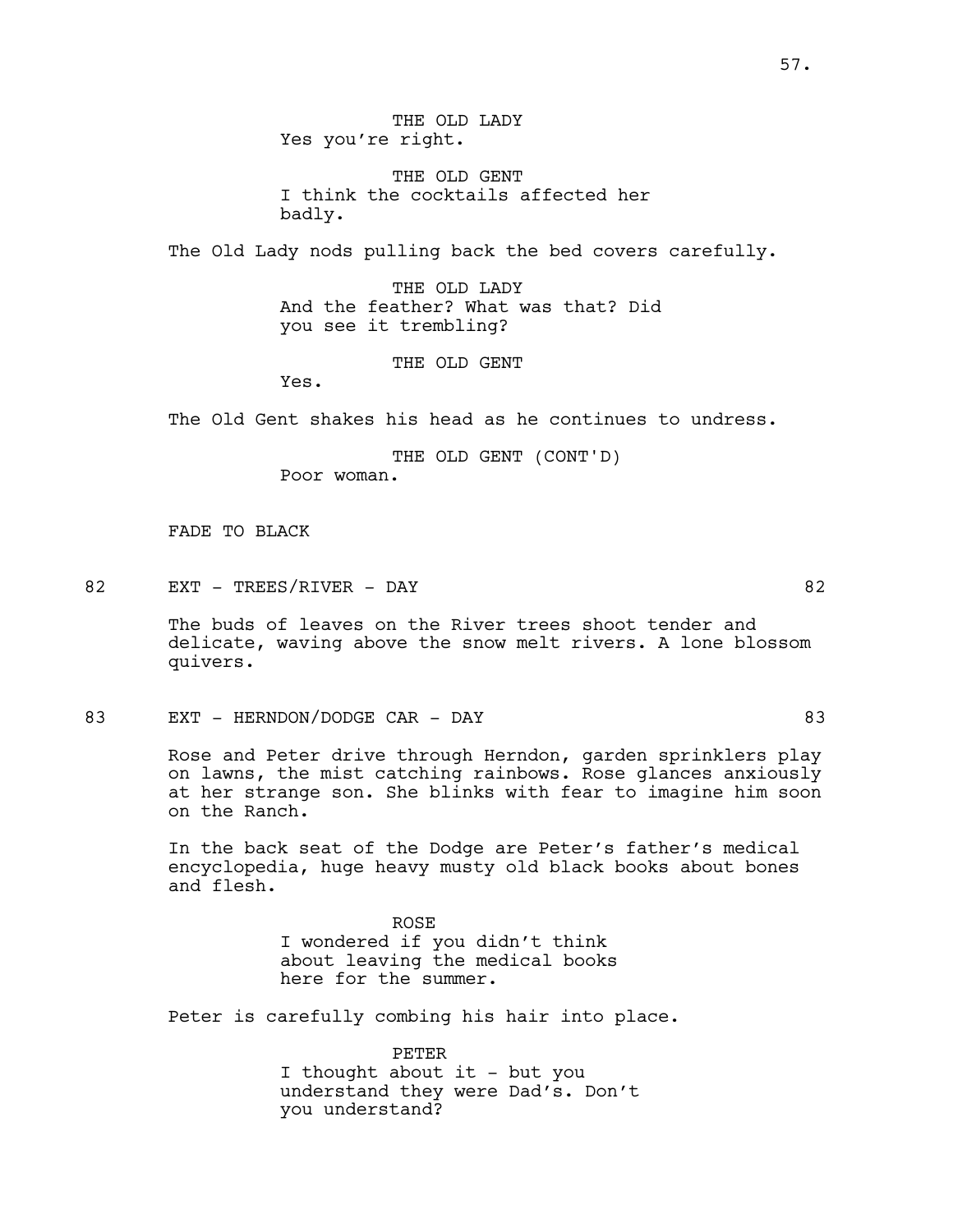THE OLD LADY
Yes you're right.

THE OLD GENT
I think the cocktails affected her badly.

The Old Lady nods pulling back the bed covers carefully.

THE OLD LADY
And the feather? What was that? Did you see it trembling?

THE OLD GENT
Yes.

The Old Gent shakes his head as he continues to undress.

THE OLD GENT (CONT'D)
Poor woman.

FADE TO BLACK

82 EXT - TREES/RIVER - DAY 82

The buds of leaves on the River trees shoot tender and delicate, waving above the snow melt rivers. A lone blossom quivers.

83 EXT - HERNDON/DODGE CAR - DAY 83

Rose and Peter drive through Herndon, garden sprinklers play on lawns, the mist catching rainbows. Rose glances anxiously at her strange son. She blinks with fear to imagine him soon on the Ranch.

In the back seat of the Dodge are Peter's father's medical encyclopedia, huge heavy musty old black books about bones and flesh.

ROSE
I wondered if you didn't think about leaving the medical books here for the summer.

Peter is carefully combing his hair into place.

PETER
I thought about it - but you understand they were Dad's. Don't you understand?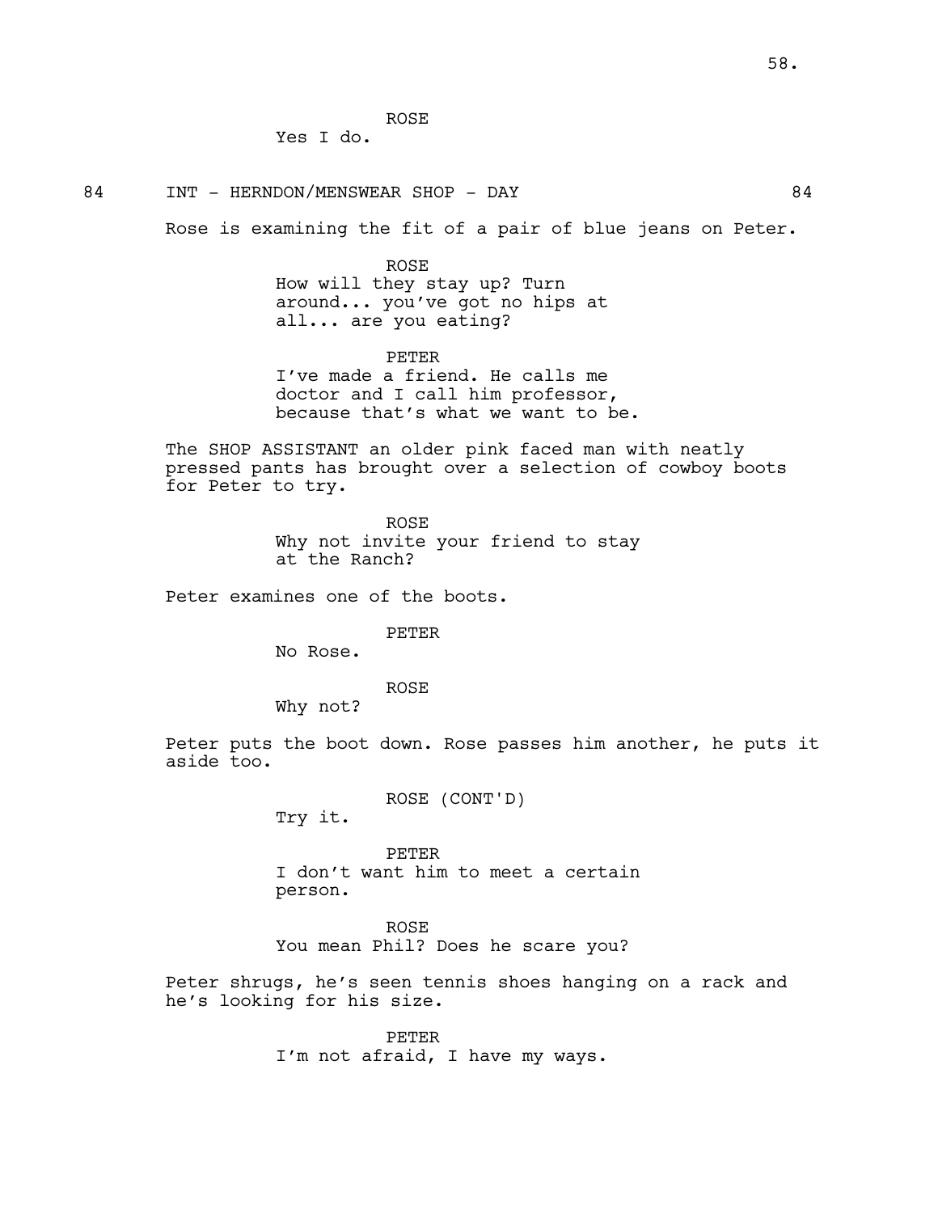ROSE
Yes I do.

84 INT - HERNDON/MENSWEAR SHOP - DAY 84

Rose is examining the fit of a pair of blue jeans on Peter.

ROSE
How will they stay up? Turn around... you've got no hips at all... are you eating?

PETER
I've made a friend. He calls me doctor and I call him professor, because that's what we want to be.

The SHOP ASSISTANT an older pink faced man with neatly pressed pants has brought over a selection of cowboy boots for Peter to try.

ROSE
Why not invite your friend to stay at the Ranch?

Peter examines one of the boots.

PETER
No Rose.

ROSE
Why not?

Peter puts the boot down. Rose passes him another, he puts it aside too.

ROSE (CONT'D)
Try it.

PETER
I don't want him to meet a certain person.

ROSE
You mean Phil? Does he scare you?

Peter shrugs, he's seen tennis shoes hanging on a rack and he's looking for his size.

PETER
I'm not afraid, I have my ways.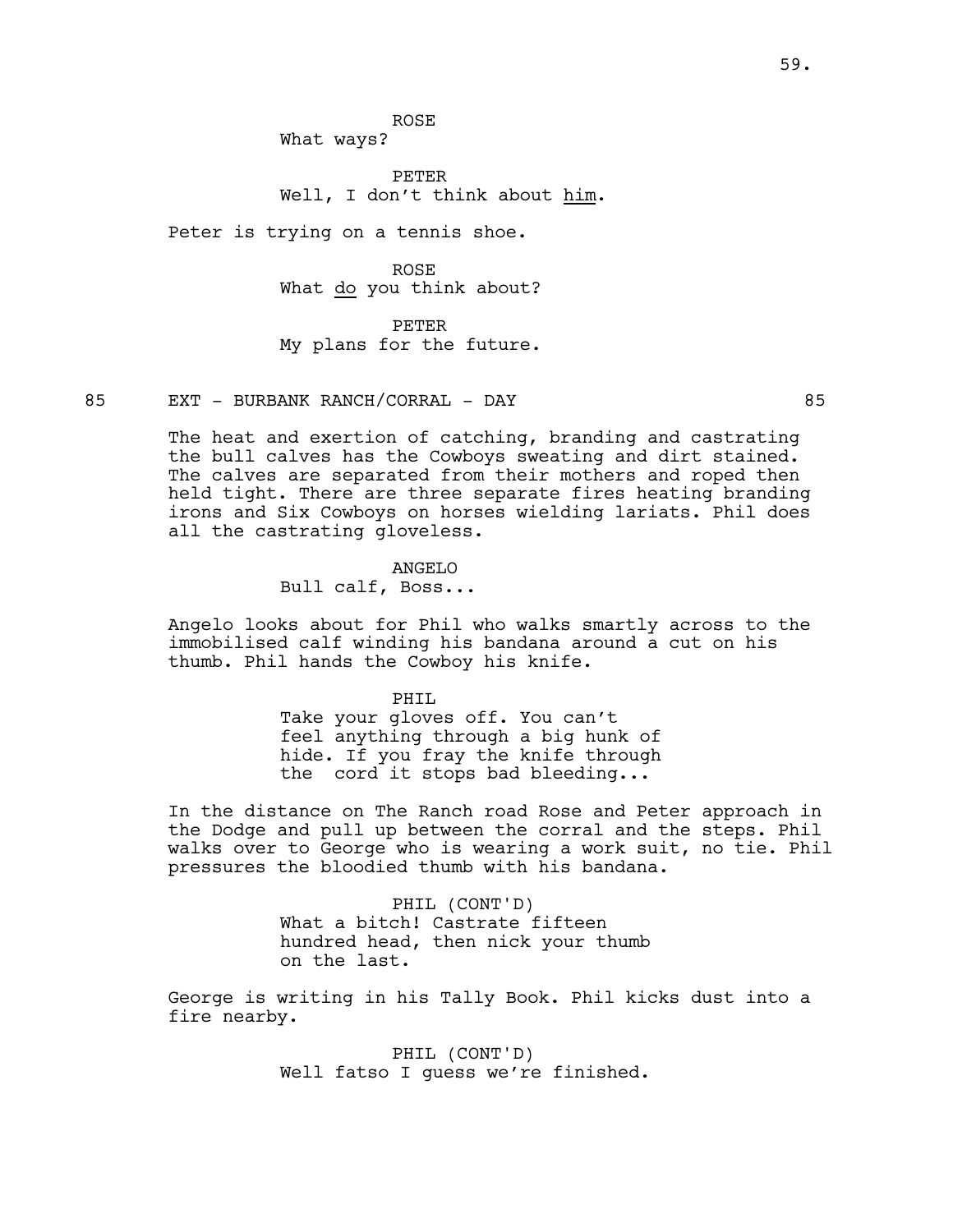ROSE
What ways?

PETER
Well, I don't think about <u>him</u>.

Peter is trying on a tennis shoe.

ROSE
What <u>do</u> you think about?

PETER
My plans for the future.

85 EXT - BURBANK RANCH/CORRAL - DAY 85

The heat and exertion of catching, branding and castrating the bull calves has the Cowboys sweating and dirt stained. The calves are separated from their mothers and roped then held tight. There are three separate fires heating branding irons and Six Cowboys on horses wielding lariats. Phil does all the castrating gloveless.

ANGELO
Bull calf, Boss...

Angelo looks about for Phil who walks smartly across to the immobilised calf winding his bandana around a cut on his thumb. Phil hands the Cowboy his knife.

PHIL
Take your gloves off. You can't feel anything through a big hunk of hide. If you fray the knife through the cord it stops bad bleeding...

In the distance on The Ranch road Rose and Peter approach in the Dodge and pull up between the corral and the steps. Phil walks over to George who is wearing a work suit, no tie. Phil pressures the bloodied thumb with his bandana.

PHIL (CONT'D)
What a bitch! Castrate fifteen hundred head, then nick your thumb on the last.

George is writing in his Tally Book. Phil kicks dust into a fire nearby.

PHIL (CONT'D)
Well fatso I guess we're finished.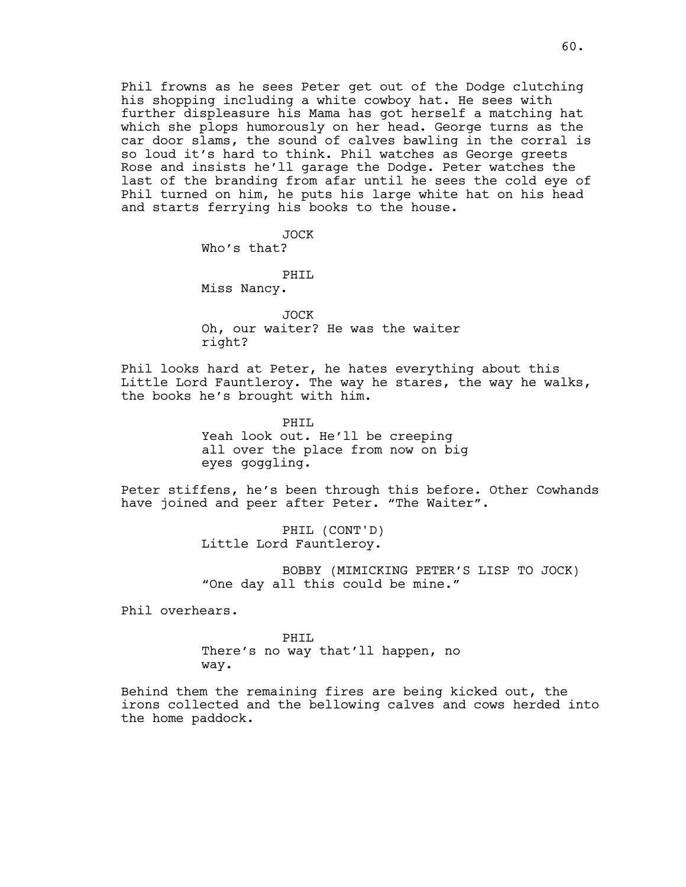Phil frowns as he sees Peter get out of the Dodge clutching his shopping including a white cowboy hat. He sees with further displeasure his Mama has got herself a matching hat which she plops humorously on her head. George turns as the car door slams, the sound of calves bawling in the corral is so loud it's hard to think. Phil watches as George greets Rose and insists he'll garage the Dodge. Peter watches the last of the branding from afar until he sees the cold eye of Phil turned on him, he puts his large white hat on his head and starts ferrying his books to the house.

JOCK
Who's that?

PHIL
Miss Nancy.

JOCK
Oh, our waiter? He was the waiter right?

Phil looks hard at Peter, he hates everything about this Little Lord Fauntleroy. The way he stares, the way he walks, the books he's brought with him.

PHIL
Yeah look out. He'll be creeping all over the place from now on big eyes goggling.

Peter stiffens, he's been through this before. Other Cowhands have joined and peer after Peter. "The Waiter".

PHIL (CONT'D)
Little Lord Fauntleroy.

BOBBY (MIMICKING PETER'S LISP TO JOCK)
"One day all this could be mine."

Phil overhears.

PHIL
There's no way that'll happen, no way.

Behind them the remaining fires are being kicked out, the irons collected and the bellowing calves and cows herded into the home paddock.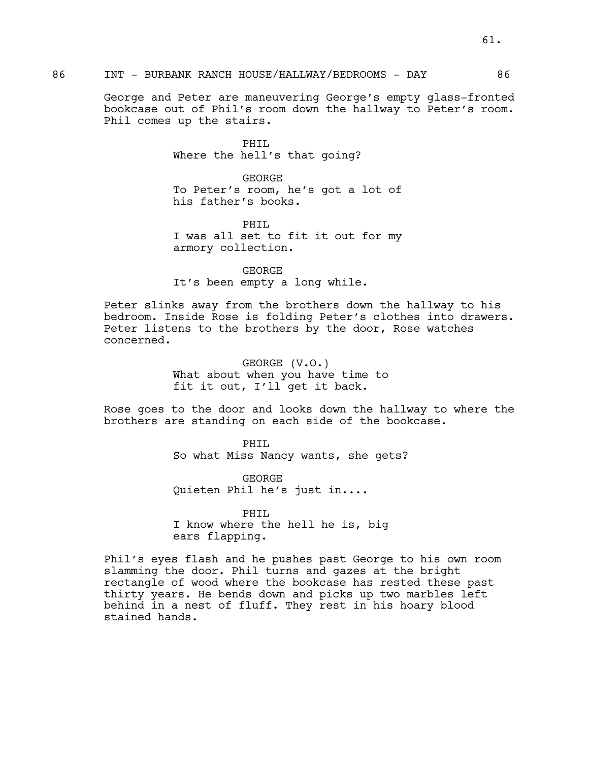86 INT - BURBANK RANCH HOUSE/HALLWAY/BEDROOMS - DAY 86

George and Peter are maneuvering George's empty glass-fronted bookcase out of Phil's room down the hallway to Peter's room. Phil comes up the stairs.

PHIL
Where the hell's that going?

GEORGE
To Peter's room, he's got a lot of his father's books.

PHIL
I was all set to fit it out for my armory collection.

GEORGE
It's been empty a long while.

Peter slinks away from the brothers down the hallway to his bedroom. Inside Rose is folding Peter's clothes into drawers. Peter listens to the brothers by the door, Rose watches concerned.

GEORGE (V.O.)
What about when you have time to fit it out, I'll get it back.

Rose goes to the door and looks down the hallway to where the brothers are standing on each side of the bookcase.

PHIL
So what Miss Nancy wants, she gets?

GEORGE
Quieten Phil he's just in....

PHIL
I know where the hell he is, big ears flapping.

Phil's eyes flash and he pushes past George to his own room slamming the door. Phil turns and gazes at the bright rectangle of wood where the bookcase has rested these past thirty years. He bends down and picks up two marbles left behind in a nest of fluff. They rest in his hoary blood stained hands.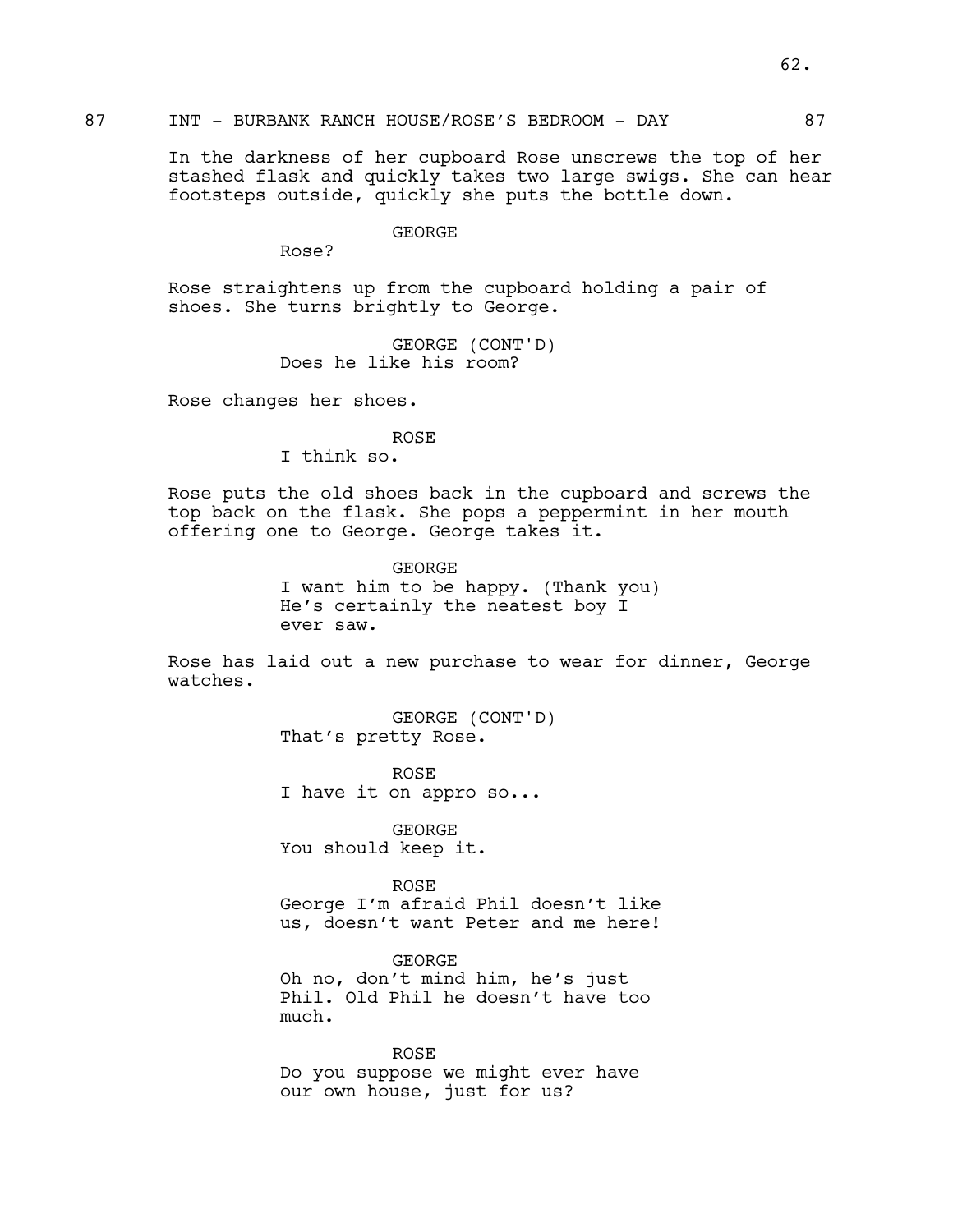87 INT - BURBANK RANCH HOUSE/ROSE'S BEDROOM - DAY 87

In the darkness of her cupboard Rose unscrews the top of her stashed flask and quickly takes two large swigs. She can hear footsteps outside, quickly she puts the bottle down.

GEORGE
Rose?

Rose straightens up from the cupboard holding a pair of shoes. She turns brightly to George.

GEORGE (CONT'D)
Does he like his room?

Rose changes her shoes.

ROSE
I think so.

Rose puts the old shoes back in the cupboard and screws the top back on the flask. She pops a peppermint in her mouth offering one to George. George takes it.

GEORGE
I want him to be happy. (Thank you) He's certainly the neatest boy I ever saw.

Rose has laid out a new purchase to wear for dinner, George watches.

GEORGE (CONT'D)
That's pretty Rose.

ROSE
I have it on appro so...

GEORGE
You should keep it.

ROSE
George I'm afraid Phil doesn't like us, doesn't want Peter and me here!

GEORGE
Oh no, don't mind him, he's just Phil. Old Phil he doesn't have too much.

ROSE
Do you suppose we might ever have our own house, just for us?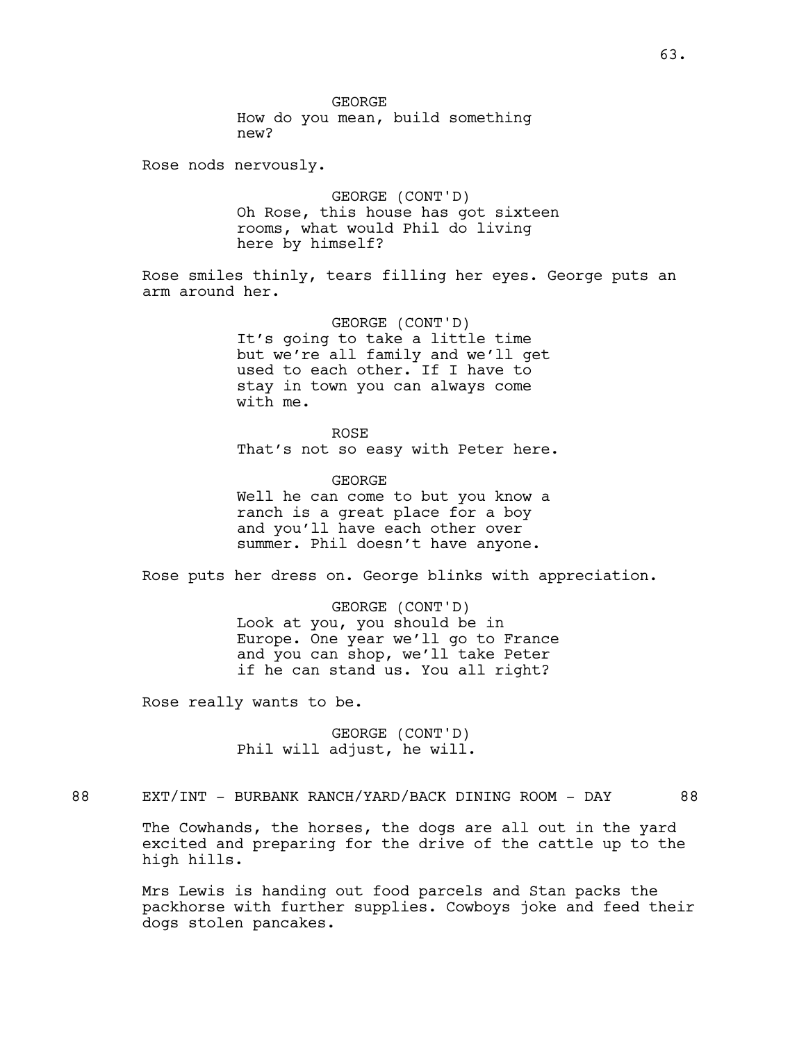GEORGE
How do you mean, build something new?

Rose nods nervously.

GEORGE (CONT'D)
Oh Rose, this house has got sixteen rooms, what would Phil do living here by himself?

Rose smiles thinly, tears filling her eyes. George puts an arm around her.

GEORGE (CONT'D)
It's going to take a little time but we're all family and we'll get used to each other. If I have to stay in town you can always come with me.

ROSE
That's not so easy with Peter here.

GEORGE
Well he can come to but you know a ranch is a great place for a boy and you'll have each other over summer. Phil doesn't have anyone.

Rose puts her dress on. George blinks with appreciation.

GEORGE (CONT'D)
Look at you, you should be in Europe. One year we'll go to France and you can shop, we'll take Peter if he can stand us. You all right?

Rose really wants to be.

GEORGE (CONT'D)
Phil will adjust, he will.

88 EXT/INT - BURBANK RANCH/YARD/BACK DINING ROOM - DAY 88

The Cowhands, the horses, the dogs are all out in the yard excited and preparing for the drive of the cattle up to the high hills.

Mrs Lewis is handing out food parcels and Stan packs the packhorse with further supplies. Cowboys joke and feed their dogs stolen pancakes.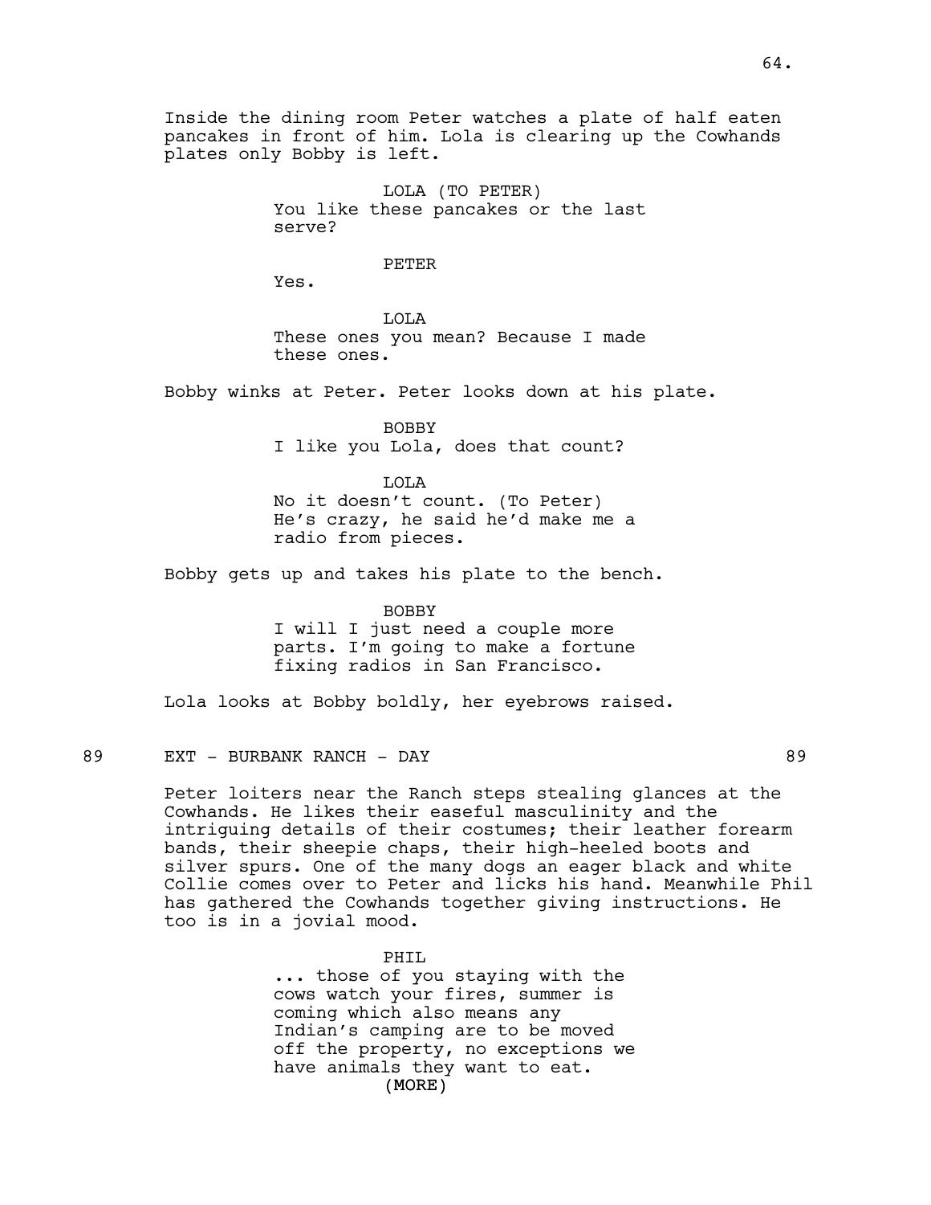Inside the dining room Peter watches a plate of half eaten pancakes in front of him. Lola is clearing up the Cowhands plates only Bobby is left.

LOLA (TO PETER)
You like these pancakes or the last serve?

PETER
Yes.

LOLA
These ones you mean? Because I made these ones.

Bobby winks at Peter. Peter looks down at his plate.

BOBBY
I like you Lola, does that count?

LOLA
No it doesn't count. (To Peter) He's crazy, he said he'd make me a radio from pieces.

Bobby gets up and takes his plate to the bench.

BOBBY
I will I just need a couple more parts. I'm going to make a fortune fixing radios in San Francisco.

Lola looks at Bobby boldly, her eyebrows raised.

89 EXT - BURBANK RANCH - DAY 89

Peter loiters near the Ranch steps stealing glances at the Cowhands. He likes their easeful masculinity and the intriguing details of their costumes; their leather forearm bands, their sheepie chaps, their high-heeled boots and silver spurs. One of the many dogs an eager black and white Collie comes over to Peter and licks his hand. Meanwhile Phil has gathered the Cowhands together giving instructions. He too is in a jovial mood.

PHIL
... those of you staying with the cows watch your fires, summer is coming which also means any Indian's camping are to be moved off the property, no exceptions we have animals they want to eat.
(MORE)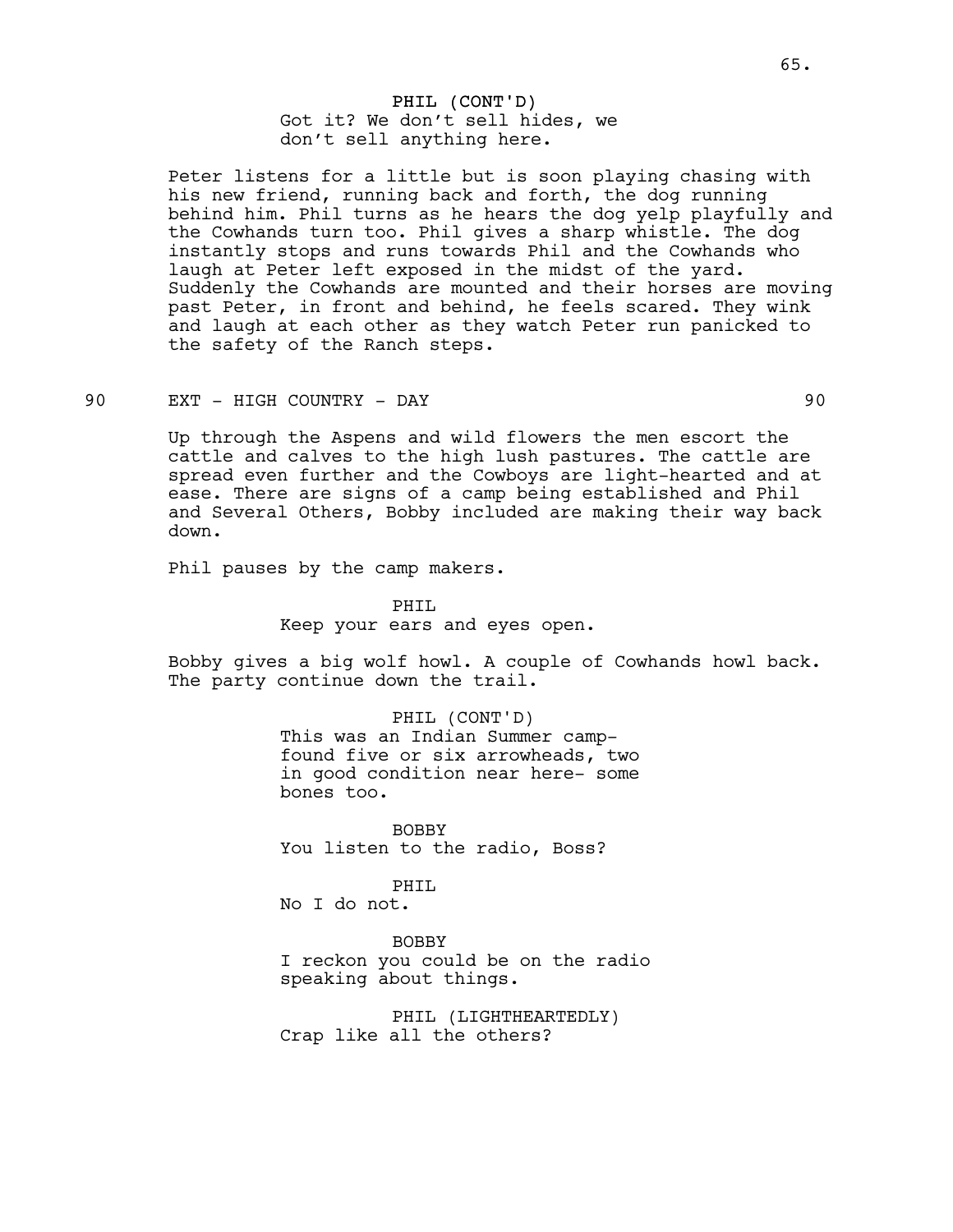PHIL (CONT'D)
Got it? We don't sell hides, we don't sell anything here.

Peter listens for a little but is soon playing chasing with his new friend, running back and forth, the dog running behind him. Phil turns as he hears the dog yelp playfully and the Cowhands turn too. Phil gives a sharp whistle. The dog instantly stops and runs towards Phil and the Cowhands who laugh at Peter left exposed in the midst of the yard. Suddenly the Cowhands are mounted and their horses are moving past Peter, in front and behind, he feels scared. They wink and laugh at each other as they watch Peter run panicked to the safety of the Ranch steps.

90 EXT - HIGH COUNTRY - DAY 90

Up through the Aspens and wild flowers the men escort the cattle and calves to the high lush pastures. The cattle are spread even further and the Cowboys are light-hearted and at ease. There are signs of a camp being established and Phil and Several Others, Bobby included are making their way back down.

Phil pauses by the camp makers.

PHIL
Keep your ears and eyes open.

Bobby gives a big wolf howl. A couple of Cowhands howl back. The party continue down the trail.

PHIL (CONT'D)
This was an Indian Summer camp- found five or six arrowheads, two in good condition near here- some bones too.

BOBBY
You listen to the radio, Boss?

PHIL
No I do not.

BOBBY
I reckon you could be on the radio speaking about things.

PHIL (LIGHTHEARTEDLY)
Crap like all the others?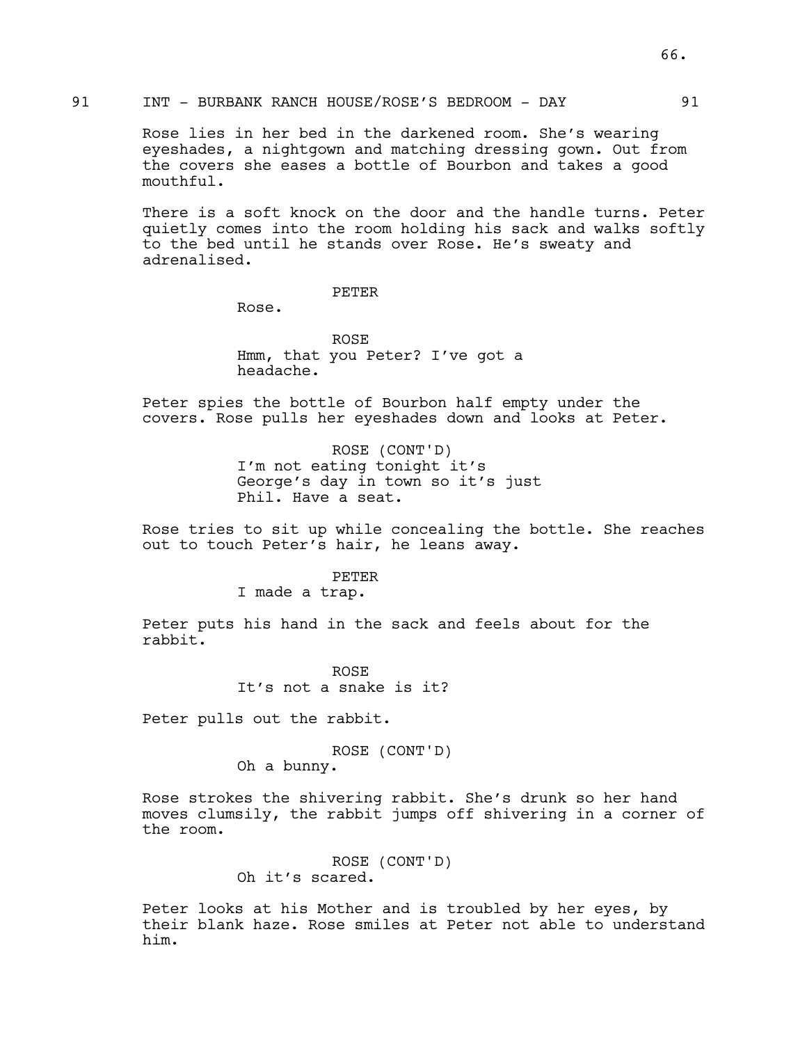91 INT - BURBANK RANCH HOUSE/ROSE'S BEDROOM - DAY 91

Rose lies in her bed in the darkened room. She's wearing eyeshades, a nightgown and matching dressing gown. Out from the covers she eases a bottle of Bourbon and takes a good mouthful.

There is a soft knock on the door and the handle turns. Peter quietly comes into the room holding his sack and walks softly to the bed until he stands over Rose. He's sweaty and adrenalised.

PETER

Rose.

ROSE

Hmm, that you Peter? I've got a headache.

Peter spies the bottle of Bourbon half empty under the covers. Rose pulls her eyeshades down and looks at Peter.

ROSE (CONT'D)

I'm not eating tonight it's George's day in town so it's just Phil. Have a seat.

Rose tries to sit up while concealing the bottle. She reaches out to touch Peter's hair, he leans away.

PETER

I made a trap.

Peter puts his hand in the sack and feels about for the rabbit.

ROSE

It's not a snake is it?

Peter pulls out the rabbit.

ROSE (CONT'D)

Oh a bunny.

Rose strokes the shivering rabbit. She's drunk so her hand moves clumsily, the rabbit jumps off shivering in a corner of the room.

ROSE (CONT'D)

Oh it's scared.

Peter looks at his Mother and is troubled by her eyes, by their blank haze. Rose smiles at Peter not able to understand him.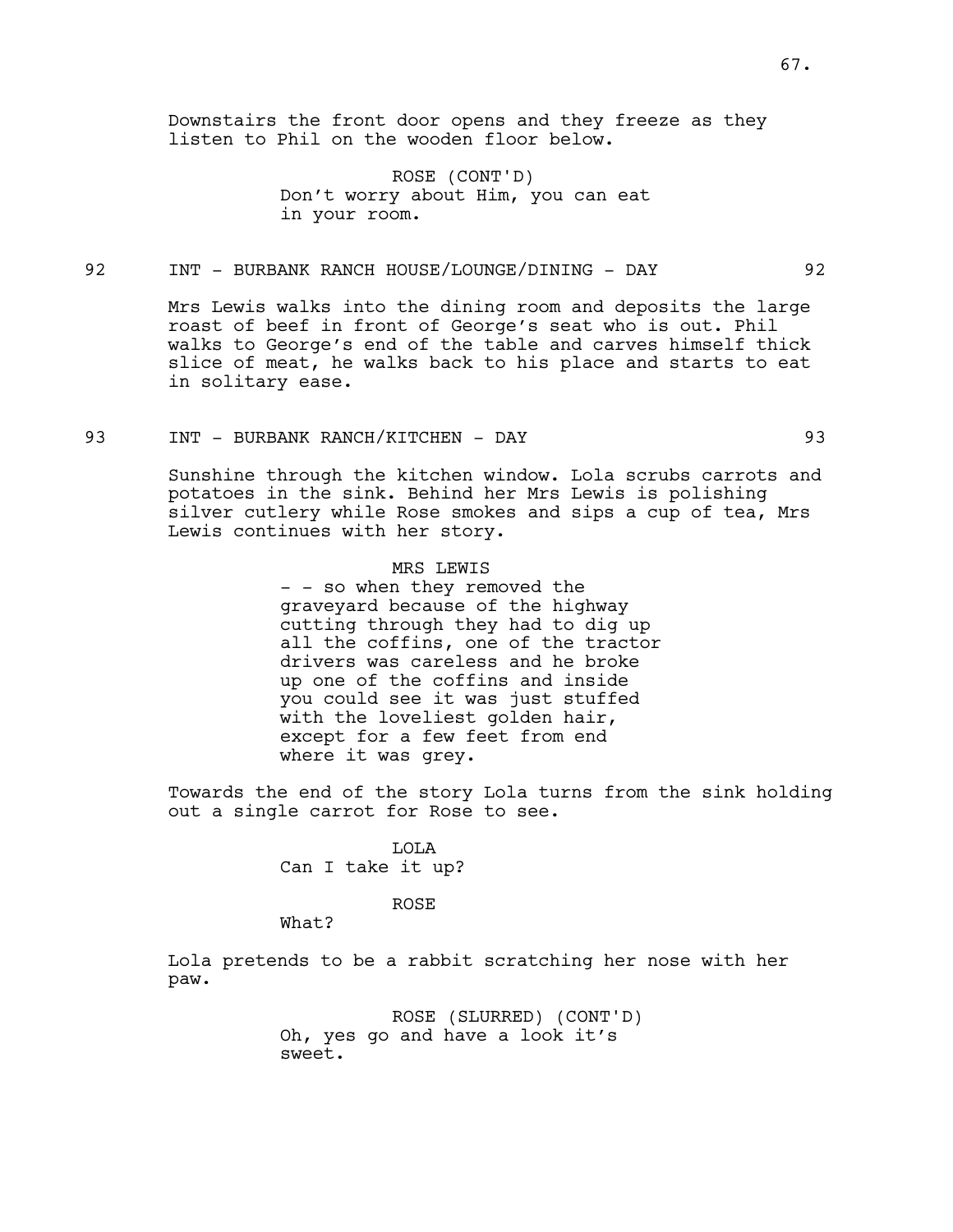Downstairs the front door opens and they freeze as they listen to Phil on the wooden floor below.

ROSE (CONT'D)
Don't worry about Him, you can eat in your room.

92 INT - BURBANK RANCH HOUSE/LOUNGE/DINING - DAY 92

Mrs Lewis walks into the dining room and deposits the large roast of beef in front of George's seat who is out. Phil walks to George's end of the table and carves himself thick slice of meat, he walks back to his place and starts to eat in solitary ease.

93 INT - BURBANK RANCH/KITCHEN - DAY 93

Sunshine through the kitchen window. Lola scrubs carrots and potatoes in the sink. Behind her Mrs Lewis is polishing silver cutlery while Rose smokes and sips a cup of tea, Mrs Lewis continues with her story.

MRS LEWIS
- - so when they removed the graveyard because of the highway cutting through they had to dig up all the coffins, one of the tractor drivers was careless and he broke up one of the coffins and inside you could see it was just stuffed with the loveliest golden hair, except for a few feet from end where it was grey.

Towards the end of the story Lola turns from the sink holding out a single carrot for Rose to see.

LOLA
Can I take it up?

ROSE
What?

Lola pretends to be a rabbit scratching her nose with her paw.

ROSE (SLURRED) (CONT'D)
Oh, yes go and have a look it's sweet.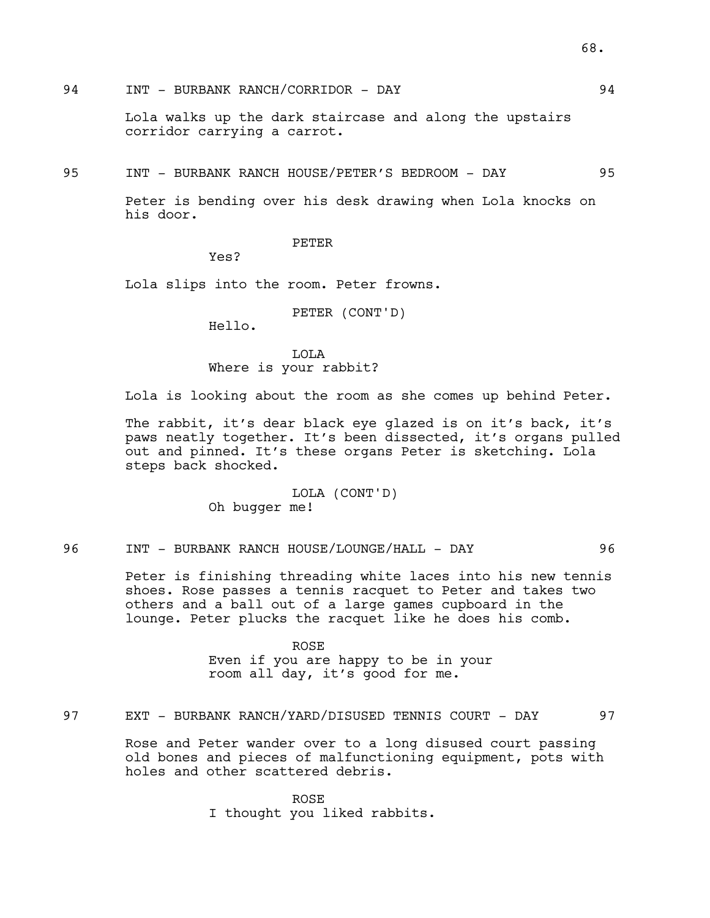94 INT - BURBANK RANCH/CORRIDOR - DAY 94

Lola walks up the dark staircase and along the upstairs corridor carrying a carrot.

95 INT - BURBANK RANCH HOUSE/PETER'S BEDROOM - DAY 95

Peter is bending over his desk drawing when Lola knocks on his door.

PETER
Yes?

Lola slips into the room. Peter frowns.

PETER (CONT'D)
Hello.

LOLA
Where is your rabbit?

Lola is looking about the room as she comes up behind Peter.

The rabbit, it's dear black eye glazed is on it's back, it's paws neatly together. It's been dissected, it's organs pulled out and pinned. It's these organs Peter is sketching. Lola steps back shocked.

LOLA (CONT'D)
Oh bugger me!

96 INT - BURBANK RANCH HOUSE/LOUNGE/HALL - DAY 96

Peter is finishing threading white laces into his new tennis shoes. Rose passes a tennis racquet to Peter and takes two others and a ball out of a large games cupboard in the lounge. Peter plucks the racquet like he does his comb.

ROSE
Even if you are happy to be in your room all day, it's good for me.

97 EXT - BURBANK RANCH/YARD/DISUSED TENNIS COURT - DAY 97

Rose and Peter wander over to a long disused court passing old bones and pieces of malfunctioning equipment, pots with holes and other scattered debris.

ROSE
I thought you liked rabbits.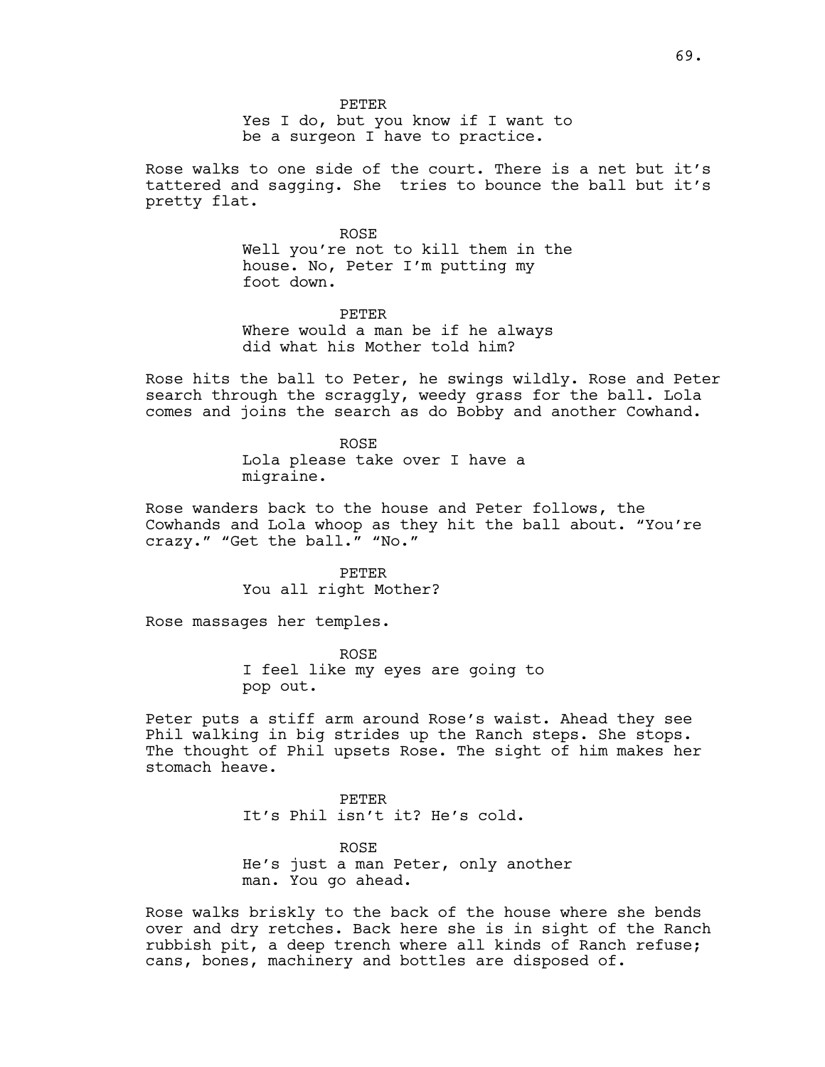PETER

Yes I do, but you know if I want to be a surgeon I have to practice.

Rose walks to one side of the court. There is a net but it's tattered and sagging. She  tries to bounce the ball but it's pretty flat.

ROSE

Well you're not to kill them in the house. No, Peter I'm putting my foot down.

PETER

Where would a man be if he always did what his Mother told him?

Rose hits the ball to Peter, he swings wildly. Rose and Peter search through the scraggly, weedy grass for the ball. Lola comes and joins the search as do Bobby and another Cowhand.

ROSE

Lola please take over I have a migraine.

Rose wanders back to the house and Peter follows, the Cowhands and Lola whoop as they hit the ball about. "You're crazy." "Get the ball." "No."

PETER

You all right Mother?

Rose massages her temples.

ROSE

I feel like my eyes are going to pop out.

Peter puts a stiff arm around Rose's waist. Ahead they see Phil walking in big strides up the Ranch steps. She stops. The thought of Phil upsets Rose. The sight of him makes her stomach heave.

PETER

It's Phil isn't it? He's cold.

ROSE

He's just a man Peter, only another man. You go ahead.

Rose walks briskly to the back of the house where she bends over and dry retches. Back here she is in sight of the Ranch rubbish pit, a deep trench where all kinds of Ranch refuse; cans, bones, machinery and bottles are disposed of.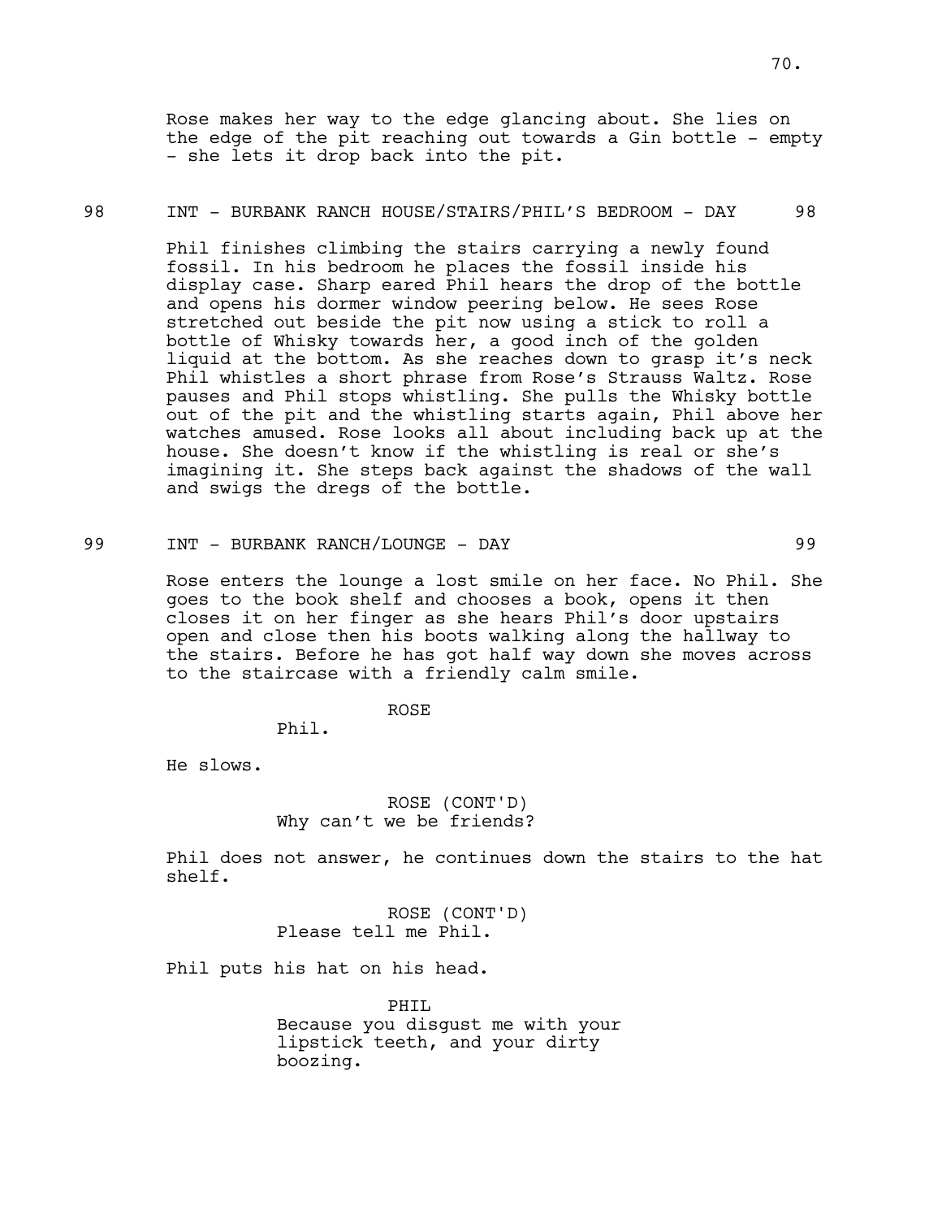Rose makes her way to the edge glancing about. She lies on the edge of the pit reaching out towards a Gin bottle - empty - she lets it drop back into the pit.

98 INT - BURBANK RANCH HOUSE/STAIRS/PHIL'S BEDROOM - DAY 98

Phil finishes climbing the stairs carrying a newly found fossil. In his bedroom he places the fossil inside his display case. Sharp eared Phil hears the drop of the bottle and opens his dormer window peering below. He sees Rose stretched out beside the pit now using a stick to roll a bottle of Whisky towards her, a good inch of the golden liquid at the bottom. As she reaches down to grasp it's neck Phil whistles a short phrase from Rose's Strauss Waltz. Rose pauses and Phil stops whistling. She pulls the Whisky bottle out of the pit and the whistling starts again, Phil above her watches amused. Rose looks all about including back up at the house. She doesn't know if the whistling is real or she's imagining it. She steps back against the shadows of the wall and swigs the dregs of the bottle.

99 INT - BURBANK RANCH/LOUNGE - DAY 99

Rose enters the lounge a lost smile on her face. No Phil. She goes to the book shelf and chooses a book, opens it then closes it on her finger as she hears Phil's door upstairs open and close then his boots walking along the hallway to the stairs. Before he has got half way down she moves across to the staircase with a friendly calm smile.

ROSE
Phil.

He slows.

ROSE (CONT'D)
Why can't we be friends?

Phil does not answer, he continues down the stairs to the hat shelf.

ROSE (CONT'D)
Please tell me Phil.

Phil puts his hat on his head.

PHIL
Because you disgust me with your lipstick teeth, and your dirty boozing.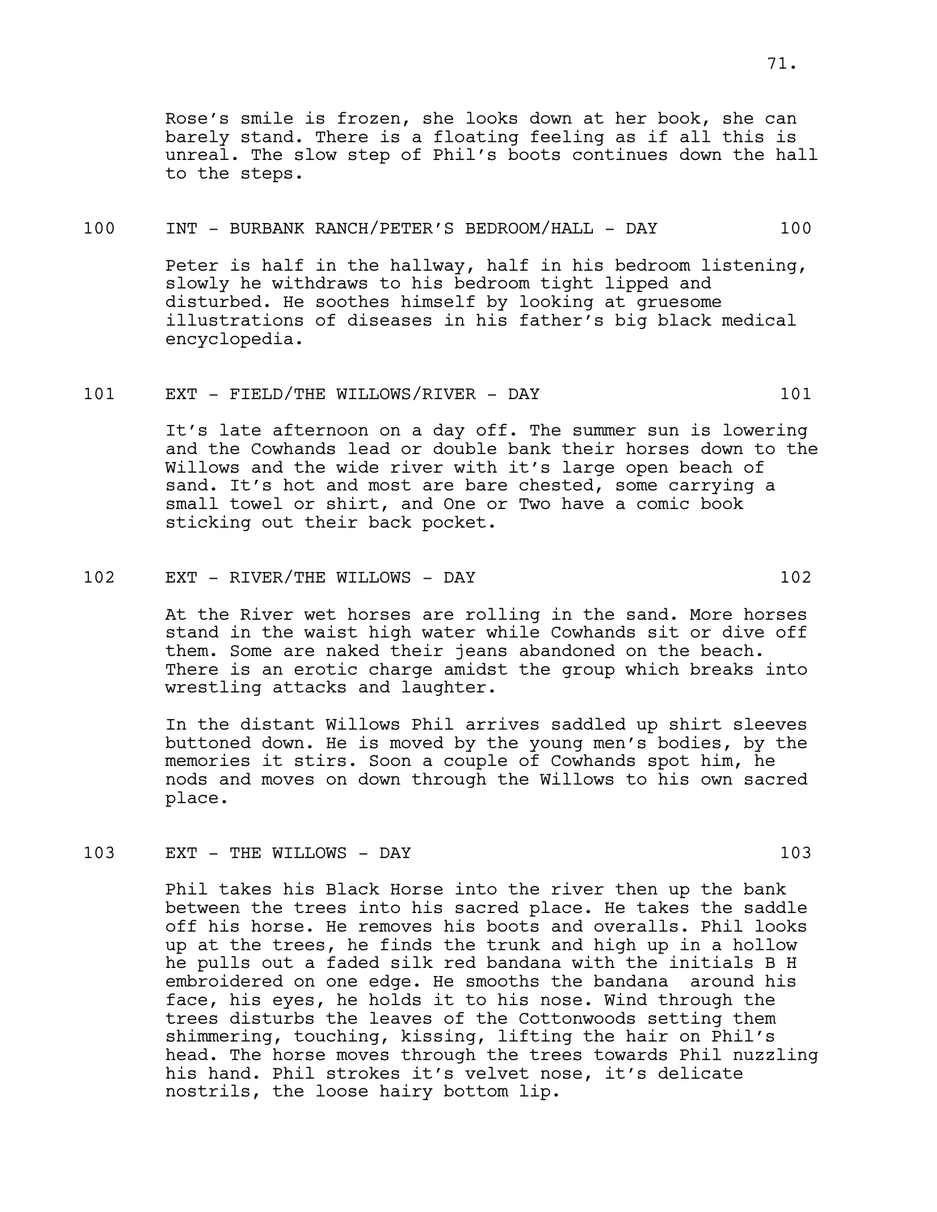Rose's smile is frozen, she looks down at her book, she can barely stand. There is a floating feeling as if all this is unreal. The slow step of Phil's boots continues down the hall to the steps.

100 INT - BURBANK RANCH/PETER'S BEDROOM/HALL - DAY 100

Peter is half in the hallway, half in his bedroom listening, slowly he withdraws to his bedroom tight lipped and disturbed. He soothes himself by looking at gruesome illustrations of diseases in his father's big black medical encyclopedia.

101 EXT - FIELD/THE WILLOWS/RIVER - DAY 101

It's late afternoon on a day off. The summer sun is lowering and the Cowhands lead or double bank their horses down to the Willows and the wide river with it's large open beach of sand. It's hot and most are bare chested, some carrying a small towel or shirt, and One or Two have a comic book sticking out their back pocket.

102 EXT - RIVER/THE WILLOWS - DAY 102

At the River wet horses are rolling in the sand. More horses stand in the waist high water while Cowhands sit or dive off them. Some are naked their jeans abandoned on the beach. There is an erotic charge amidst the group which breaks into wrestling attacks and laughter.

In the distant Willows Phil arrives saddled up shirt sleeves buttoned down. He is moved by the young men's bodies, by the memories it stirs. Soon a couple of Cowhands spot him, he nods and moves on down through the Willows to his own sacred place.

103 EXT - THE WILLOWS - DAY 103

Phil takes his Black Horse into the river then up the bank between the trees into his sacred place. He takes the saddle off his horse. He removes his boots and overalls. Phil looks up at the trees, he finds the trunk and high up in a hollow he pulls out a faded silk red bandana with the initials B H embroidered on one edge. He smooths the bandana around his face, his eyes, he holds it to his nose. Wind through the trees disturbs the leaves of the Cottonwoods setting them shimmering, touching, kissing, lifting the hair on Phil's head. The horse moves through the trees towards Phil nuzzling his hand. Phil strokes it's velvet nose, it's delicate nostrils, the loose hairy bottom lip.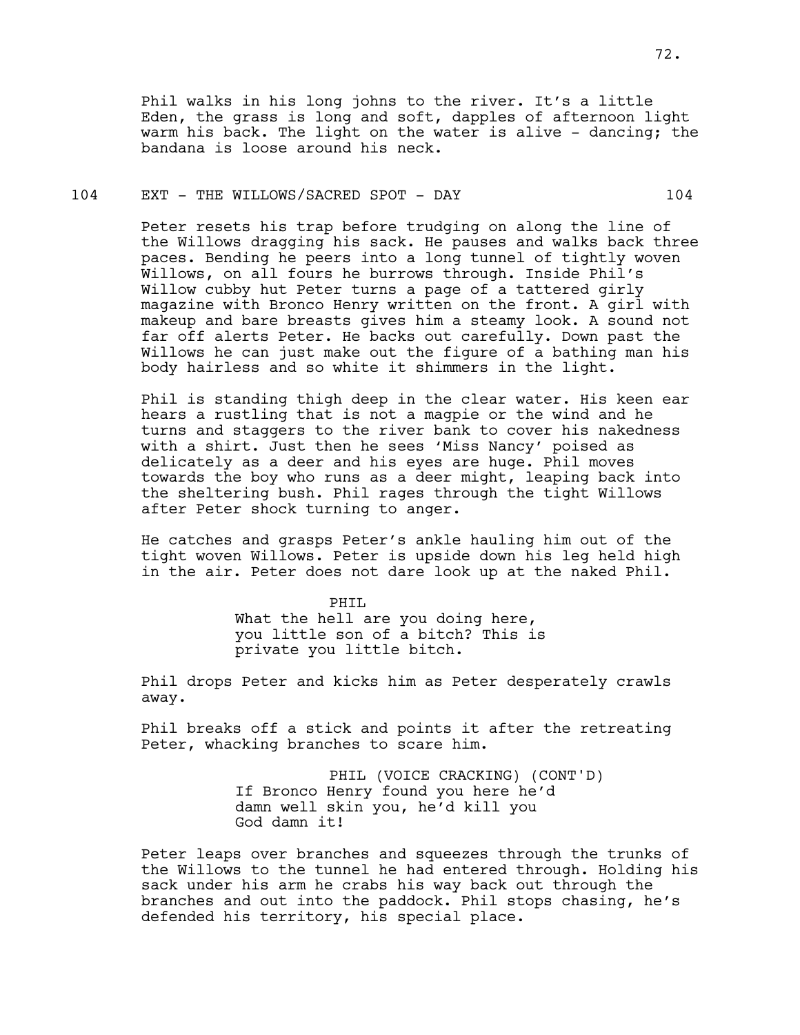Phil walks in his long johns to the river. It's a little Eden, the grass is long and soft, dapples of afternoon light warm his back. The light on the water is alive - dancing; the bandana is loose around his neck.

104 EXT - THE WILLOWS/SACRED SPOT - DAY 104

Peter resets his trap before trudging on along the line of the Willows dragging his sack. He pauses and walks back three paces. Bending he peers into a long tunnel of tightly woven Willows, on all fours he burrows through. Inside Phil's Willow cubby hut Peter turns a page of a tattered girly magazine with Bronco Henry written on the front. A girl with makeup and bare breasts gives him a steamy look. A sound not far off alerts Peter. He backs out carefully. Down past the Willows he can just make out the figure of a bathing man his body hairless and so white it shimmers in the light.

Phil is standing thigh deep in the clear water. His keen ear hears a rustling that is not a magpie or the wind and he turns and staggers to the river bank to cover his nakedness with a shirt. Just then he sees 'Miss Nancy' poised as delicately as a deer and his eyes are huge. Phil moves towards the boy who runs as a deer might, leaping back into the sheltering bush. Phil rages through the tight Willows after Peter shock turning to anger.

He catches and grasps Peter's ankle hauling him out of the tight woven Willows. Peter is upside down his leg held high in the air. Peter does not dare look up at the naked Phil.

PHIL

What the hell are you doing here, you little son of a bitch? This is private you little bitch.

Phil drops Peter and kicks him as Peter desperately crawls away.

Phil breaks off a stick and points it after the retreating Peter, whacking branches to scare him.

PHIL (VOICE CRACKING) (CONT'D)

If Bronco Henry found you here he'd damn well skin you, he'd kill you God damn it!

Peter leaps over branches and squeezes through the trunks of the Willows to the tunnel he had entered through. Holding his sack under his arm he crabs his way back out through the branches and out into the paddock. Phil stops chasing, he's defended his territory, his special place.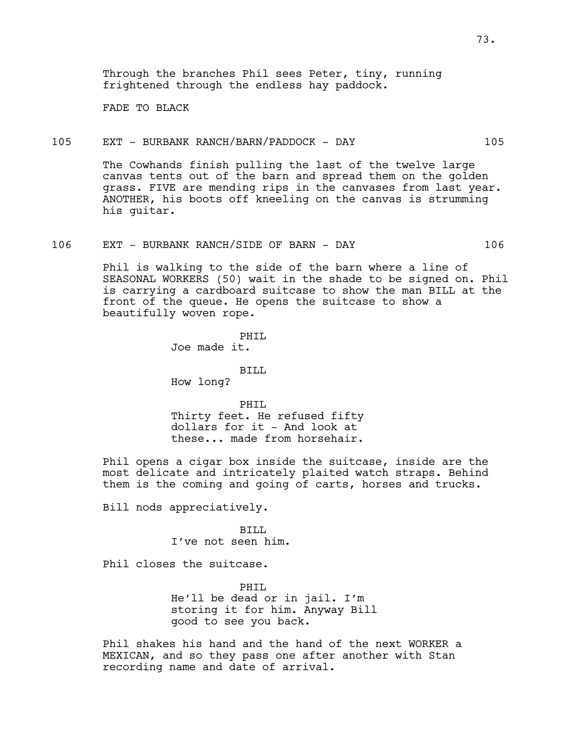Through the branches Phil sees Peter, tiny, running frightened through the endless hay paddock.

FADE TO BLACK

105 EXT - BURBANK RANCH/BARN/PADDOCK - DAY 105

The Cowhands finish pulling the last of the twelve large canvas tents out of the barn and spread them on the golden grass. FIVE are mending rips in the canvases from last year. ANOTHER, his boots off kneeling on the canvas is strumming his guitar.

106 EXT - BURBANK RANCH/SIDE OF BARN - DAY 106

Phil is walking to the side of the barn where a line of SEASONAL WORKERS (50) wait in the shade to be signed on. Phil is carrying a cardboard suitcase to show the man BILL at the front of the queue. He opens the suitcase to show a beautifully woven rope.

PHIL
Joe made it.

BILL
How long?

PHIL
Thirty feet. He refused fifty dollars for it - And look at these... made from horsehair.

Phil opens a cigar box inside the suitcase, inside are the most delicate and intricately plaited watch straps. Behind them is the coming and going of carts, horses and trucks.

Bill nods appreciatively.

BILL
I've not seen him.

Phil closes the suitcase.

PHIL
He'll be dead or in jail. I'm storing it for him. Anyway Bill good to see you back.

Phil shakes his hand and the hand of the next WORKER a MEXICAN, and so they pass one after another with Stan recording name and date of arrival.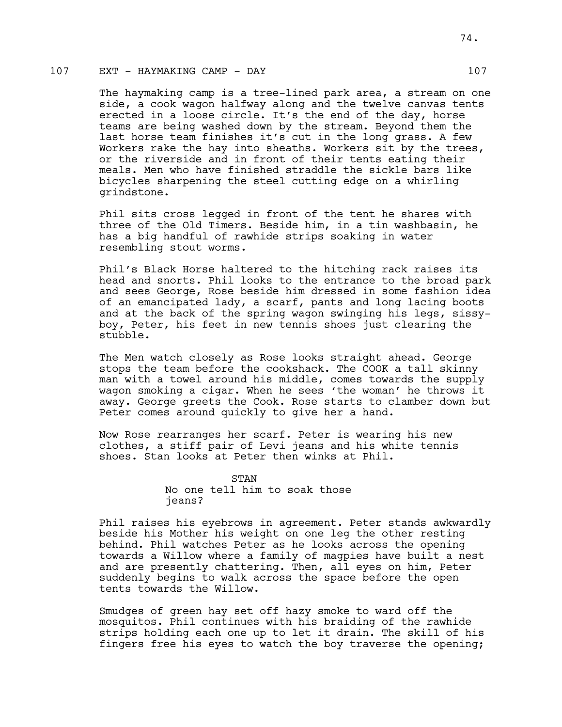107 EXT - HAYMAKING CAMP - DAY 107

The haymaking camp is a tree-lined park area, a stream on one side, a cook wagon halfway along and the twelve canvas tents erected in a loose circle. It's the end of the day, horse teams are being washed down by the stream. Beyond them the last horse team finishes it's cut in the long grass. A few Workers rake the hay into sheaths. Workers sit by the trees, or the riverside and in front of their tents eating their meals. Men who have finished straddle the sickle bars like bicycles sharpening the steel cutting edge on a whirling grindstone.

Phil sits cross legged in front of the tent he shares with three of the Old Timers. Beside him, in a tin washbasin, he has a big handful of rawhide strips soaking in water resembling stout worms.

Phil's Black Horse haltered to the hitching rack raises its head and snorts. Phil looks to the entrance to the broad park and sees George, Rose beside him dressed in some fashion idea of an emancipated lady, a scarf, pants and long lacing boots and at the back of the spring wagon swinging his legs, sissy-boy, Peter, his feet in new tennis shoes just clearing the stubble.

The Men watch closely as Rose looks straight ahead. George stops the team before the cookshack. The COOK a tall skinny man with a towel around his middle, comes towards the supply wagon smoking a cigar. When he sees 'the woman' he throws it away. George greets the Cook. Rose starts to clamber down but Peter comes around quickly to give her a hand.

Now Rose rearranges her scarf. Peter is wearing his new clothes, a stiff pair of Levi jeans and his white tennis shoes. Stan looks at Peter then winks at Phil.

STAN

No one tell him to soak those jeans?

Phil raises his eyebrows in agreement. Peter stands awkwardly beside his Mother his weight on one leg the other resting behind. Phil watches Peter as he looks across the opening towards a Willow where a family of magpies have built a nest and are presently chattering. Then, all eyes on him, Peter suddenly begins to walk across the space before the open tents towards the Willow.

Smudges of green hay set off hazy smoke to ward off the mosquitos. Phil continues with his braiding of the rawhide strips holding each one up to let it drain. The skill of his fingers free his eyes to watch the boy traverse the opening;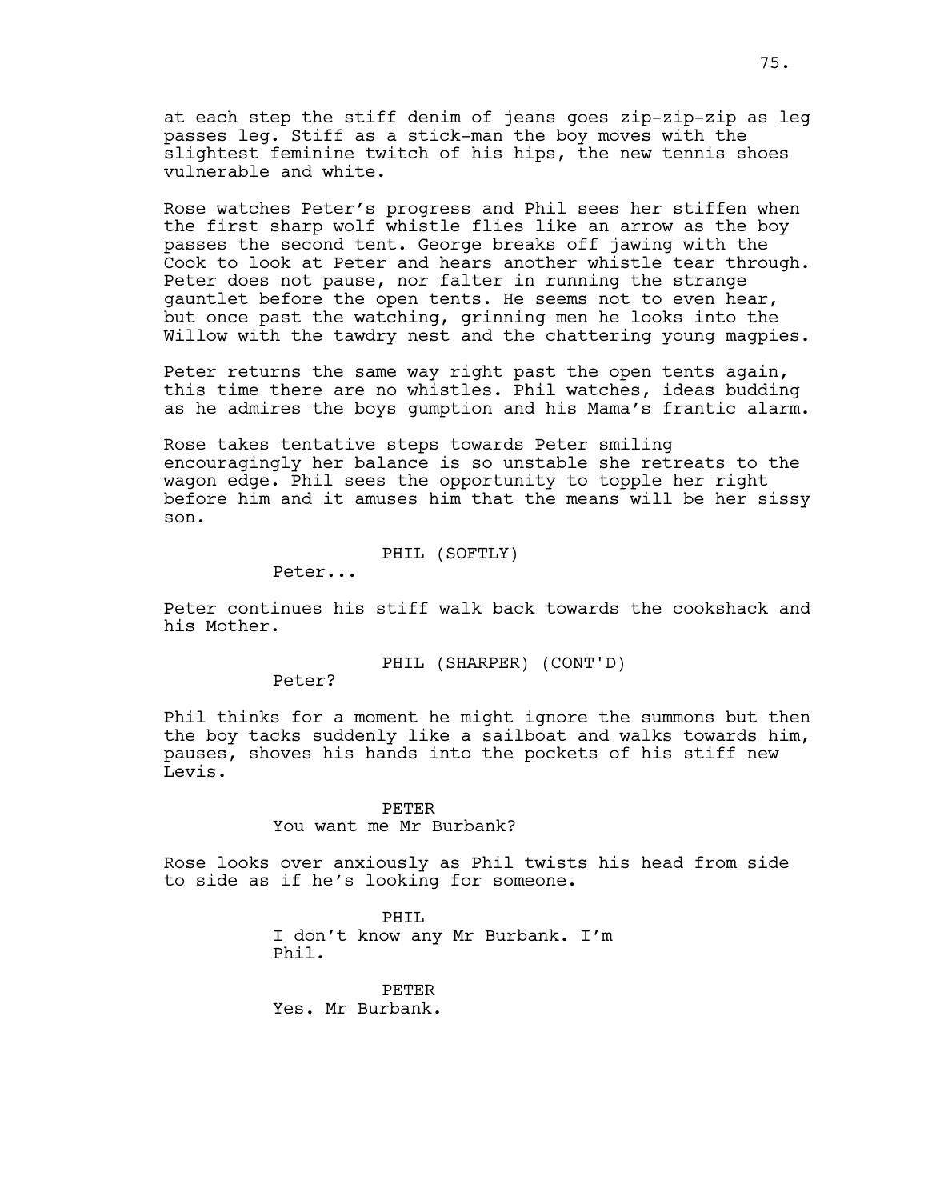at each step the stiff denim of jeans goes zip-zip-zip as leg passes leg. Stiff as a stick-man the boy moves with the slightest feminine twitch of his hips, the new tennis shoes vulnerable and white.

Rose watches Peter's progress and Phil sees her stiffen when the first sharp wolf whistle flies like an arrow as the boy passes the second tent. George breaks off jawing with the Cook to look at Peter and hears another whistle tear through. Peter does not pause, nor falter in running the strange gauntlet before the open tents. He seems not to even hear, but once past the watching, grinning men he looks into the Willow with the tawdry nest and the chattering young magpies.

Peter returns the same way right past the open tents again, this time there are no whistles. Phil watches, ideas budding as he admires the boys gumption and his Mama's frantic alarm.

Rose takes tentative steps towards Peter smiling encouragingly her balance is so unstable she retreats to the wagon edge. Phil sees the opportunity to topple her right before him and it amuses him that the means will be her sissy son.

PHIL (SOFTLY)
Peter...

Peter continues his stiff walk back towards the cookshack and his Mother.

PHIL (SHARPER) (CONT'D)
Peter?

Phil thinks for a moment he might ignore the summons but then the boy tacks suddenly like a sailboat and walks towards him, pauses, shoves his hands into the pockets of his stiff new Levis.

PETER
You want me Mr Burbank?

Rose looks over anxiously as Phil twists his head from side to side as if he's looking for someone.

PHIL
I don't know any Mr Burbank. I'm Phil.

PETER
Yes. Mr Burbank.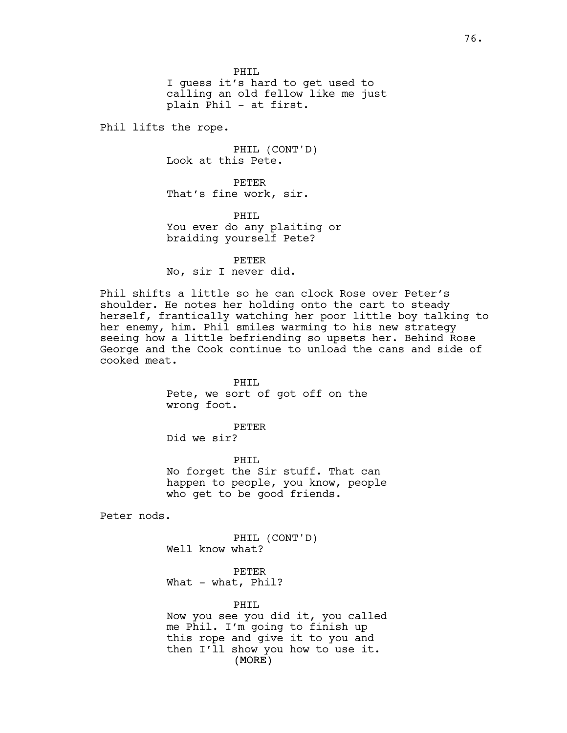PHIL
I guess it's hard to get used to calling an old fellow like me just plain Phil - at first.

Phil lifts the rope.

PHIL (CONT'D)
Look at this Pete.

PETER
That's fine work, sir.

PHIL
You ever do any plaiting or braiding yourself Pete?

PETER
No, sir I never did.

Phil shifts a little so he can clock Rose over Peter's shoulder. He notes her holding onto the cart to steady herself, frantically watching her poor little boy talking to her enemy, him. Phil smiles warming to his new strategy seeing how a little befriending so upsets her. Behind Rose George and the Cook continue to unload the cans and side of cooked meat.

PHIL
Pete, we sort of got off on the wrong foot.

PETER
Did we sir?

PHIL
No forget the Sir stuff. That can happen to people, you know, people who get to be good friends.

Peter nods.

PHIL (CONT'D)
Well know what?

PETER
What - what, Phil?

PHIL
Now you see you did it, you called me Phil. I'm going to finish up this rope and give it to you and then I'll show you how to use it.
(MORE)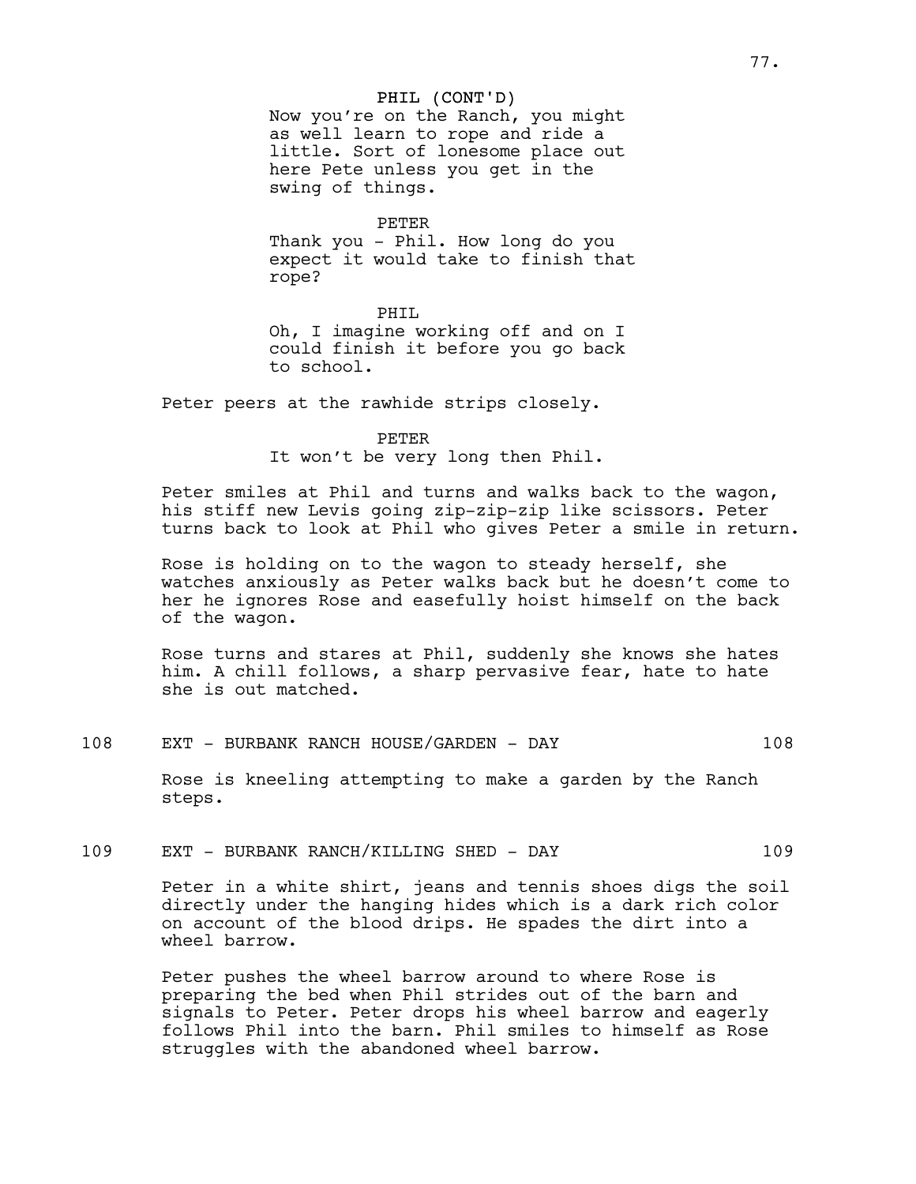PHIL (CONT'D)
Now you're on the Ranch, you might as well learn to rope and ride a little. Sort of lonesome place out here Pete unless you get in the swing of things.

PETER
Thank you - Phil. How long do you expect it would take to finish that rope?

PHIL
Oh, I imagine working off and on I could finish it before you go back to school.

Peter peers at the rawhide strips closely.

PETER
It won't be very long then Phil.

Peter smiles at Phil and turns and walks back to the wagon, his stiff new Levis going zip-zip-zip like scissors. Peter turns back to look at Phil who gives Peter a smile in return.

Rose is holding on to the wagon to steady herself, she watches anxiously as Peter walks back but he doesn't come to her he ignores Rose and easefully hoist himself on the back of the wagon.

Rose turns and stares at Phil, suddenly she knows she hates him. A chill follows, a sharp pervasive fear, hate to hate she is out matched.

108 EXT - BURBANK RANCH HOUSE/GARDEN - DAY 108

Rose is kneeling attempting to make a garden by the Ranch steps.

109 EXT - BURBANK RANCH/KILLING SHED - DAY 109

Peter in a white shirt, jeans and tennis shoes digs the soil directly under the hanging hides which is a dark rich color on account of the blood drips. He spades the dirt into a wheel barrow.

Peter pushes the wheel barrow around to where Rose is preparing the bed when Phil strides out of the barn and signals to Peter. Peter drops his wheel barrow and eagerly follows Phil into the barn. Phil smiles to himself as Rose struggles with the abandoned wheel barrow.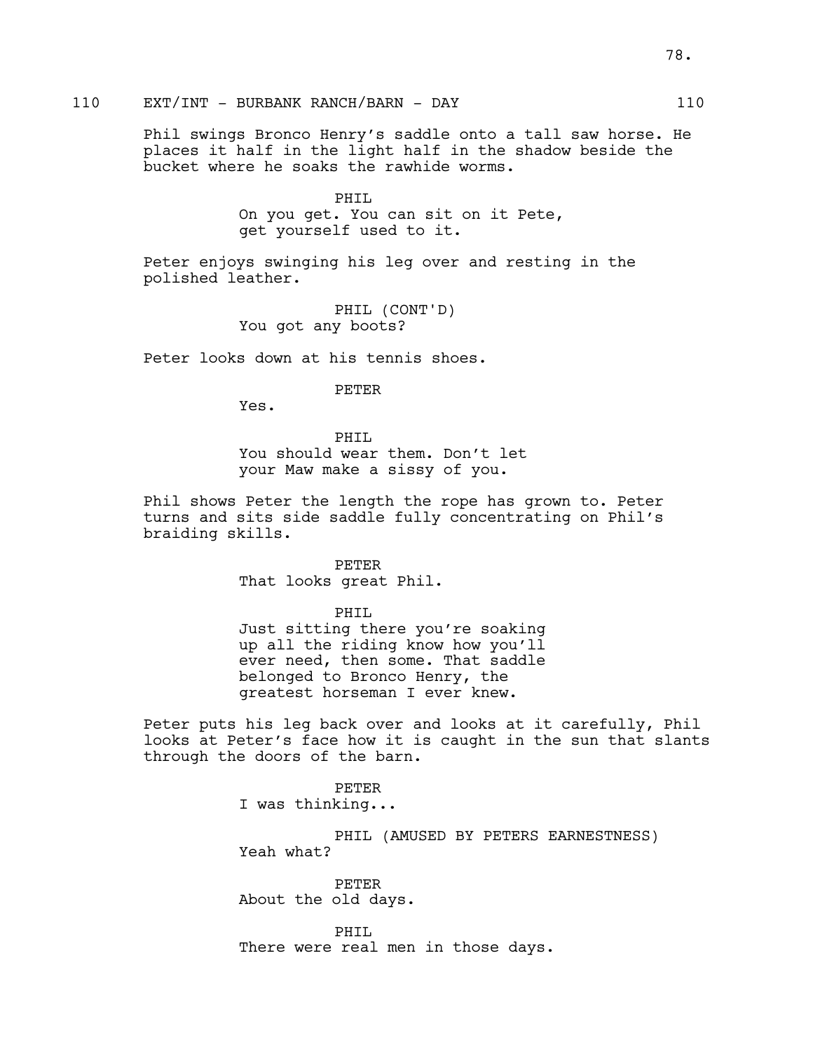110 EXT/INT - BURBANK RANCH/BARN - DAY 110

Phil swings Bronco Henry's saddle onto a tall saw horse. He places it half in the light half in the shadow beside the bucket where he soaks the rawhide worms.

PHIL
On you get. You can sit on it Pete, get yourself used to it.

Peter enjoys swinging his leg over and resting in the polished leather.

PHIL (CONT'D)
You got any boots?

Peter looks down at his tennis shoes.

PETER
Yes.

PHIL
You should wear them. Don't let your Maw make a sissy of you.

Phil shows Peter the length the rope has grown to. Peter turns and sits side saddle fully concentrating on Phil's braiding skills.

PETER
That looks great Phil.

PHIL
Just sitting there you're soaking up all the riding know how you'll ever need, then some. That saddle belonged to Bronco Henry, the greatest horseman I ever knew.

Peter puts his leg back over and looks at it carefully, Phil looks at Peter's face how it is caught in the sun that slants through the doors of the barn.

PETER
I was thinking...

PHIL (AMUSED BY PETERS EARNESTNESS)
Yeah what?

PETER
About the old days.

PHIL
There were real men in those days.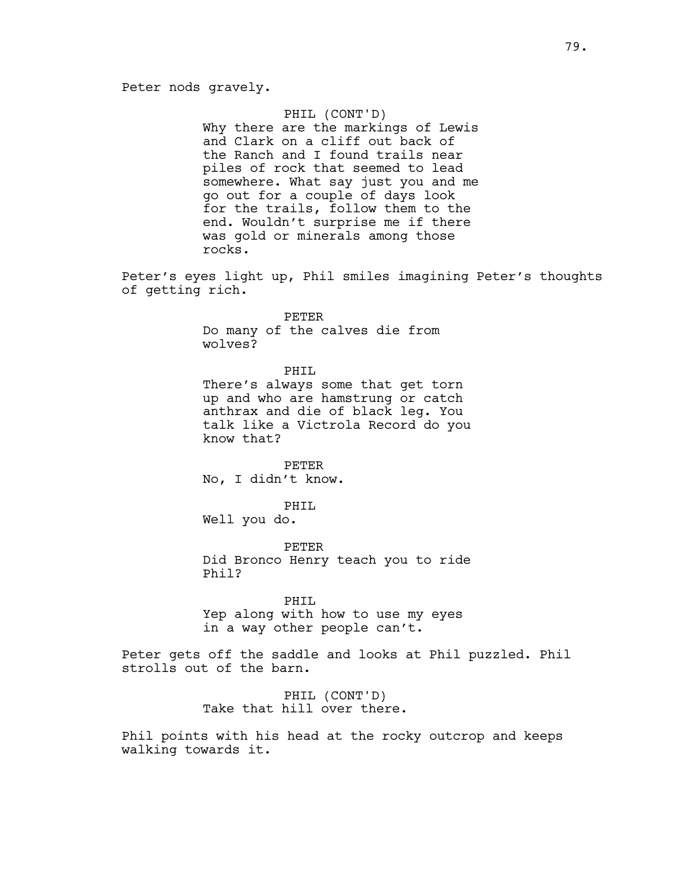Peter nods gravely.

PHIL (CONT'D)
Why there are the markings of Lewis and Clark on a cliff out back of the Ranch and I found trails near piles of rock that seemed to lead somewhere. What say just you and me go out for a couple of days look for the trails, follow them to the end. Wouldn't surprise me if there was gold or minerals among those rocks.

Peter's eyes light up, Phil smiles imagining Peter's thoughts of getting rich.

PETER
Do many of the calves die from wolves?

PHIL
There's always some that get torn up and who are hamstrung or catch anthrax and die of black leg. You talk like a Victrola Record do you know that?

PETER
No, I didn't know.

PHIL
Well you do.

PETER
Did Bronco Henry teach you to ride Phil?

PHIL
Yep along with how to use my eyes in a way other people can't.

Peter gets off the saddle and looks at Phil puzzled. Phil strolls out of the barn.

PHIL (CONT'D)
Take that hill over there.

Phil points with his head at the rocky outcrop and keeps walking towards it.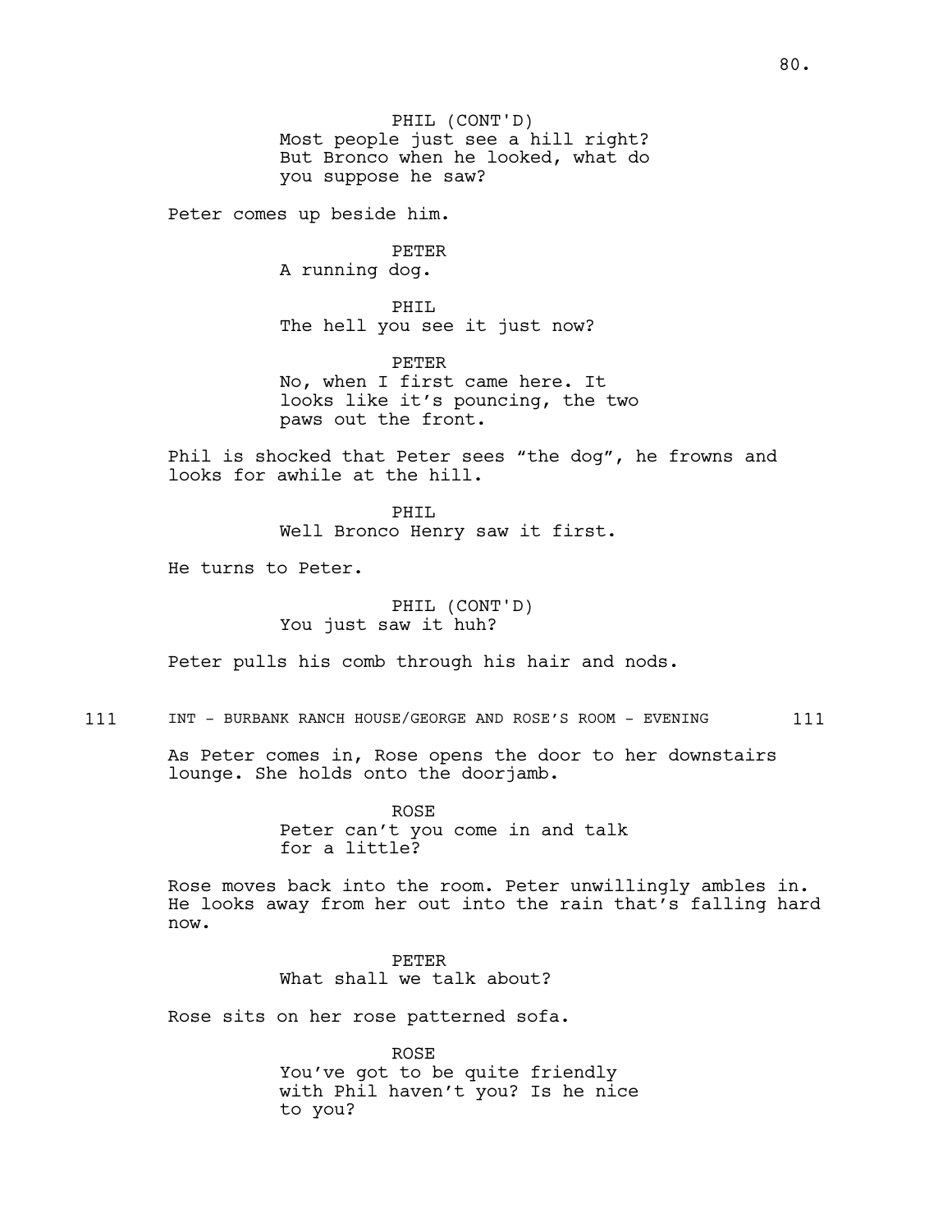PHIL (CONT'D)
Most people just see a hill right? But Bronco when he looked, what do you suppose he saw?

Peter comes up beside him.

PETER
A running dog.

PHIL
The hell you see it just now?

PETER
No, when I first came here. It looks like it's pouncing, the two paws out the front.

Phil is shocked that Peter sees "the dog", he frowns and looks for awhile at the hill.

PHIL
Well Bronco Henry saw it first.

He turns to Peter.

PHIL (CONT'D)
You just saw it huh?

Peter pulls his comb through his hair and nods.

111 INT - BURBANK RANCH HOUSE/GEORGE AND ROSE'S ROOM - EVENING 111

As Peter comes in, Rose opens the door to her downstairs lounge. She holds onto the doorjamb.

ROSE
Peter can't you come in and talk for a little?

Rose moves back into the room. Peter unwillingly ambles in. He looks away from her out into the rain that's falling hard now.

PETER
What shall we talk about?

Rose sits on her rose patterned sofa.

ROSE
You've got to be quite friendly with Phil haven't you? Is he nice to you?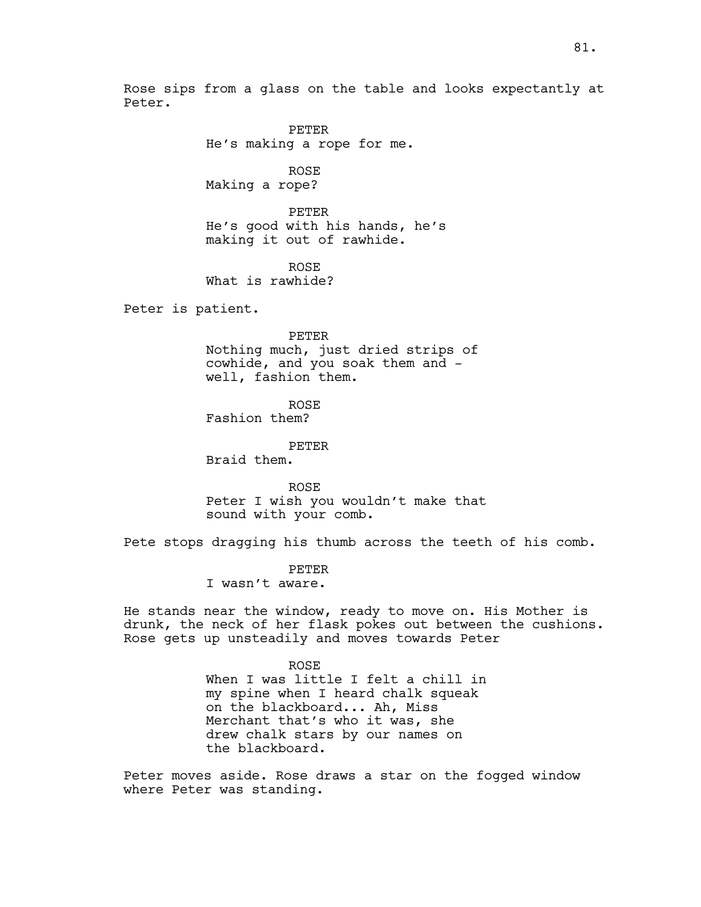Rose sips from a glass on the table and looks expectantly at Peter.

PETER
He's making a rope for me.

ROSE
Making a rope?

PETER
He's good with his hands, he's making it out of rawhide.

ROSE
What is rawhide?

Peter is patient.

PETER
Nothing much, just dried strips of cowhide, and you soak them and - well, fashion them.

ROSE
Fashion them?

PETER
Braid them.

ROSE
Peter I wish you wouldn't make that sound with your comb.

Pete stops dragging his thumb across the teeth of his comb.

PETER
I wasn't aware.

He stands near the window, ready to move on. His Mother is drunk, the neck of her flask pokes out between the cushions. Rose gets up unsteadily and moves towards Peter

ROSE
When I was little I felt a chill in my spine when I heard chalk squeak on the blackboard... Ah, Miss Merchant that's who it was, she drew chalk stars by our names on the blackboard.

Peter moves aside. Rose draws a star on the fogged window where Peter was standing.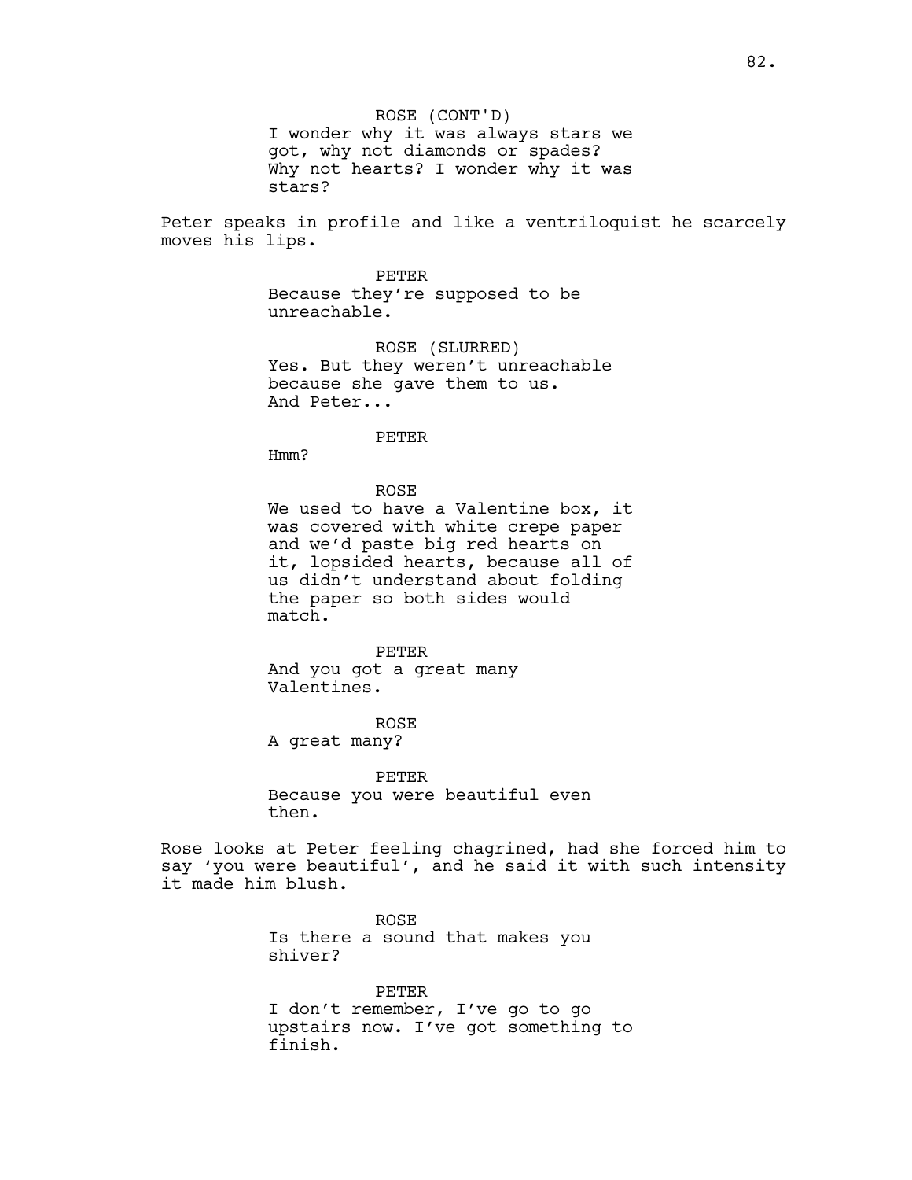ROSE (CONT'D)
I wonder why it was always stars we got, why not diamonds or spades? Why not hearts? I wonder why it was stars?

Peter speaks in profile and like a ventriloquist he scarcely moves his lips.

PETER
Because they're supposed to be unreachable.

ROSE (SLURRED)
Yes. But they weren't unreachable because she gave them to us. And Peter...

PETER
Hmm?

ROSE
We used to have a Valentine box, it was covered with white crepe paper and we'd paste big red hearts on it, lopsided hearts, because all of us didn't understand about folding the paper so both sides would match.

PETER
And you got a great many Valentines.

ROSE
A great many?

PETER
Because you were beautiful even then.

Rose looks at Peter feeling chagrined, had she forced him to say 'you were beautiful', and he said it with such intensity it made him blush.

ROSE
Is there a sound that makes you shiver?

PETER
I don't remember, I've go to go upstairs now. I've got something to finish.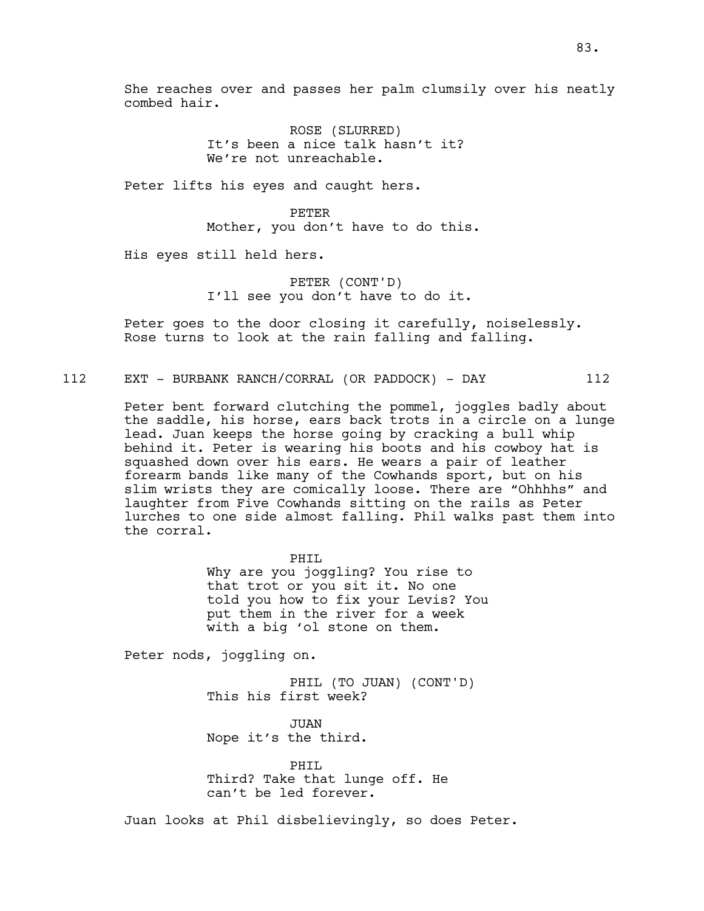She reaches over and passes her palm clumsily over his neatly combed hair.

ROSE (SLURRED)
It's been a nice talk hasn't it? We're not unreachable.

Peter lifts his eyes and caught hers.

PETER
Mother, you don't have to do this.

His eyes still held hers.

PETER (CONT'D)
I'll see you don't have to do it.

Peter goes to the door closing it carefully, noiselessly. Rose turns to look at the rain falling and falling.

## 112 EXT - BURBANK RANCH/CORRAL (OR PADDOCK) - DAY 112

Peter bent forward clutching the pommel, joggles badly about the saddle, his horse, ears back trots in a circle on a lunge lead. Juan keeps the horse going by cracking a bull whip behind it. Peter is wearing his boots and his cowboy hat is squashed down over his ears. He wears a pair of leather forearm bands like many of the Cowhands sport, but on his slim wrists they are comically loose. There are "Ohhhhs" and laughter from Five Cowhands sitting on the rails as Peter lurches to one side almost falling. Phil walks past them into the corral.

PHIL
Why are you joggling? You rise to that trot or you sit it. No one told you how to fix your Levis? You put them in the river for a week with a big 'ol stone on them.

Peter nods, joggling on.

PHIL (TO JUAN) (CONT'D)
This his first week?

JUAN
Nope it's the third.

PHIL
Third? Take that lunge off. He can't be led forever.

Juan looks at Phil disbelievingly, so does Peter.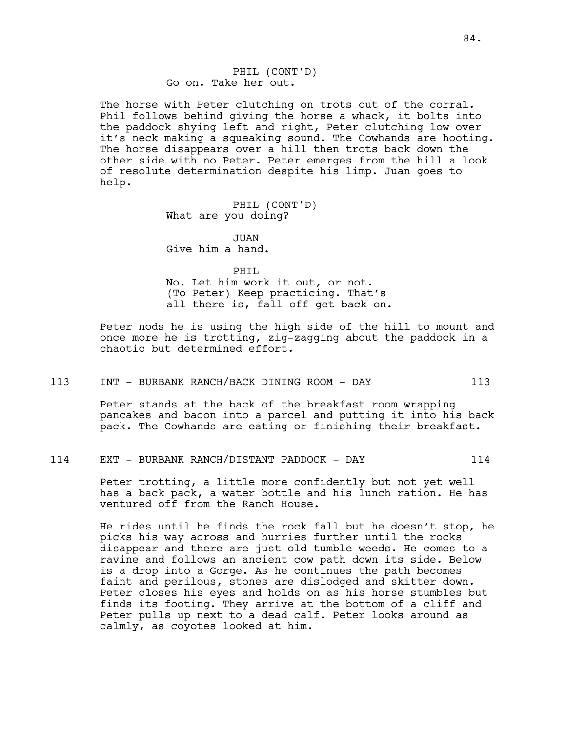PHIL (CONT'D)
Go on. Take her out.

The horse with Peter clutching on trots out of the corral. Phil follows behind giving the horse a whack, it bolts into the paddock shying left and right, Peter clutching low over it's neck making a squeaking sound. The Cowhands are hooting. The horse disappears over a hill then trots back down the other side with no Peter. Peter emerges from the hill a look of resolute determination despite his limp. Juan goes to help.

PHIL (CONT'D)
What are you doing?

JUAN
Give him a hand.

PHIL
No. Let him work it out, or not. (To Peter) Keep practicing. That's all there is, fall off get back on.

Peter nods he is using the high side of the hill to mount and once more he is trotting, zig-zagging about the paddock in a chaotic but determined effort.

113 INT - BURBANK RANCH/BACK DINING ROOM - DAY 113

Peter stands at the back of the breakfast room wrapping pancakes and bacon into a parcel and putting it into his back pack. The Cowhands are eating or finishing their breakfast.

114 EXT - BURBANK RANCH/DISTANT PADDOCK - DAY 114

Peter trotting, a little more confidently but not yet well has a back pack, a water bottle and his lunch ration. He has ventured off from the Ranch House.

He rides until he finds the rock fall but he doesn't stop, he picks his way across and hurries further until the rocks disappear and there are just old tumble weeds. He comes to a ravine and follows an ancient cow path down its side. Below is a drop into a Gorge. As he continues the path becomes faint and perilous, stones are dislodged and skitter down. Peter closes his eyes and holds on as his horse stumbles but finds its footing. They arrive at the bottom of a cliff and Peter pulls up next to a dead calf. Peter looks around as calmly, as coyotes looked at him.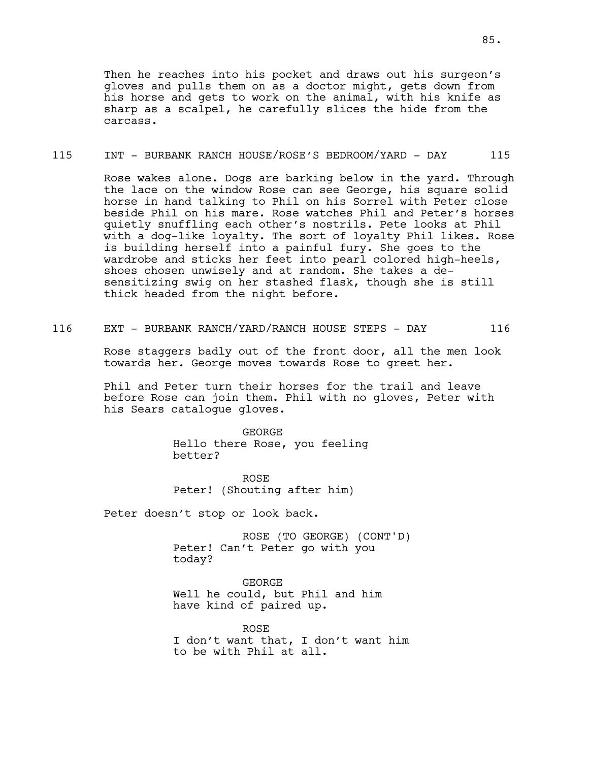Then he reaches into his pocket and draws out his surgeon's gloves and pulls them on as a doctor might, gets down from his horse and gets to work on the animal, with his knife as sharp as a scalpel, he carefully slices the hide from the carcass.

115 INT - BURBANK RANCH HOUSE/ROSE'S BEDROOM/YARD - DAY 115

Rose wakes alone. Dogs are barking below in the yard. Through the lace on the window Rose can see George, his square solid horse in hand talking to Phil on his Sorrel with Peter close beside Phil on his mare. Rose watches Phil and Peter's horses quietly snuffling each other's nostrils. Pete looks at Phil with a dog-like loyalty. The sort of loyalty Phil likes. Rose is building herself into a painful fury. She goes to the wardrobe and sticks her feet into pearl colored high-heels, shoes chosen unwisely and at random. She takes a de-sensitizing swig on her stashed flask, though she is still thick headed from the night before.

116 EXT - BURBANK RANCH/YARD/RANCH HOUSE STEPS - DAY 116

Rose staggers badly out of the front door, all the men look towards her. George moves towards Rose to greet her.

Phil and Peter turn their horses for the trail and leave before Rose can join them. Phil with no gloves, Peter with his Sears catalogue gloves.

GEORGE
Hello there Rose, you feeling better?

ROSE
Peter! (Shouting after him)

Peter doesn't stop or look back.

ROSE (TO GEORGE) (CONT'D)
Peter! Can't Peter go with you today?

GEORGE
Well he could, but Phil and him have kind of paired up.

ROSE
I don't want that, I don't want him to be with Phil at all.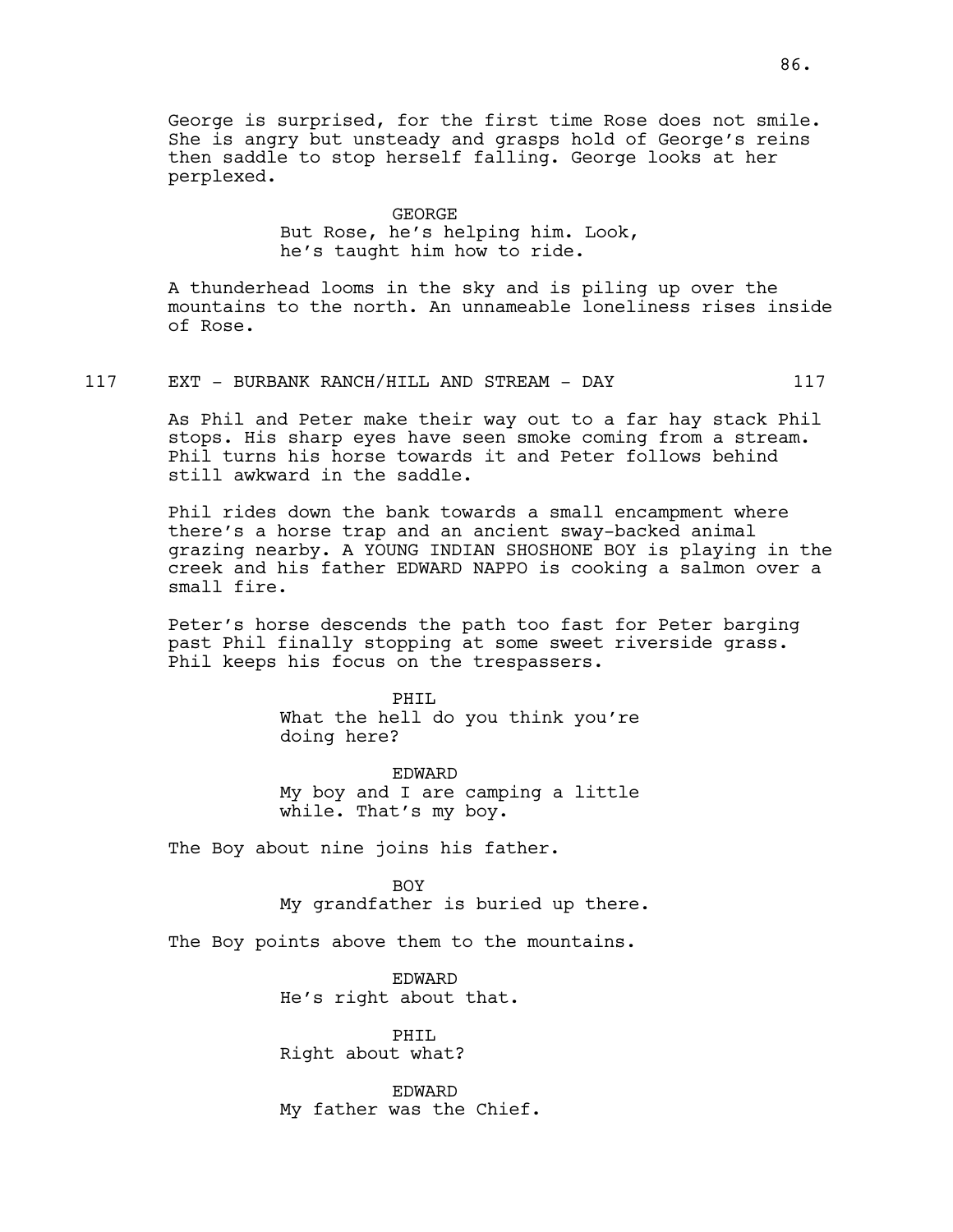George is surprised, for the first time Rose does not smile. She is angry but unsteady and grasps hold of George's reins then saddle to stop herself falling. George looks at her perplexed.

GEORGE
But Rose, he's helping him. Look, he's taught him how to ride.

A thunderhead looms in the sky and is piling up over the mountains to the north. An unnameable loneliness rises inside of Rose.

117 EXT - BURBANK RANCH/HILL AND STREAM - DAY 117

As Phil and Peter make their way out to a far hay stack Phil stops. His sharp eyes have seen smoke coming from a stream. Phil turns his horse towards it and Peter follows behind still awkward in the saddle.

Phil rides down the bank towards a small encampment where there's a horse trap and an ancient sway-backed animal grazing nearby. A YOUNG INDIAN SHOSHONE BOY is playing in the creek and his father EDWARD NAPPO is cooking a salmon over a small fire.

Peter's horse descends the path too fast for Peter barging past Phil finally stopping at some sweet riverside grass. Phil keeps his focus on the trespassers.

PHIL
What the hell do you think you're doing here?

EDWARD
My boy and I are camping a little while. That's my boy.

The Boy about nine joins his father.

BOY
My grandfather is buried up there.

The Boy points above them to the mountains.

EDWARD
He's right about that.

PHIL
Right about what?

EDWARD
My father was the Chief.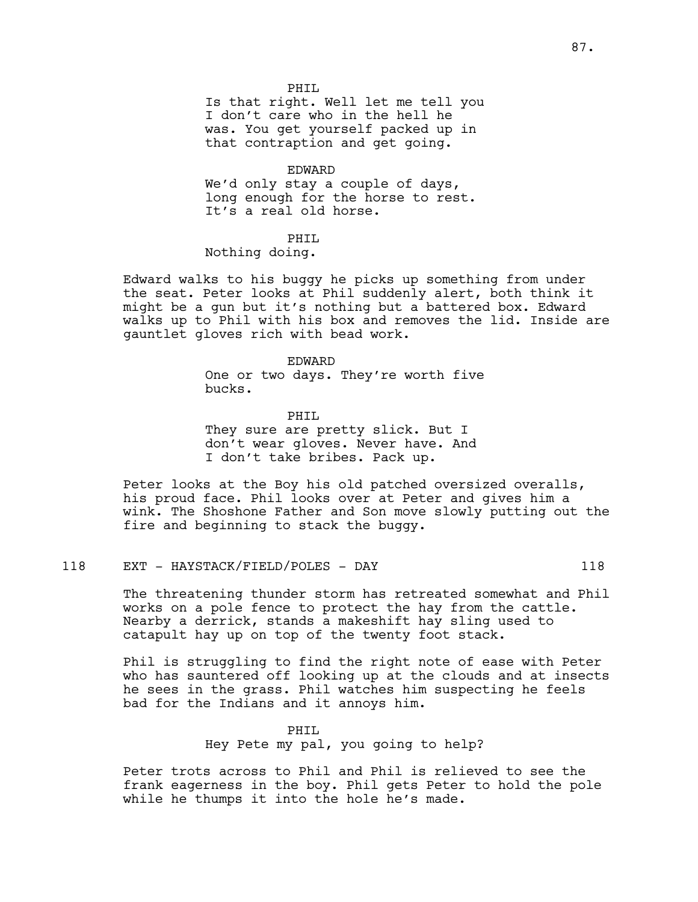PHIL
Is that right. Well let me tell you I don't care who in the hell he was. You get yourself packed up in that contraption and get going.

EDWARD
We'd only stay a couple of days, long enough for the horse to rest. It's a real old horse.

PHIL
Nothing doing.

Edward walks to his buggy he picks up something from under the seat. Peter looks at Phil suddenly alert, both think it might be a gun but it's nothing but a battered box. Edward walks up to Phil with his box and removes the lid. Inside are gauntlet gloves rich with bead work.

EDWARD
One or two days. They're worth five bucks.

PHIL
They sure are pretty slick. But I don't wear gloves. Never have. And I don't take bribes. Pack up.

Peter looks at the Boy his old patched oversized overalls, his proud face. Phil looks over at Peter and gives him a wink. The Shoshone Father and Son move slowly putting out the fire and beginning to stack the buggy.

118 EXT - HAYSTACK/FIELD/POLES - DAY 118

The threatening thunder storm has retreated somewhat and Phil works on a pole fence to protect the hay from the cattle. Nearby a derrick, stands a makeshift hay sling used to catapult hay up on top of the twenty foot stack.

Phil is struggling to find the right note of ease with Peter who has sauntered off looking up at the clouds and at insects he sees in the grass. Phil watches him suspecting he feels bad for the Indians and it annoys him.

PHIL
Hey Pete my pal, you going to help?

Peter trots across to Phil and Phil is relieved to see the frank eagerness in the boy. Phil gets Peter to hold the pole while he thumps it into the hole he's made.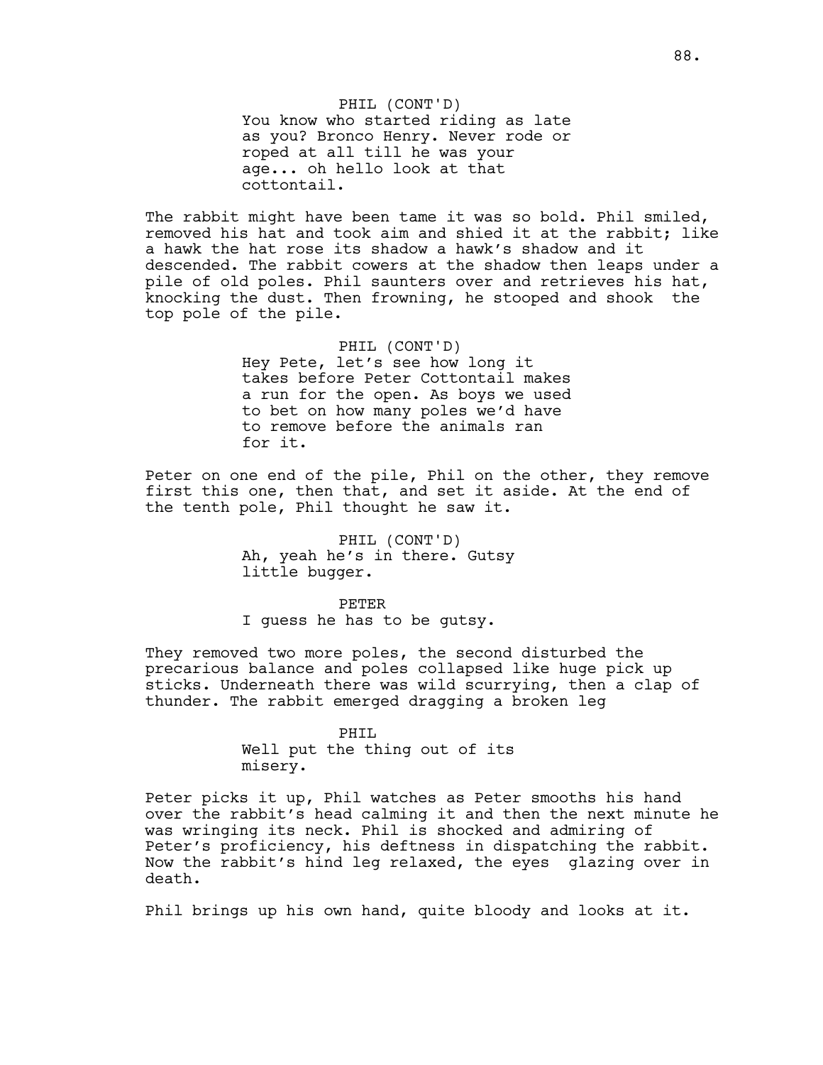PHIL (CONT'D)
You know who started riding as late as you? Bronco Henry. Never rode or roped at all till he was your age... oh hello look at that cottontail.

The rabbit might have been tame it was so bold. Phil smiled, removed his hat and took aim and shied it at the rabbit; like a hawk the hat rose its shadow a hawk's shadow and it descended. The rabbit cowers at the shadow then leaps under a pile of old poles. Phil saunters over and retrieves his hat, knocking the dust. Then frowning, he stooped and shook the top pole of the pile.

PHIL (CONT'D)
Hey Pete, let's see how long it takes before Peter Cottontail makes a run for the open. As boys we used to bet on how many poles we'd have to remove before the animals ran for it.

Peter on one end of the pile, Phil on the other, they remove first this one, then that, and set it aside. At the end of the tenth pole, Phil thought he saw it.

PHIL (CONT'D)
Ah, yeah he's in there. Gutsy little bugger.

PETER
I guess he has to be gutsy.

They removed two more poles, the second disturbed the precarious balance and poles collapsed like huge pick up sticks. Underneath there was wild scurrying, then a clap of thunder. The rabbit emerged dragging a broken leg

PHIL
Well put the thing out of its misery.

Peter picks it up, Phil watches as Peter smooths his hand over the rabbit's head calming it and then the next minute he was wringing its neck. Phil is shocked and admiring of Peter's proficiency, his deftness in dispatching the rabbit. Now the rabbit's hind leg relaxed, the eyes glazing over in death.

Phil brings up his own hand, quite bloody and looks at it.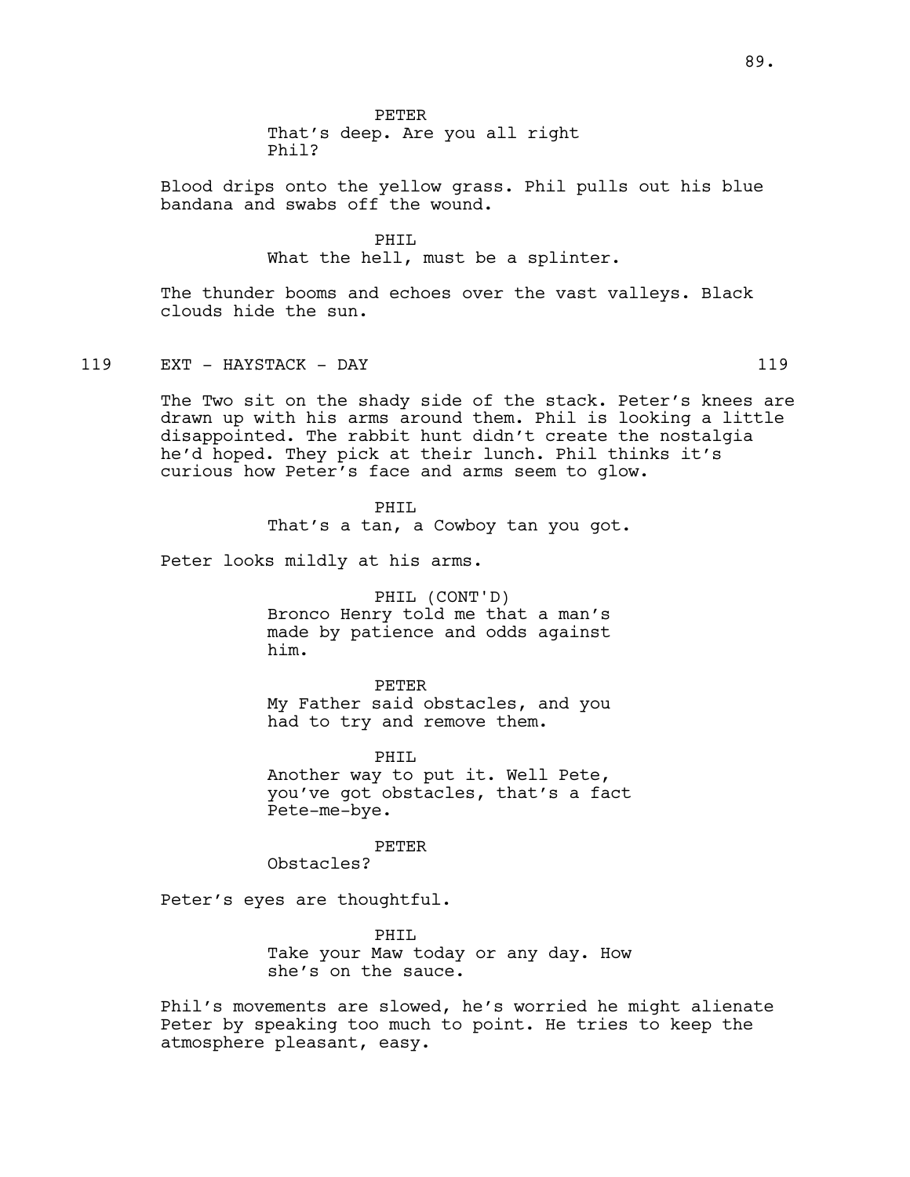PETER
That's deep. Are you all right Phil?

Blood drips onto the yellow grass. Phil pulls out his blue bandana and swabs off the wound.

PHIL
What the hell, must be a splinter.

The thunder booms and echoes over the vast valleys. Black clouds hide the sun.

119 EXT - HAYSTACK - DAY 119

The Two sit on the shady side of the stack. Peter's knees are drawn up with his arms around them. Phil is looking a little disappointed. The rabbit hunt didn't create the nostalgia he'd hoped. They pick at their lunch. Phil thinks it's curious how Peter's face and arms seem to glow.

PHIL
That's a tan, a Cowboy tan you got.

Peter looks mildly at his arms.

PHIL (CONT'D)
Bronco Henry told me that a man's made by patience and odds against him.

PETER
My Father said obstacles, and you had to try and remove them.

PHIL
Another way to put it. Well Pete, you've got obstacles, that's a fact Pete-me-bye.

PETER
Obstacles?

Peter's eyes are thoughtful.

PHIL
Take your Maw today or any day. How she's on the sauce.

Phil's movements are slowed, he's worried he might alienate Peter by speaking too much to point. He tries to keep the atmosphere pleasant, easy.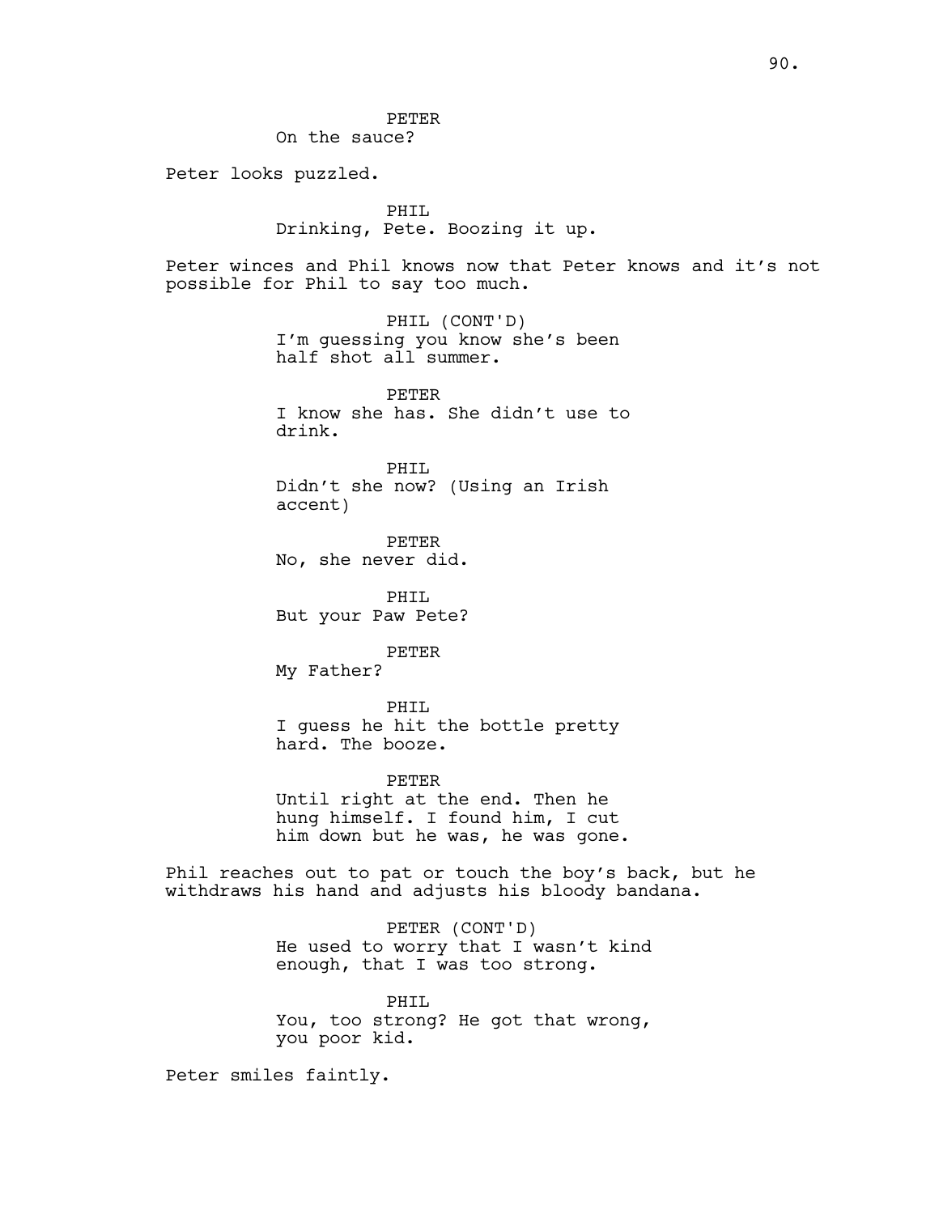PETER
On the sauce?

Peter looks puzzled.

PHIL
Drinking, Pete. Boozing it up.

Peter winces and Phil knows now that Peter knows and it's not possible for Phil to say too much.

PHIL (CONT'D)
I'm guessing you know she's been half shot all summer.

PETER
I know she has. She didn't use to drink.

PHIL
Didn't she now? (Using an Irish accent)

PETER
No, she never did.

PHIL
But your Paw Pete?

PETER
My Father?

PHIL
I guess he hit the bottle pretty hard. The booze.

PETER
Until right at the end. Then he hung himself. I found him, I cut him down but he was, he was gone.

Phil reaches out to pat or touch the boy's back, but he withdraws his hand and adjusts his bloody bandana.

PETER (CONT'D)
He used to worry that I wasn't kind enough, that I was too strong.

PHIL
You, too strong? He got that wrong, you poor kid.

Peter smiles faintly.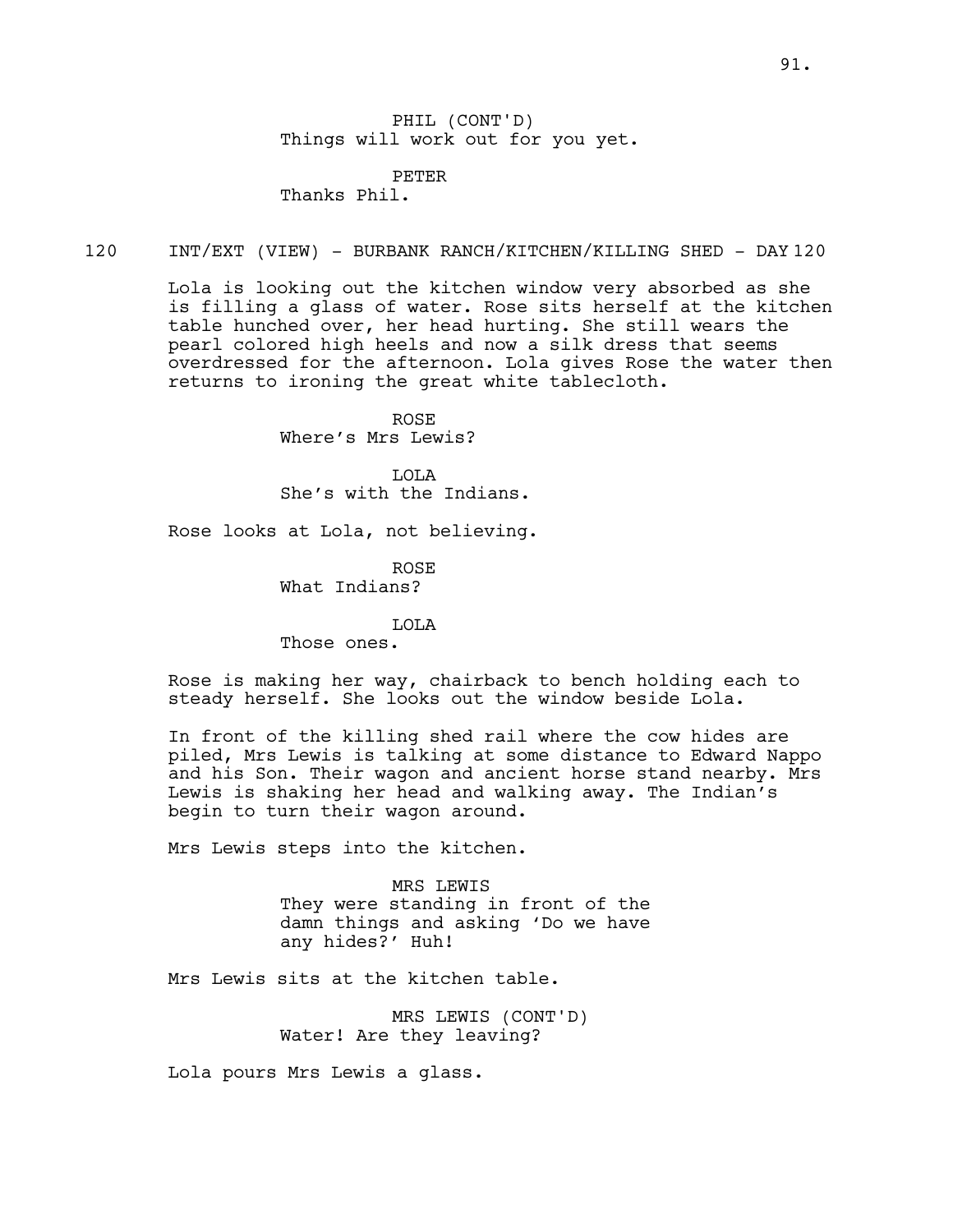PHIL (CONT'D)
Things will work out for you yet.

PETER
Thanks Phil.

120 INT/EXT (VIEW) - BURBANK RANCH/KITCHEN/KILLING SHED - DAY 120

Lola is looking out the kitchen window very absorbed as she is filling a glass of water. Rose sits herself at the kitchen table hunched over, her head hurting. She still wears the pearl colored high heels and now a silk dress that seems overdressed for the afternoon. Lola gives Rose the water then returns to ironing the great white tablecloth.

ROSE
Where's Mrs Lewis?

LOLA
She's with the Indians.

Rose looks at Lola, not believing.

ROSE
What Indians?

LOLA
Those ones.

Rose is making her way, chairback to bench holding each to steady herself. She looks out the window beside Lola.

In front of the killing shed rail where the cow hides are piled, Mrs Lewis is talking at some distance to Edward Nappo and his Son. Their wagon and ancient horse stand nearby. Mrs Lewis is shaking her head and walking away. The Indian's begin to turn their wagon around.

Mrs Lewis steps into the kitchen.

MRS LEWIS
They were standing in front of the damn things and asking 'Do we have any hides?' Huh!

Mrs Lewis sits at the kitchen table.

MRS LEWIS (CONT'D)
Water! Are they leaving?

Lola pours Mrs Lewis a glass.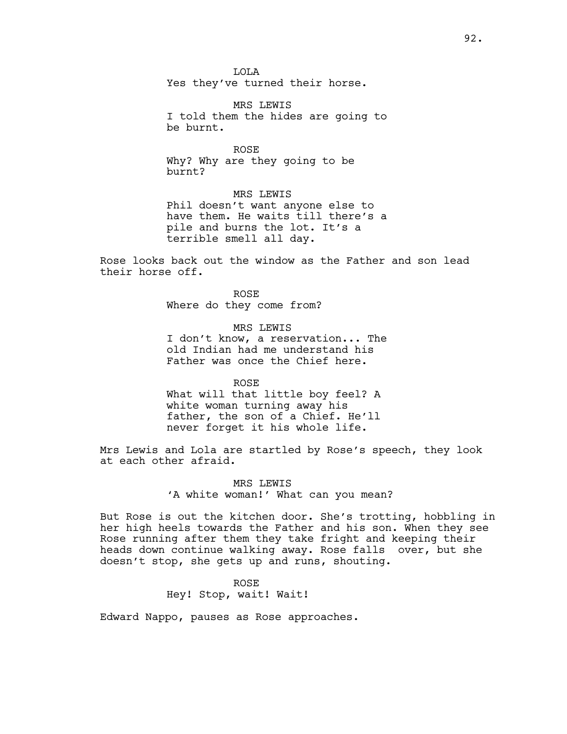LOLA
Yes they've turned their horse.

MRS LEWIS
I told them the hides are going to be burnt.

ROSE
Why? Why are they going to be burnt?

MRS LEWIS
Phil doesn't want anyone else to have them. He waits till there's a pile and burns the lot. It's a terrible smell all day.

Rose looks back out the window as the Father and son lead their horse off.

ROSE
Where do they come from?

MRS LEWIS
I don't know, a reservation... The old Indian had me understand his Father was once the Chief here.

ROSE
What will that little boy feel? A white woman turning away his father, the son of a Chief. He'll never forget it his whole life.

Mrs Lewis and Lola are startled by Rose's speech, they look at each other afraid.

MRS LEWIS
'A white woman!' What can you mean?

But Rose is out the kitchen door. She's trotting, hobbling in her high heels towards the Father and his son. When they see Rose running after them they take fright and keeping their heads down continue walking away. Rose falls over, but she doesn't stop, she gets up and runs, shouting.

ROSE
Hey! Stop, wait! Wait!

Edward Nappo, pauses as Rose approaches.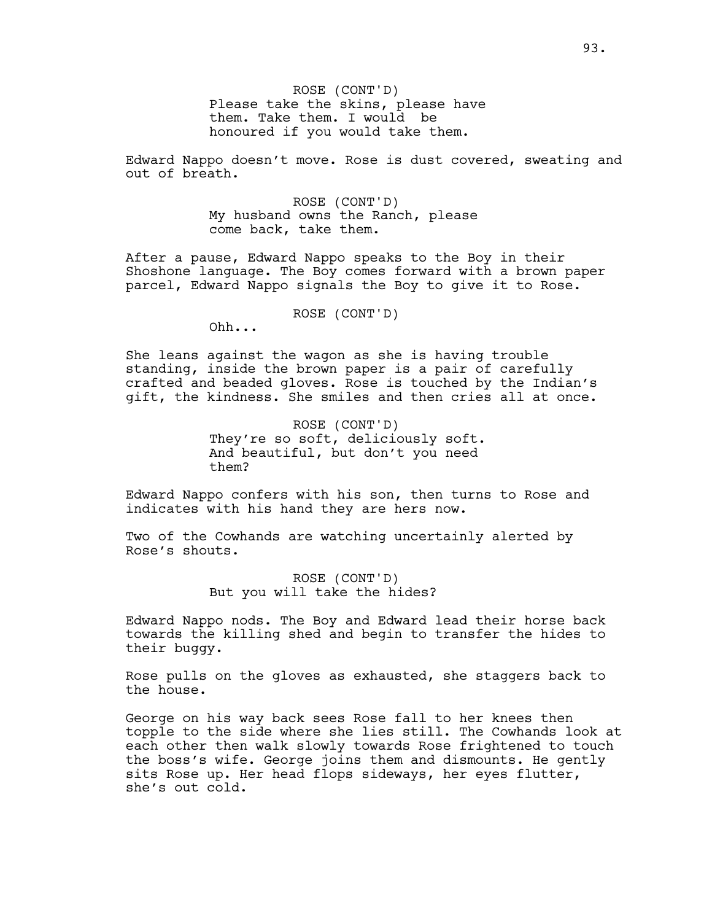ROSE (CONT'D)
Please take the skins, please have them. Take them. I would  be honoured if you would take them.

Edward Nappo doesn't move. Rose is dust covered, sweating and out of breath.

ROSE (CONT'D)
My husband owns the Ranch, please come back, take them.

After a pause, Edward Nappo speaks to the Boy in their Shoshone language. The Boy comes forward with a brown paper parcel, Edward Nappo signals the Boy to give it to Rose.

ROSE (CONT'D)
Ohh...

She leans against the wagon as she is having trouble standing, inside the brown paper is a pair of carefully crafted and beaded gloves. Rose is touched by the Indian's gift, the kindness. She smiles and then cries all at once.

ROSE (CONT'D)
They're so soft, deliciously soft. And beautiful, but don't you need them?

Edward Nappo confers with his son, then turns to Rose and indicates with his hand they are hers now.

Two of the Cowhands are watching uncertainly alerted by Rose's shouts.

ROSE (CONT'D)
But you will take the hides?

Edward Nappo nods. The Boy and Edward lead their horse back towards the killing shed and begin to transfer the hides to their buggy.

Rose pulls on the gloves as exhausted, she staggers back to the house.

George on his way back sees Rose fall to her knees then topple to the side where she lies still. The Cowhands look at each other then walk slowly towards Rose frightened to touch the boss's wife. George joins them and dismounts. He gently sits Rose up. Her head flops sideways, her eyes flutter, she's out cold.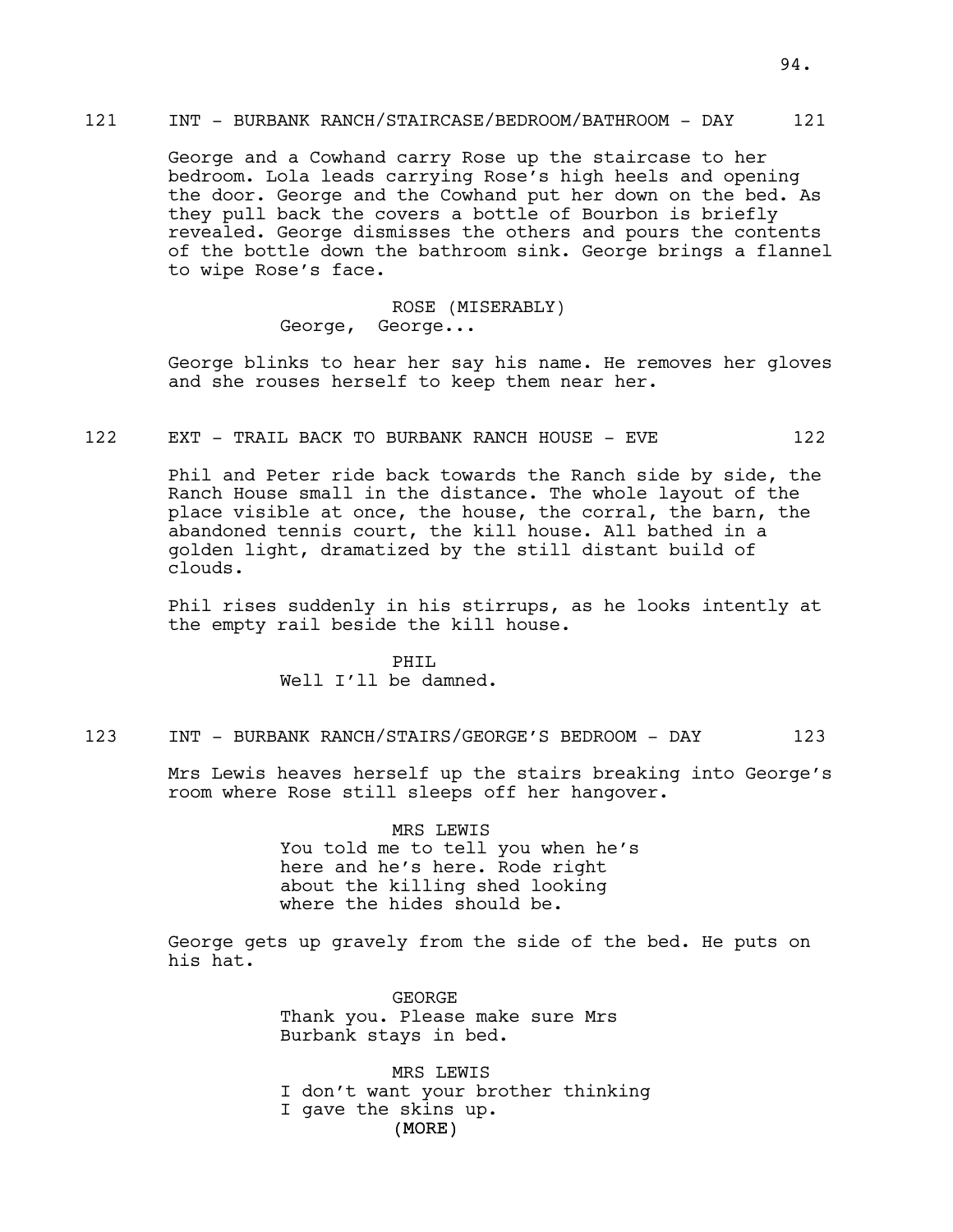121 INT - BURBANK RANCH/STAIRCASE/BEDROOM/BATHROOM - DAY 121

George and a Cowhand carry Rose up the staircase to her bedroom. Lola leads carrying Rose's high heels and opening the door. George and the Cowhand put her down on the bed. As they pull back the covers a bottle of Bourbon is briefly revealed. George dismisses the others and pours the contents of the bottle down the bathroom sink. George brings a flannel to wipe Rose's face.

ROSE (MISERABLY)
George, George...

George blinks to hear her say his name. He removes her gloves and she rouses herself to keep them near her.

122 EXT - TRAIL BACK TO BURBANK RANCH HOUSE - EVE 122

Phil and Peter ride back towards the Ranch side by side, the Ranch House small in the distance. The whole layout of the place visible at once, the house, the corral, the barn, the abandoned tennis court, the kill house. All bathed in a golden light, dramatized by the still distant build of clouds.

Phil rises suddenly in his stirrups, as he looks intently at the empty rail beside the kill house.

PHIL
Well I'll be damned.

123 INT - BURBANK RANCH/STAIRS/GEORGE'S BEDROOM - DAY 123

Mrs Lewis heaves herself up the stairs breaking into George's room where Rose still sleeps off her hangover.

MRS LEWIS
You told me to tell you when he's here and he's here. Rode right about the killing shed looking where the hides should be.

George gets up gravely from the side of the bed. He puts on his hat.

GEORGE
Thank you. Please make sure Mrs Burbank stays in bed.

MRS LEWIS
I don't want your brother thinking I gave the skins up.
(MORE)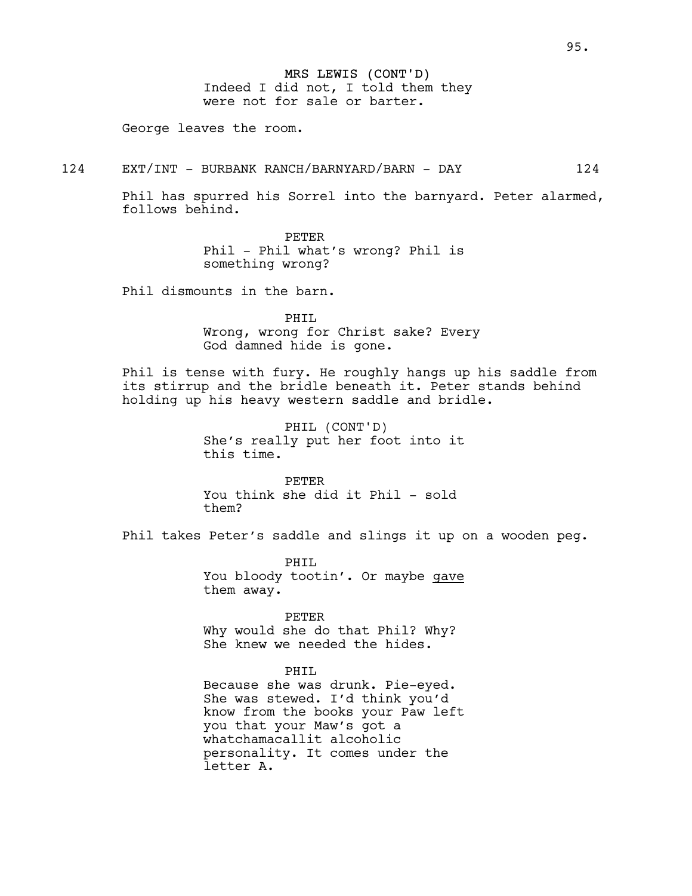MRS LEWIS (CONT'D)
Indeed I did not, I told them they were not for sale or barter.

George leaves the room.

124 EXT/INT - BURBANK RANCH/BARNYARD/BARN - DAY 124

Phil has spurred his Sorrel into the barnyard. Peter alarmed, follows behind.

PETER
Phil - Phil what's wrong? Phil is something wrong?

Phil dismounts in the barn.

PHIL
Wrong, wrong for Christ sake? Every God damned hide is gone.

Phil is tense with fury. He roughly hangs up his saddle from its stirrup and the bridle beneath it. Peter stands behind holding up his heavy western saddle and bridle.

PHIL (CONT'D)
She's really put her foot into it this time.

PETER
You think she did it Phil - sold them?

Phil takes Peter's saddle and slings it up on a wooden peg.

PHIL
You bloody tootin'. Or maybe <u>gave</u> them away.

PETER
Why would she do that Phil? Why? She knew we needed the hides.

PHIL
Because she was drunk. Pie-eyed. She was stewed. I'd think you'd know from the books your Paw left you that your Maw's got a whatchamacallit alcoholic personality. It comes under the letter A.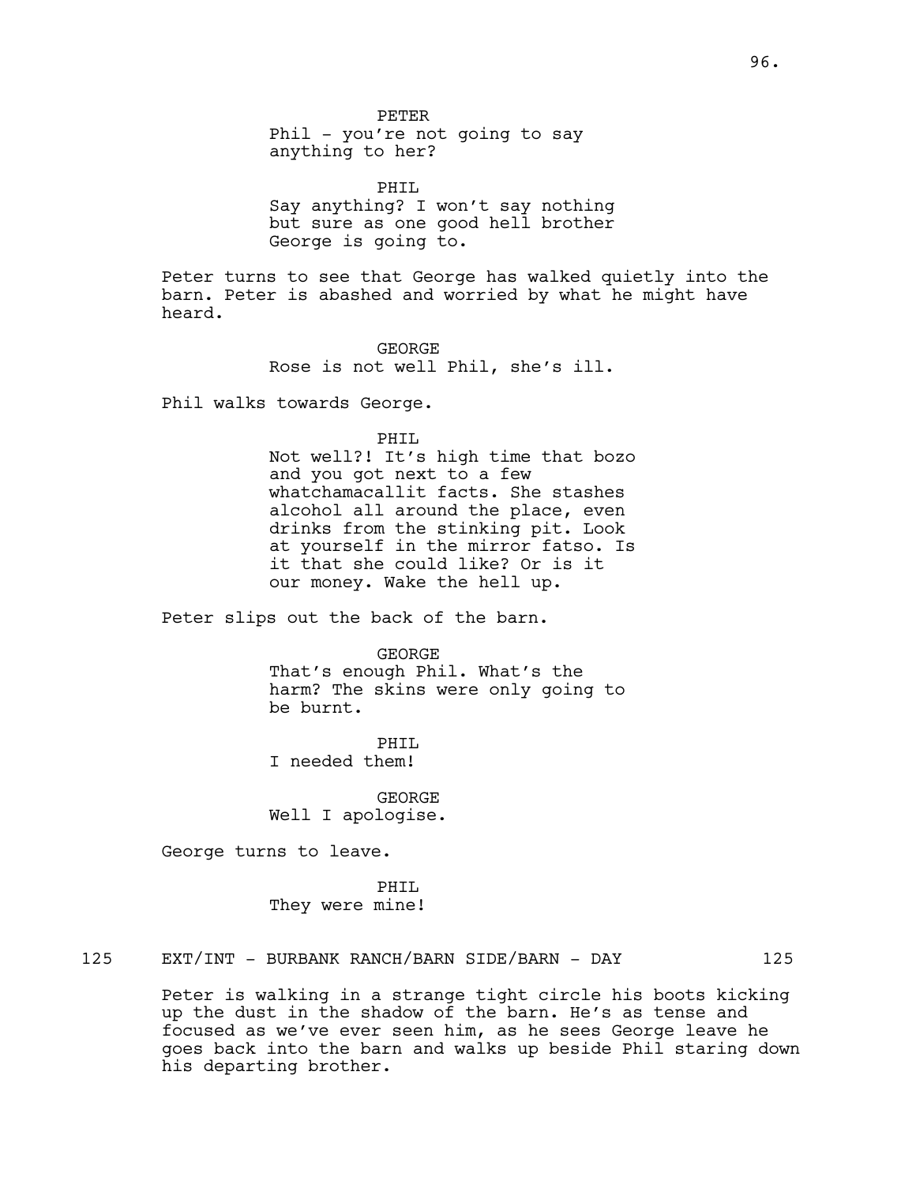PETER
Phil - you're not going to say anything to her?

PHIL
Say anything? I won't say nothing but sure as one good hell brother George is going to.

Peter turns to see that George has walked quietly into the barn. Peter is abashed and worried by what he might have heard.

GEORGE
Rose is not well Phil, she's ill.

Phil walks towards George.

PHIL
Not well?! It's high time that bozo and you got next to a few whatchamacallit facts. She stashes alcohol all around the place, even drinks from the stinking pit. Look at yourself in the mirror fatso. Is it that she could like? Or is it our money. Wake the hell up.

Peter slips out the back of the barn.

GEORGE
That's enough Phil. What's the harm? The skins were only going to be burnt.

PHIL
I needed them!

GEORGE
Well I apologise.

George turns to leave.

PHIL
They were mine!

125 EXT/INT - BURBANK RANCH/BARN SIDE/BARN - DAY 125

Peter is walking in a strange tight circle his boots kicking up the dust in the shadow of the barn. He's as tense and focused as we've ever seen him, as he sees George leave he goes back into the barn and walks up beside Phil staring down his departing brother.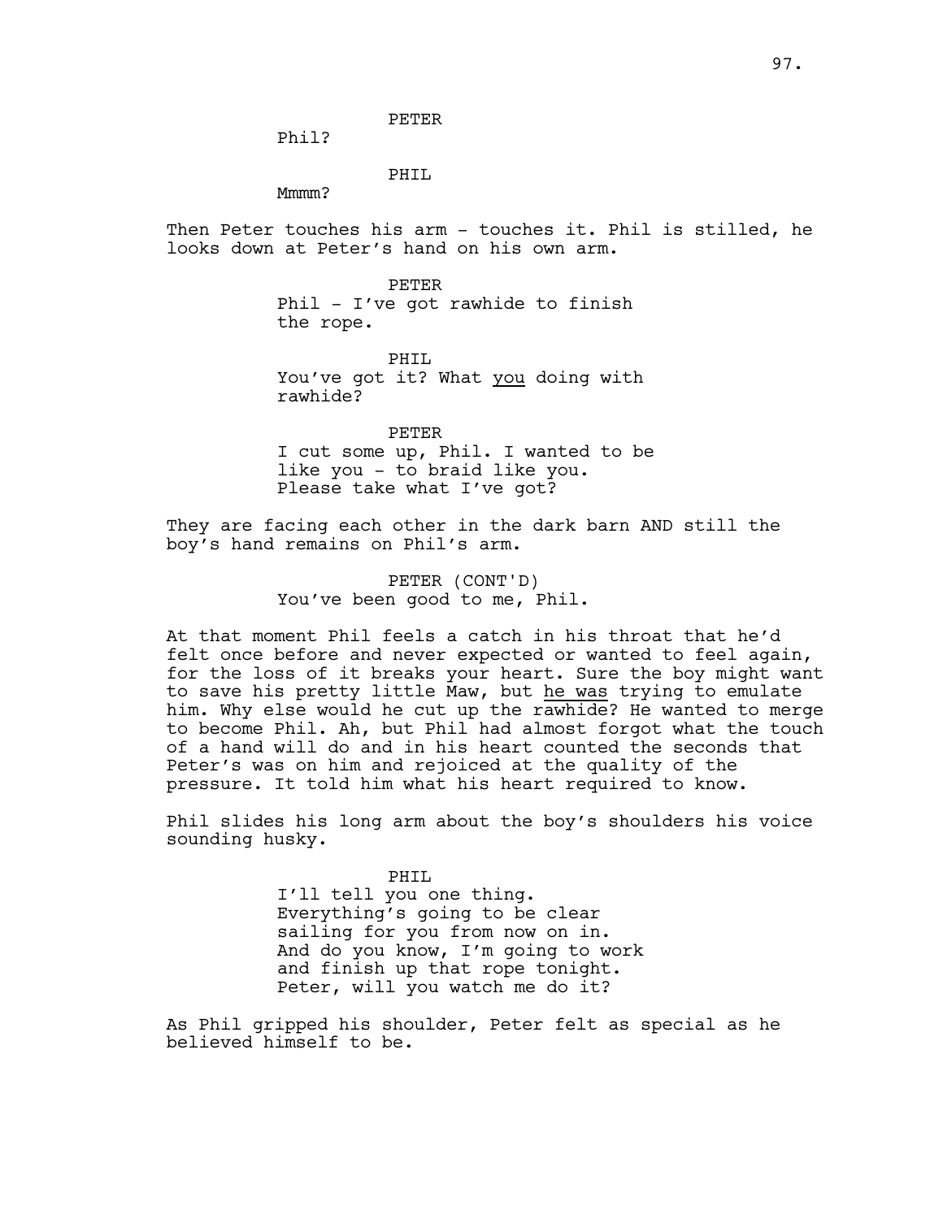PETER

Phil?

PHIL

Mmmm?

Then Peter touches his arm - touches it. Phil is stilled, he looks down at Peter's hand on his own arm.

PETER

Phil - I've got rawhide to finish the rope.

PHIL

You've got it? What <u>you</u> doing with rawhide?

PETER

I cut some up, Phil. I wanted to be like you - to braid like you. Please take what I've got?

They are facing each other in the dark barn AND still the boy's hand remains on Phil's arm.

PETER (CONT'D)

You've been good to me, Phil.

At that moment Phil feels a catch in his throat that he'd felt once before and never expected or wanted to feel again, for the loss of it breaks your heart. Sure the boy might want to save his pretty little Maw, but <u>he was</u> trying to emulate him. Why else would he cut up the rawhide? He wanted to merge to become Phil. Ah, but Phil had almost forgot what the touch of a hand will do and in his heart counted the seconds that Peter's was on him and rejoiced at the quality of the pressure. It told him what his heart required to know.

Phil slides his long arm about the boy's shoulders his voice sounding husky.

PHIL

I'll tell you one thing. Everything's going to be clear sailing for you from now on in. And do you know, I'm going to work and finish up that rope tonight. Peter, will you watch me do it?

As Phil gripped his shoulder, Peter felt as special as he believed himself to be.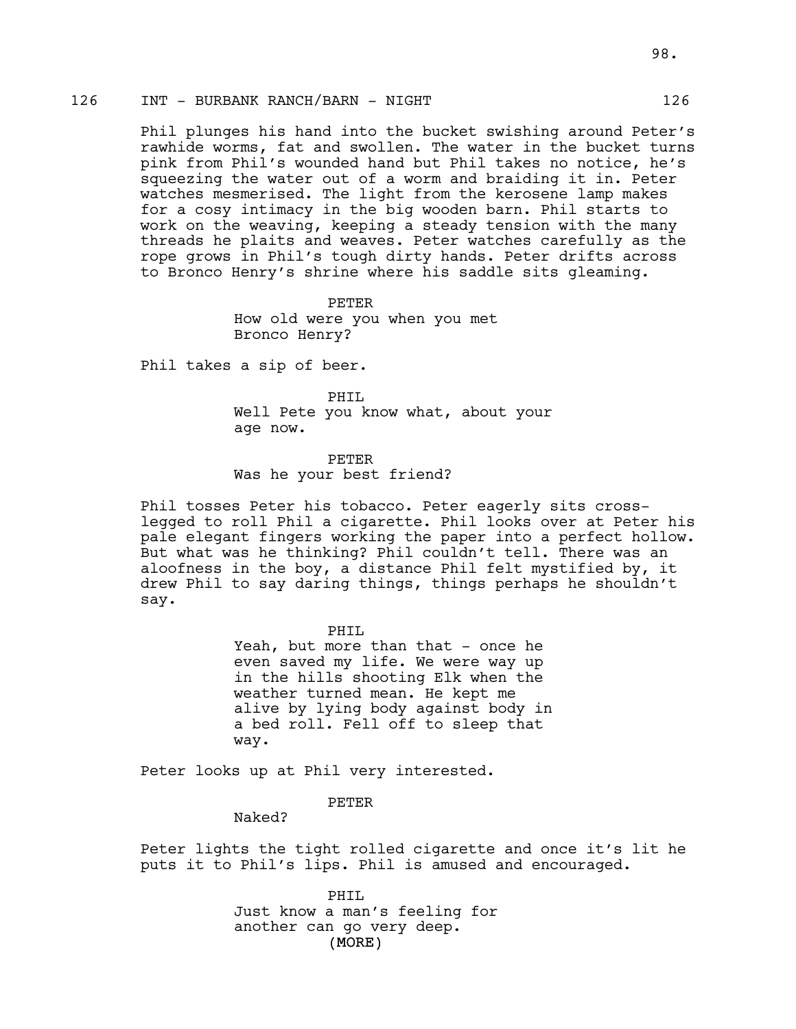126 INT - BURBANK RANCH/BARN - NIGHT 126

Phil plunges his hand into the bucket swishing around Peter's rawhide worms, fat and swollen. The water in the bucket turns pink from Phil's wounded hand but Phil takes no notice, he's squeezing the water out of a worm and braiding it in. Peter watches mesmerised. The light from the kerosene lamp makes for a cosy intimacy in the big wooden barn. Phil starts to work on the weaving, keeping a steady tension with the many threads he plaits and weaves. Peter watches carefully as the rope grows in Phil's tough dirty hands. Peter drifts across to Bronco Henry's shrine where his saddle sits gleaming.

PETER
How old were you when you met Bronco Henry?

Phil takes a sip of beer.

PHIL
Well Pete you know what, about your age now.

PETER
Was he your best friend?

Phil tosses Peter his tobacco. Peter eagerly sits cross-legged to roll Phil a cigarette. Phil looks over at Peter his pale elegant fingers working the paper into a perfect hollow. But what was he thinking? Phil couldn't tell. There was an aloofness in the boy, a distance Phil felt mystified by, it drew Phil to say daring things, things perhaps he shouldn't say.

PHIL
Yeah, but more than that - once he even saved my life. We were way up in the hills shooting Elk when the weather turned mean. He kept me alive by lying body against body in a bed roll. Fell off to sleep that way.

Peter looks up at Phil very interested.

PETER
Naked?

Peter lights the tight rolled cigarette and once it's lit he puts it to Phil's lips. Phil is amused and encouraged.

PHIL
Just know a man's feeling for another can go very deep.
(MORE)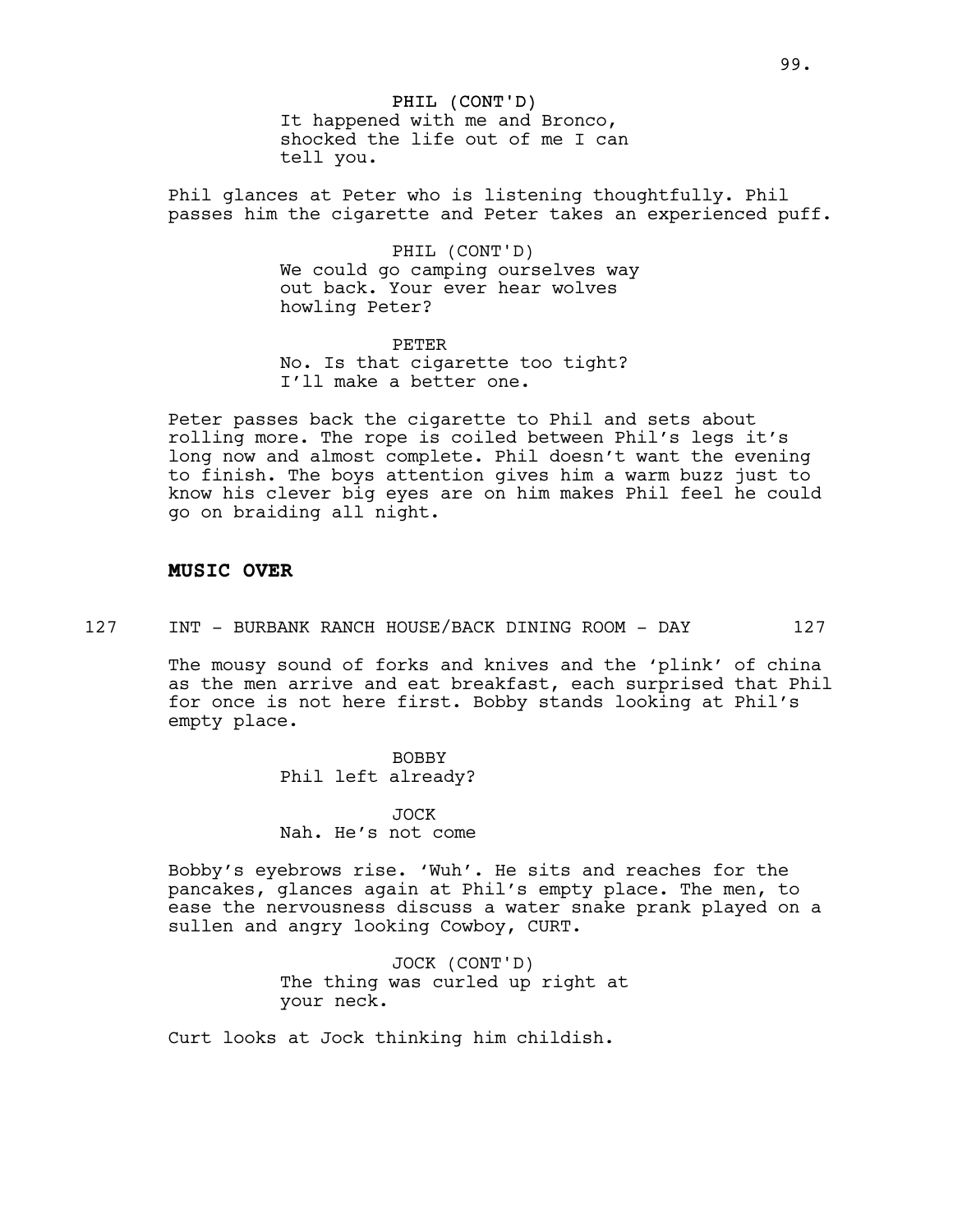PHIL (CONT'D)
It happened with me and Bronco, shocked the life out of me I can tell you.

Phil glances at Peter who is listening thoughtfully. Phil passes him the cigarette and Peter takes an experienced puff.

PHIL (CONT'D)
We could go camping ourselves way out back. Your ever hear wolves howling Peter?

PETER
No. Is that cigarette too tight? I'll make a better one.

Peter passes back the cigarette to Phil and sets about rolling more. The rope is coiled between Phil's legs it's long now and almost complete. Phil doesn't want the evening to finish. The boys attention gives him a warm buzz just to know his clever big eyes are on him makes Phil feel he could go on braiding all night.

**MUSIC OVER**

127 INT - BURBANK RANCH HOUSE/BACK DINING ROOM - DAY 127

The mousy sound of forks and knives and the 'plink' of china as the men arrive and eat breakfast, each surprised that Phil for once is not here first. Bobby stands looking at Phil's empty place.

BOBBY
Phil left already?

JOCK
Nah. He's not come

Bobby's eyebrows rise. 'Wuh'. He sits and reaches for the pancakes, glances again at Phil's empty place. The men, to ease the nervousness discuss a water snake prank played on a sullen and angry looking Cowboy, CURT.

JOCK (CONT'D)
The thing was curled up right at your neck.

Curt looks at Jock thinking him childish.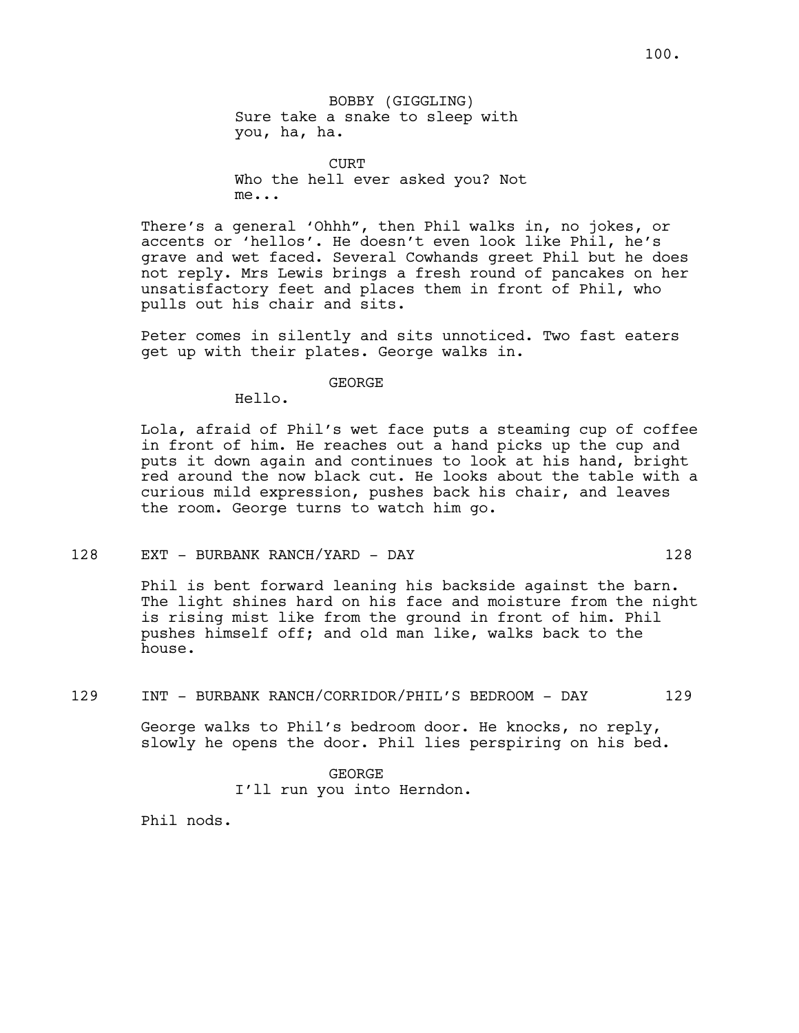BOBBY (GIGGLING)
Sure take a snake to sleep with you, ha, ha.

CURT
Who the hell ever asked you? Not me...

There's a general 'Ohhh", then Phil walks in, no jokes, or accents or 'hellos'. He doesn't even look like Phil, he's grave and wet faced. Several Cowhands greet Phil but he does not reply. Mrs Lewis brings a fresh round of pancakes on her unsatisfactory feet and places them in front of Phil, who pulls out his chair and sits.

Peter comes in silently and sits unnoticed. Two fast eaters get up with their plates. George walks in.

GEORGE
Hello.

Lola, afraid of Phil's wet face puts a steaming cup of coffee in front of him. He reaches out a hand picks up the cup and puts it down again and continues to look at his hand, bright red around the now black cut. He looks about the table with a curious mild expression, pushes back his chair, and leaves the room. George turns to watch him go.

128 EXT - BURBANK RANCH/YARD - DAY 128

Phil is bent forward leaning his backside against the barn. The light shines hard on his face and moisture from the night is rising mist like from the ground in front of him. Phil pushes himself off; and old man like, walks back to the house.

129 INT - BURBANK RANCH/CORRIDOR/PHIL'S BEDROOM - DAY 129

George walks to Phil's bedroom door. He knocks, no reply, slowly he opens the door. Phil lies perspiring on his bed.

GEORGE
I'll run you into Herndon.

Phil nods.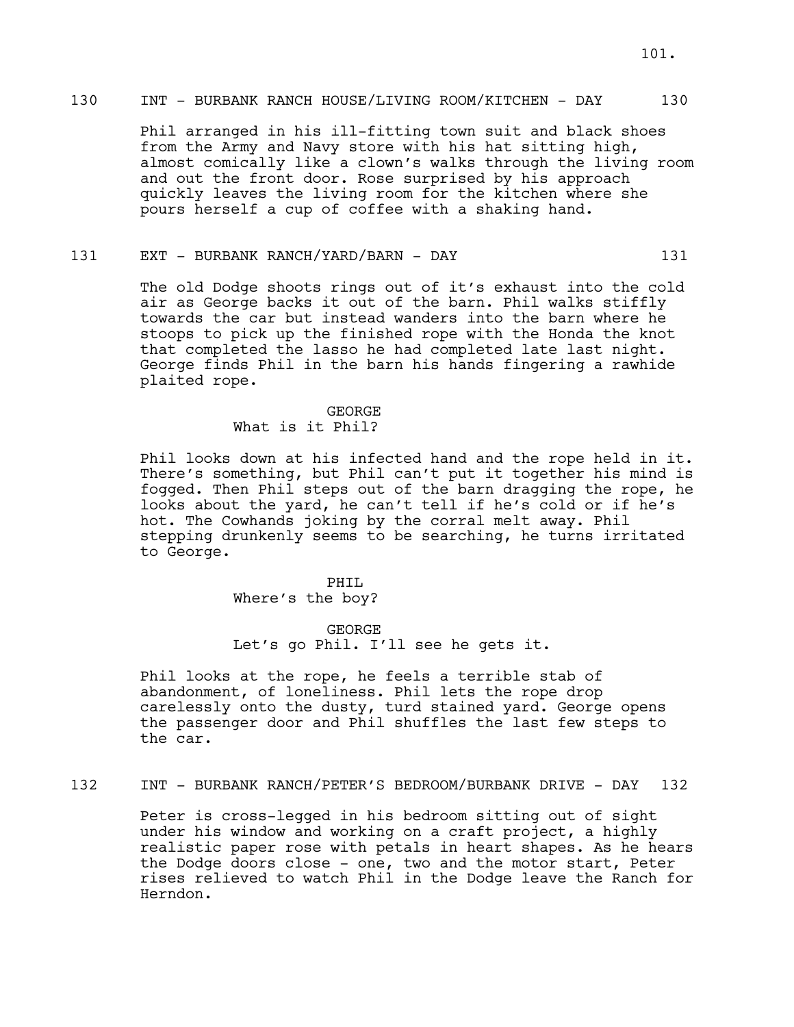130 INT - BURBANK RANCH HOUSE/LIVING ROOM/KITCHEN - DAY 130

Phil arranged in his ill-fitting town suit and black shoes from the Army and Navy store with his hat sitting high, almost comically like a clown's walks through the living room and out the front door. Rose surprised by his approach quickly leaves the living room for the kitchen where she pours herself a cup of coffee with a shaking hand.

131 EXT - BURBANK RANCH/YARD/BARN - DAY 131

The old Dodge shoots rings out of it's exhaust into the cold air as George backs it out of the barn. Phil walks stiffly towards the car but instead wanders into the barn where he stoops to pick up the finished rope with the Honda the knot that completed the lasso he had completed late last night. George finds Phil in the barn his hands fingering a rawhide plaited rope.

GEORGE
What is it Phil?

Phil looks down at his infected hand and the rope held in it. There's something, but Phil can't put it together his mind is fogged. Then Phil steps out of the barn dragging the rope, he looks about the yard, he can't tell if he's cold or if he's hot. The Cowhands joking by the corral melt away. Phil stepping drunkenly seems to be searching, he turns irritated to George.

PHIL
Where's the boy?

GEORGE
Let's go Phil. I'll see he gets it.

Phil looks at the rope, he feels a terrible stab of abandonment, of loneliness. Phil lets the rope drop carelessly onto the dusty, turd stained yard. George opens the passenger door and Phil shuffles the last few steps to the car.

132 INT - BURBANK RANCH/PETER'S BEDROOM/BURBANK DRIVE - DAY 132

Peter is cross-legged in his bedroom sitting out of sight under his window and working on a craft project, a highly realistic paper rose with petals in heart shapes. As he hears the Dodge doors close - one, two and the motor start, Peter rises relieved to watch Phil in the Dodge leave the Ranch for Herndon.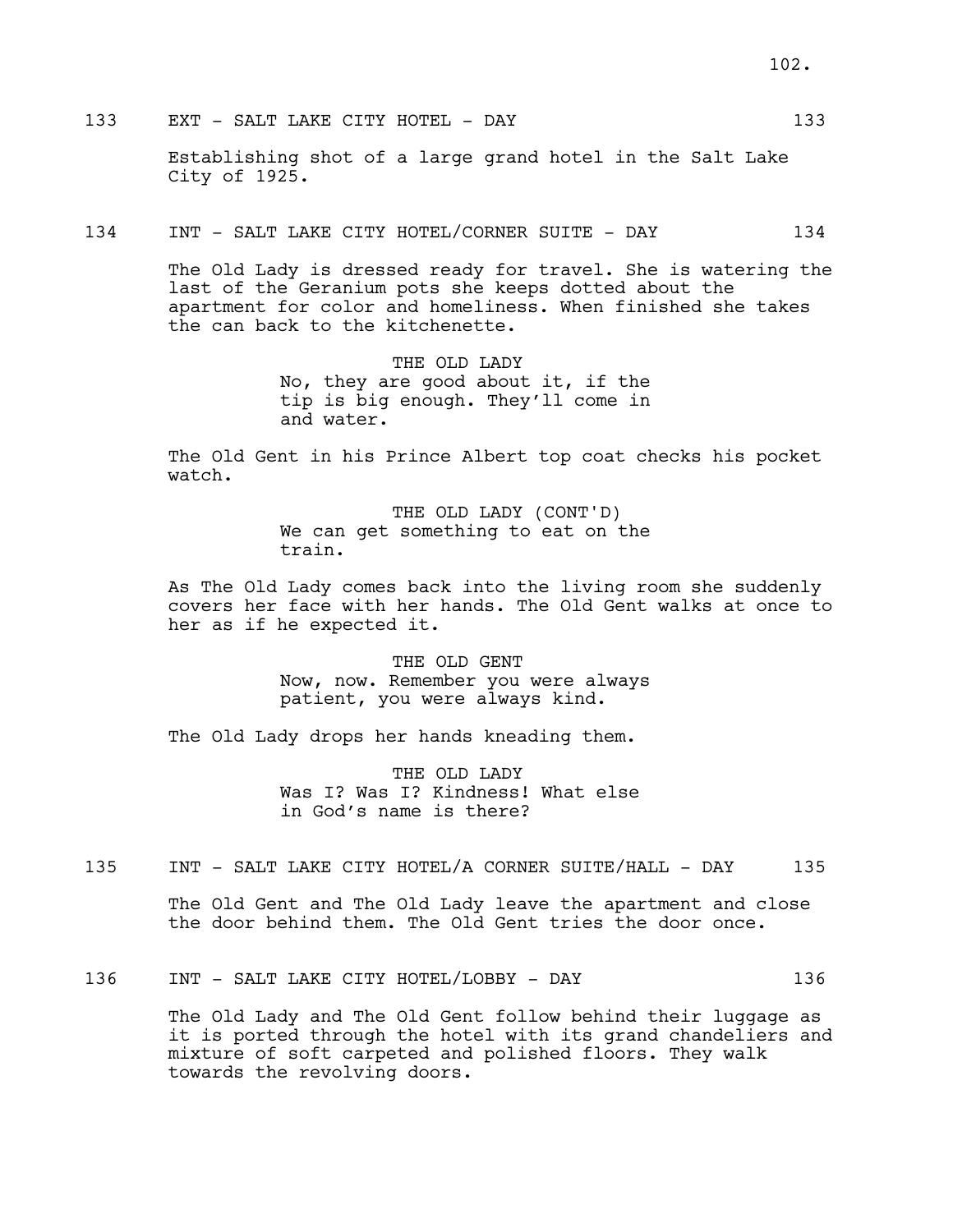133 EXT - SALT LAKE CITY HOTEL - DAY 133

Establishing shot of a large grand hotel in the Salt Lake City of 1925.

134 INT - SALT LAKE CITY HOTEL/CORNER SUITE - DAY 134

The Old Lady is dressed ready for travel. She is watering the last of the Geranium pots she keeps dotted about the apartment for color and homeliness. When finished she takes the can back to the kitchenette.

THE OLD LADY
No, they are good about it, if the tip is big enough. They'll come in and water.

The Old Gent in his Prince Albert top coat checks his pocket watch.

THE OLD LADY (CONT'D)
We can get something to eat on the train.

As The Old Lady comes back into the living room she suddenly covers her face with her hands. The Old Gent walks at once to her as if he expected it.

THE OLD GENT
Now, now. Remember you were always patient, you were always kind.

The Old Lady drops her hands kneading them.

THE OLD LADY
Was I? Was I? Kindness! What else in God's name is there?

135 INT - SALT LAKE CITY HOTEL/A CORNER SUITE/HALL - DAY 135

The Old Gent and The Old Lady leave the apartment and close the door behind them. The Old Gent tries the door once.

136 INT - SALT LAKE CITY HOTEL/LOBBY - DAY 136

The Old Lady and The Old Gent follow behind their luggage as it is ported through the hotel with its grand chandeliers and mixture of soft carpeted and polished floors. They walk towards the revolving doors.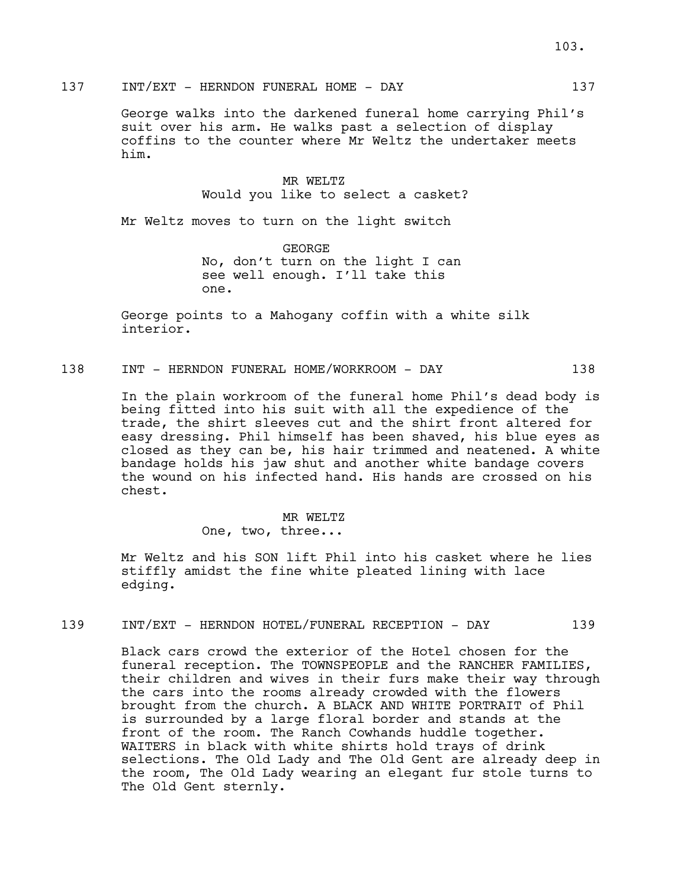137 INT/EXT - HERNDON FUNERAL HOME - DAY 137

George walks into the darkened funeral home carrying Phil's suit over his arm. He walks past a selection of display coffins to the counter where Mr Weltz the undertaker meets him.

MR WELTZ
Would you like to select a casket?

Mr Weltz moves to turn on the light switch

GEORGE
No, don't turn on the light I can see well enough. I'll take this one.

George points to a Mahogany coffin with a white silk interior.

138 INT - HERNDON FUNERAL HOME/WORKROOM - DAY 138

In the plain workroom of the funeral home Phil's dead body is being fitted into his suit with all the expedience of the trade, the shirt sleeves cut and the shirt front altered for easy dressing. Phil himself has been shaved, his blue eyes as closed as they can be, his hair trimmed and neatened. A white bandage holds his jaw shut and another white bandage covers the wound on his infected hand. His hands are crossed on his chest.

MR WELTZ
One, two, three...

Mr Weltz and his SON lift Phil into his casket where he lies stiffly amidst the fine white pleated lining with lace edging.

139 INT/EXT - HERNDON HOTEL/FUNERAL RECEPTION - DAY 139

Black cars crowd the exterior of the Hotel chosen for the funeral reception. The TOWNSPEOPLE and the RANCHER FAMILIES, their children and wives in their furs make their way through the cars into the rooms already crowded with the flowers brought from the church. A BLACK AND WHITE PORTRAIT of Phil is surrounded by a large floral border and stands at the front of the room. The Ranch Cowhands huddle together. WAITERS in black with white shirts hold trays of drink selections. The Old Lady and The Old Gent are already deep in the room, The Old Lady wearing an elegant fur stole turns to The Old Gent sternly.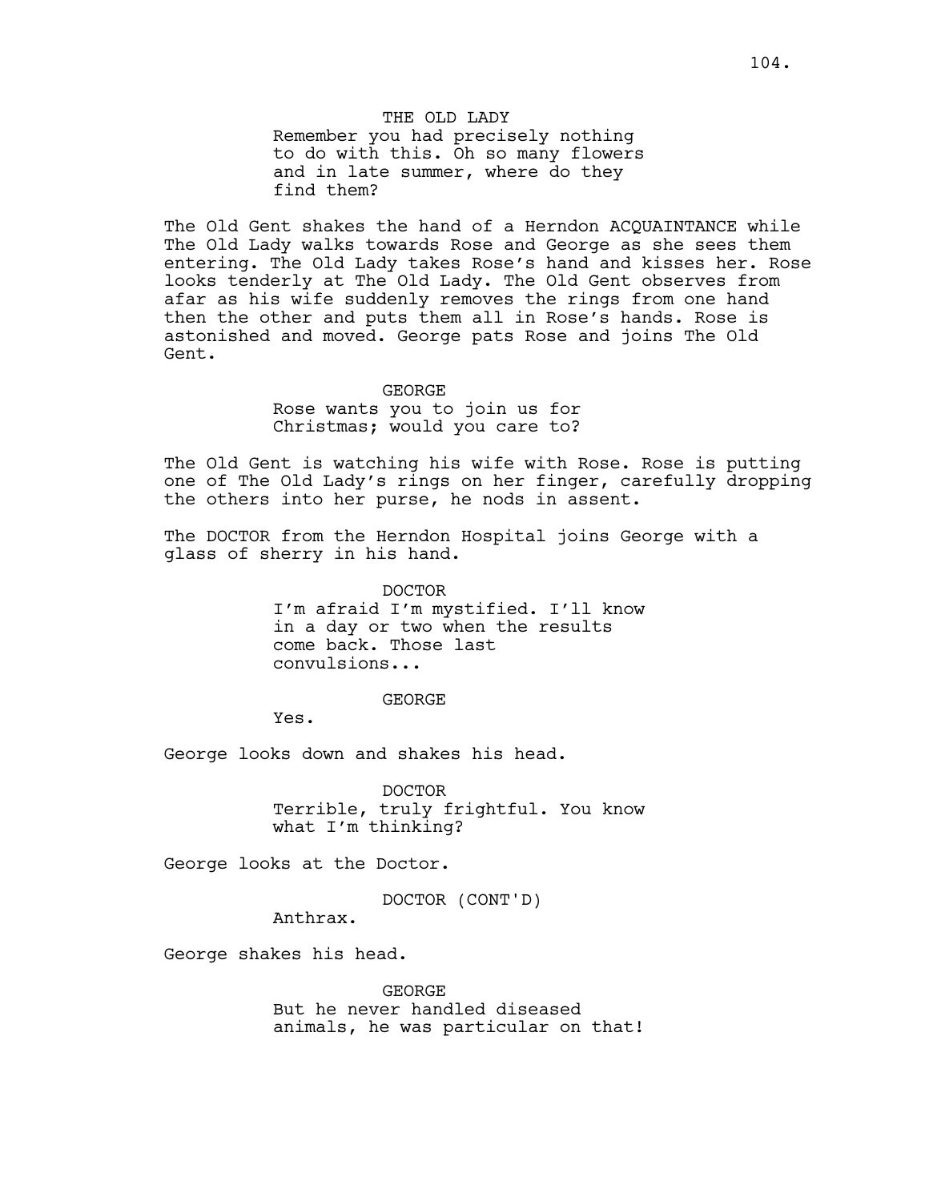THE OLD LADY
Remember you had precisely nothing to do with this. Oh so many flowers and in late summer, where do they find them?

The Old Gent shakes the hand of a Herndon ACQUAINTANCE while The Old Lady walks towards Rose and George as she sees them entering. The Old Lady takes Rose's hand and kisses her. Rose looks tenderly at The Old Lady. The Old Gent observes from afar as his wife suddenly removes the rings from one hand then the other and puts them all in Rose's hands. Rose is astonished and moved. George pats Rose and joins The Old Gent.

GEORGE
Rose wants you to join us for Christmas; would you care to?

The Old Gent is watching his wife with Rose. Rose is putting one of The Old Lady's rings on her finger, carefully dropping the others into her purse, he nods in assent.

The DOCTOR from the Herndon Hospital joins George with a glass of sherry in his hand.

DOCTOR
I'm afraid I'm mystified. I'll know in a day or two when the results come back. Those last convulsions...

GEORGE
Yes.

George looks down and shakes his head.

DOCTOR
Terrible, truly frightful. You know what I'm thinking?

George looks at the Doctor.

DOCTOR (CONT'D)
Anthrax.

George shakes his head.

GEORGE
But he never handled diseased animals, he was particular on that!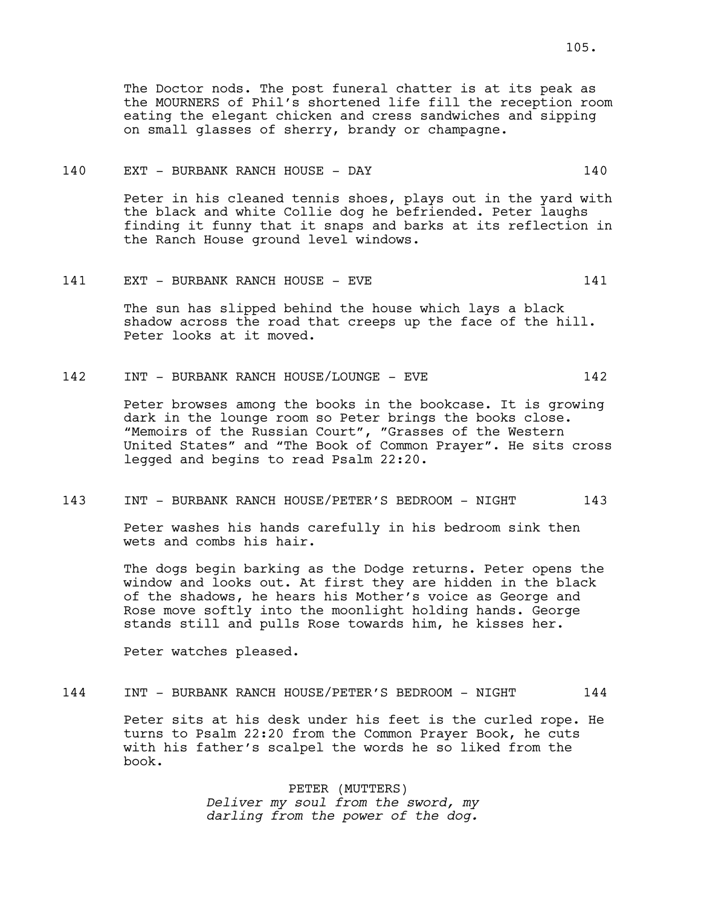The Doctor nods. The post funeral chatter is at its peak as the MOURNERS of Phil's shortened life fill the reception room eating the elegant chicken and cress sandwiches and sipping on small glasses of sherry, brandy or champagne.

140 EXT - BURBANK RANCH HOUSE - DAY 140

Peter in his cleaned tennis shoes, plays out in the yard with the black and white Collie dog he befriended. Peter laughs finding it funny that it snaps and barks at its reflection in the Ranch House ground level windows.

141 EXT - BURBANK RANCH HOUSE - EVE 141

The sun has slipped behind the house which lays a black shadow across the road that creeps up the face of the hill. Peter looks at it moved.

142 INT - BURBANK RANCH HOUSE/LOUNGE - EVE 142

Peter browses among the books in the bookcase. It is growing dark in the lounge room so Peter brings the books close. "Memoirs of the Russian Court", "Grasses of the Western United States" and "The Book of Common Prayer". He sits cross legged and begins to read Psalm 22:20.

143 INT - BURBANK RANCH HOUSE/PETER'S BEDROOM - NIGHT 143

Peter washes his hands carefully in his bedroom sink then wets and combs his hair.

The dogs begin barking as the Dodge returns. Peter opens the window and looks out. At first they are hidden in the black of the shadows, he hears his Mother's voice as George and Rose move softly into the moonlight holding hands. George stands still and pulls Rose towards him, he kisses her.

Peter watches pleased.

144 INT - BURBANK RANCH HOUSE/PETER'S BEDROOM - NIGHT 144

Peter sits at his desk under his feet is the curled rope. He turns to Psalm 22:20 from the Common Prayer Book, he cuts with his father's scalpel the words he so liked from the book.

PETER (MUTTERS)
*Deliver my soul from the sword, my darling from the power of the dog.*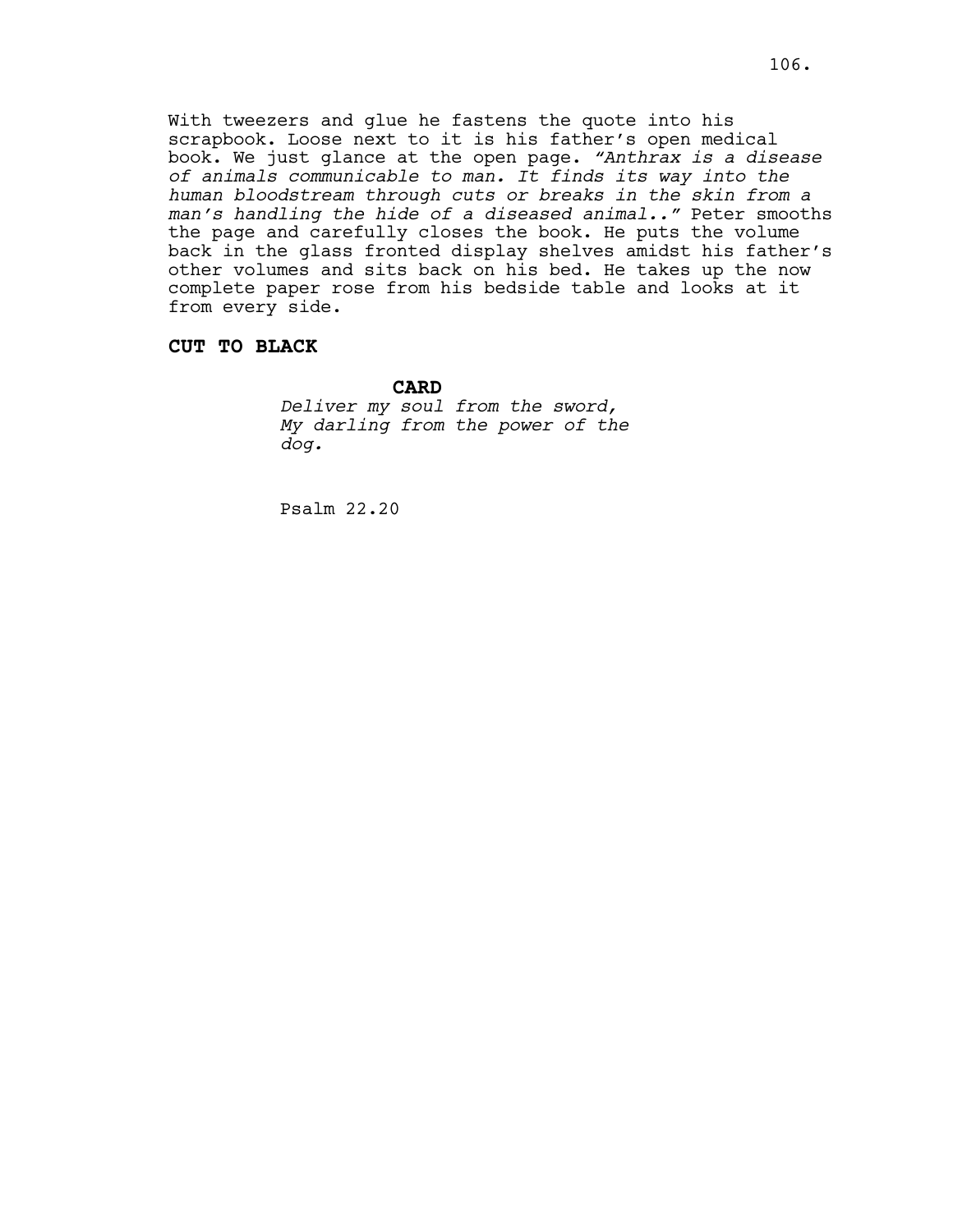With tweezers and glue he fastens the quote into his scrapbook. Loose next to it is his father's open medical book. We just glance at the open page. *"Anthrax is a disease of animals communicable to man. It finds its way into the human bloodstream through cuts or breaks in the skin from a man's handling the hide of a diseased animal.."* Peter smooths the page and carefully closes the book. He puts the volume back in the glass fronted display shelves amidst his father's other volumes and sits back on his bed. He takes up the now complete paper rose from his bedside table and looks at it from every side.

**CUT TO BLACK**

**CARD**

*Deliver my soul from the sword,*
*My darling from the power of the dog.*

Psalm 22.20